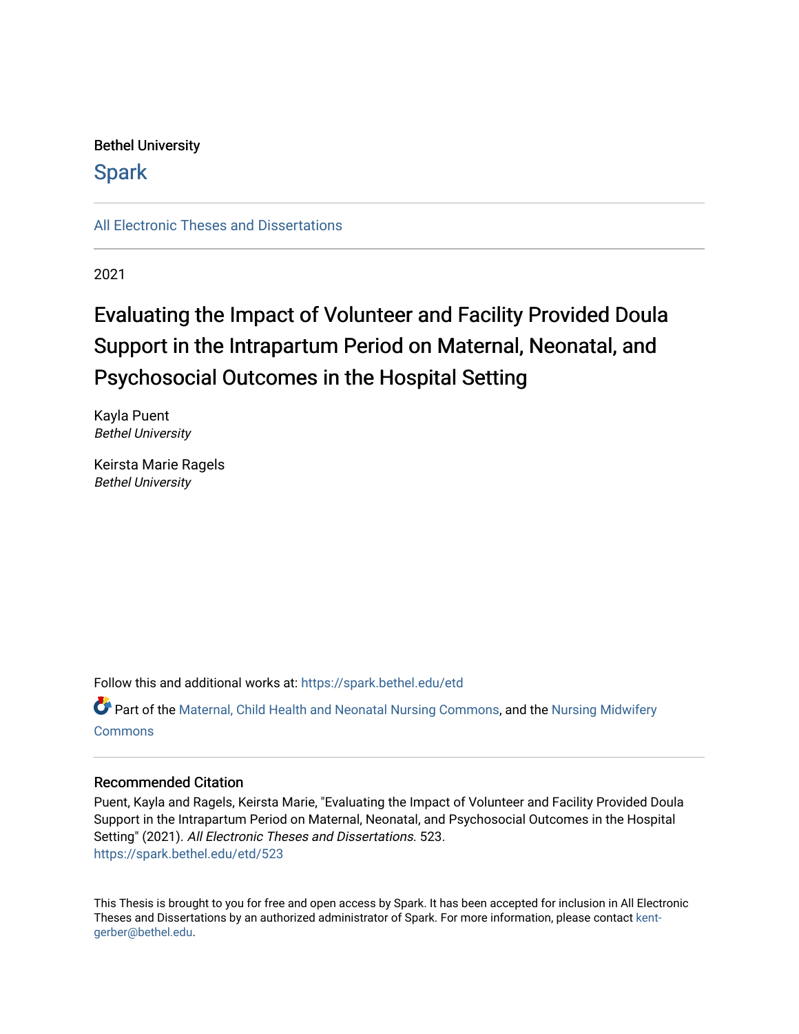Bethel University

**Spark**

All Electronic Theses and Dissertations

2021

# Evaluating the Impact of Volunteer and Facility Provided Doula Support in the Intrapartum Period on Maternal, Neonatal, and Psychosocial Outcomes in the Hospital Setting

Kayla Puent
*Bethel University*

Keirsta Marie Ragels
*Bethel University*

Follow this and additional works at: https://spark.bethel.edu/etd

Part of the Maternal, Child Health and Neonatal Nursing Commons, and the Nursing Midwifery Commons

### Recommended Citation

Puent, Kayla and Ragels, Keirsta Marie, "Evaluating the Impact of Volunteer and Facility Provided Doula Support in the Intrapartum Period on Maternal, Neonatal, and Psychosocial Outcomes in the Hospital Setting" (2021). *All Electronic Theses and Dissertations*. 523.
https://spark.bethel.edu/etd/523

This Thesis is brought to you for free and open access by Spark. It has been accepted for inclusion in All Electronic Theses and Dissertations by an authorized administrator of Spark. For more information, please contact kent-gerber@bethel.edu.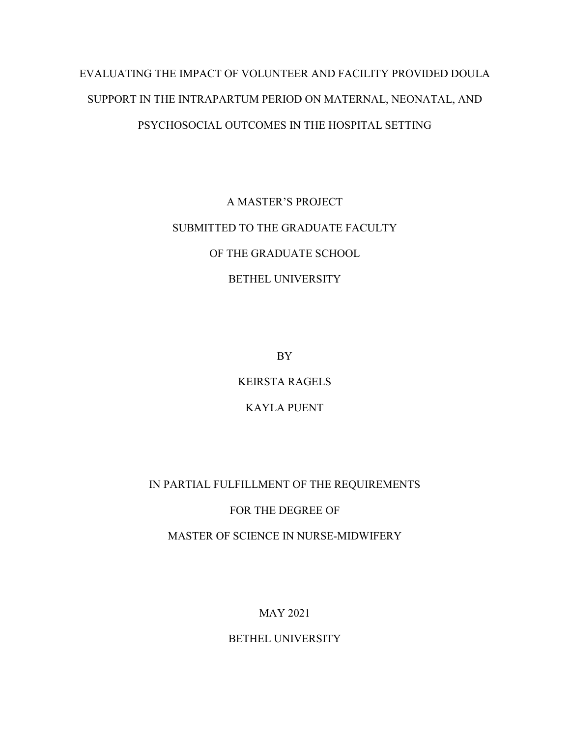# EVALUATING THE IMPACT OF VOLUNTEER AND FACILITY PROVIDED DOULA SUPPORT IN THE INTRAPARTUM PERIOD ON MATERNAL, NEONATAL, AND PSYCHOSOCIAL OUTCOMES IN THE HOSPITAL SETTING

A MASTER'S PROJECT

SUBMITTED TO THE GRADUATE FACULTY

OF THE GRADUATE SCHOOL

BETHEL UNIVERSITY

BY

KEIRSTA RAGELS

KAYLA PUENT

IN PARTIAL FULFILLMENT OF THE REQUIREMENTS

FOR THE DEGREE OF

MASTER OF SCIENCE IN NURSE-MIDWIFERY

MAY 2021

BETHEL UNIVERSITY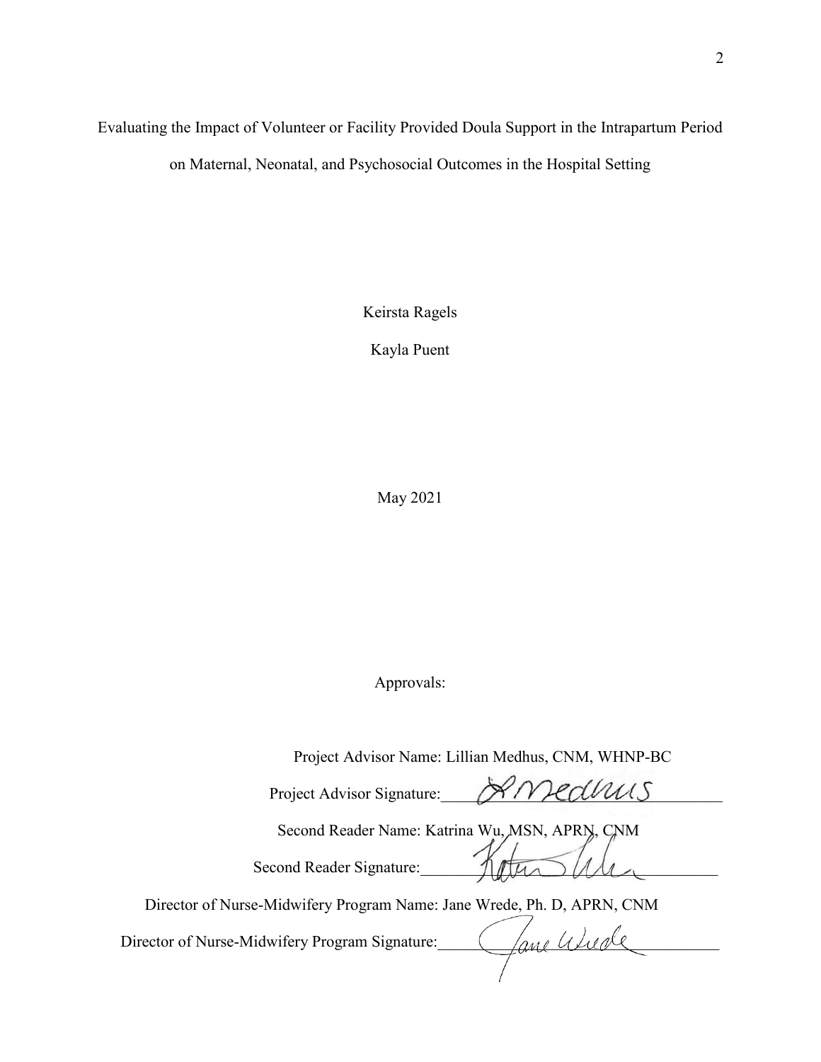Evaluating the Impact of Volunteer or Facility Provided Doula Support in the Intrapartum Period on Maternal, Neonatal, and Psychosocial Outcomes in the Hospital Setting

Keirsta Ragels

Kayla Puent

May 2021

Approvals:

Project Advisor Name: Lillian Medhus, CNM, WHNP-BC

Project Advisor Signature: L Medhus

Second Reader Name: Katrina Wu, MSN, APRN, CNM

Second Reader Signature: Katrina Wu

Director of Nurse-Midwifery Program Name: Jane Wrede, Ph. D, APRN, CNM

Director of Nurse-Midwifery Program Signature: Jane Wrede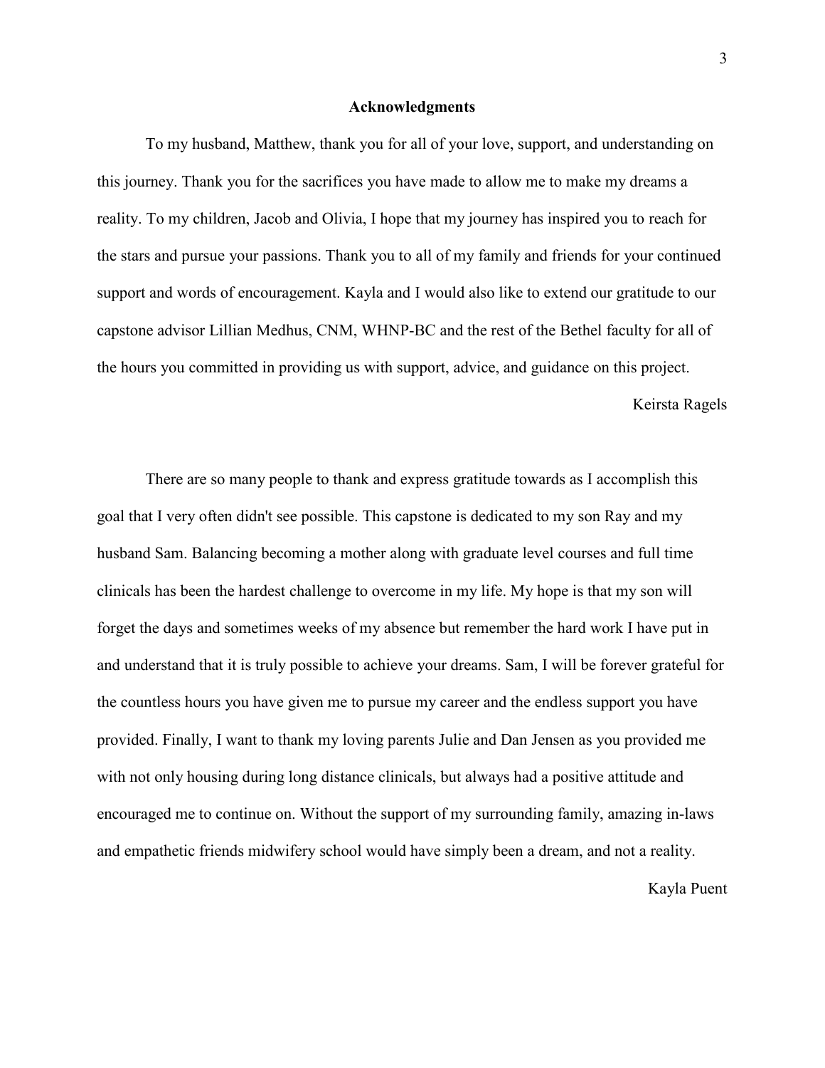## Acknowledgments

To my husband, Matthew, thank you for all of your love, support, and understanding on this journey. Thank you for the sacrifices you have made to allow me to make my dreams a reality. To my children, Jacob and Olivia, I hope that my journey has inspired you to reach for the stars and pursue your passions. Thank you to all of my family and friends for your continued support and words of encouragement. Kayla and I would also like to extend our gratitude to our capstone advisor Lillian Medhus, CNM, WHNP-BC and the rest of the Bethel faculty for all of the hours you committed in providing us with support, advice, and guidance on this project.

Keirsta Ragels

There are so many people to thank and express gratitude towards as I accomplish this goal that I very often didn't see possible. This capstone is dedicated to my son Ray and my husband Sam. Balancing becoming a mother along with graduate level courses and full time clinicals has been the hardest challenge to overcome in my life. My hope is that my son will forget the days and sometimes weeks of my absence but remember the hard work I have put in and understand that it is truly possible to achieve your dreams. Sam, I will be forever grateful for the countless hours you have given me to pursue my career and the endless support you have provided. Finally, I want to thank my loving parents Julie and Dan Jensen as you provided me with not only housing during long distance clinicals, but always had a positive attitude and encouraged me to continue on. Without the support of my surrounding family, amazing in-laws and empathetic friends midwifery school would have simply been a dream, and not a reality.

Kayla Puent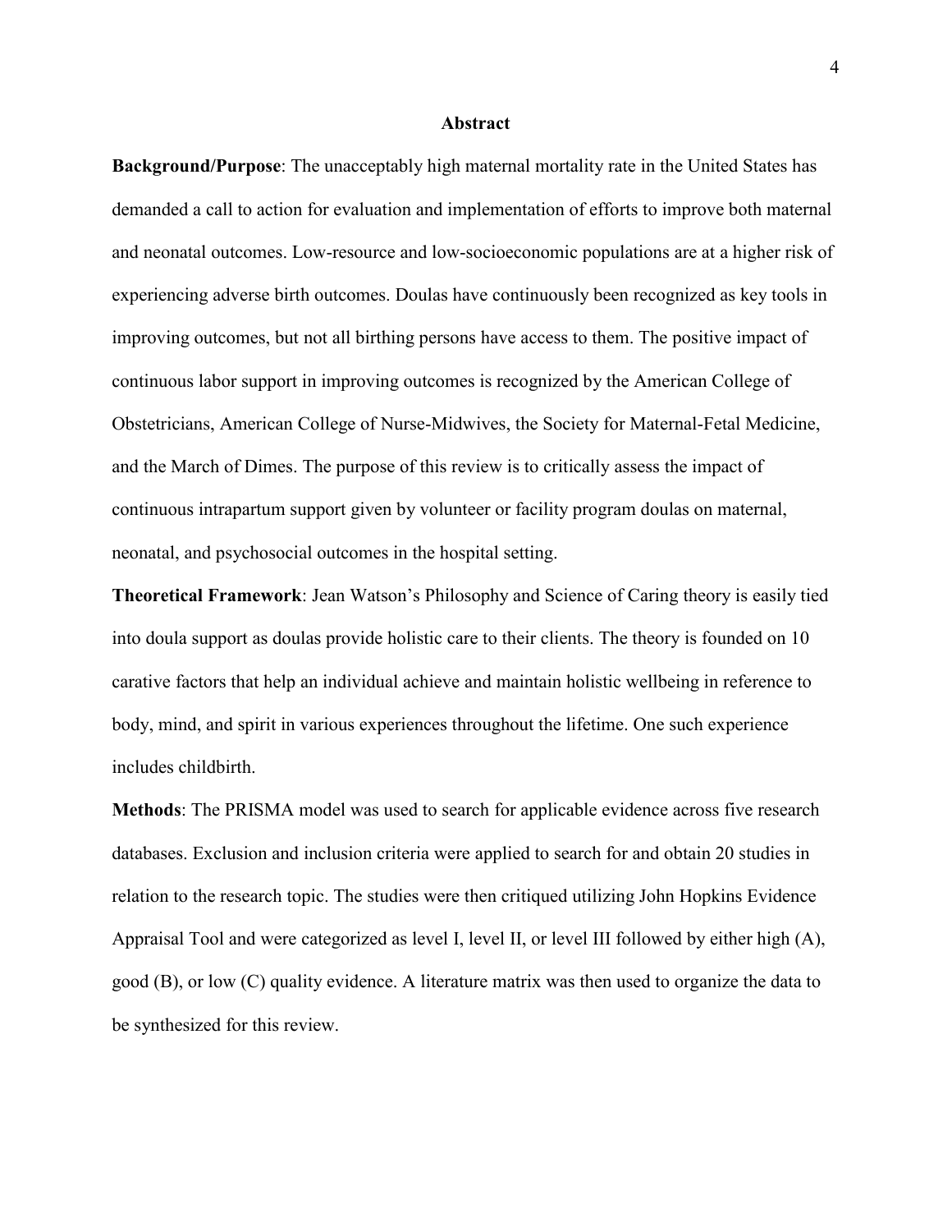## Abstract

**Background/Purpose**: The unacceptably high maternal mortality rate in the United States has demanded a call to action for evaluation and implementation of efforts to improve both maternal and neonatal outcomes. Low-resource and low-socioeconomic populations are at a higher risk of experiencing adverse birth outcomes. Doulas have continuously been recognized as key tools in improving outcomes, but not all birthing persons have access to them. The positive impact of continuous labor support in improving outcomes is recognized by the American College of Obstetricians, American College of Nurse-Midwives, the Society for Maternal-Fetal Medicine, and the March of Dimes. The purpose of this review is to critically assess the impact of continuous intrapartum support given by volunteer or facility program doulas on maternal, neonatal, and psychosocial outcomes in the hospital setting.

**Theoretical Framework**: Jean Watson's Philosophy and Science of Caring theory is easily tied into doula support as doulas provide holistic care to their clients. The theory is founded on 10 carative factors that help an individual achieve and maintain holistic wellbeing in reference to body, mind, and spirit in various experiences throughout the lifetime. One such experience includes childbirth.

**Methods**: The PRISMA model was used to search for applicable evidence across five research databases. Exclusion and inclusion criteria were applied to search for and obtain 20 studies in relation to the research topic. The studies were then critiqued utilizing John Hopkins Evidence Appraisal Tool and were categorized as level I, level II, or level III followed by either high (A), good (B), or low (C) quality evidence. A literature matrix was then used to organize the data to be synthesized for this review.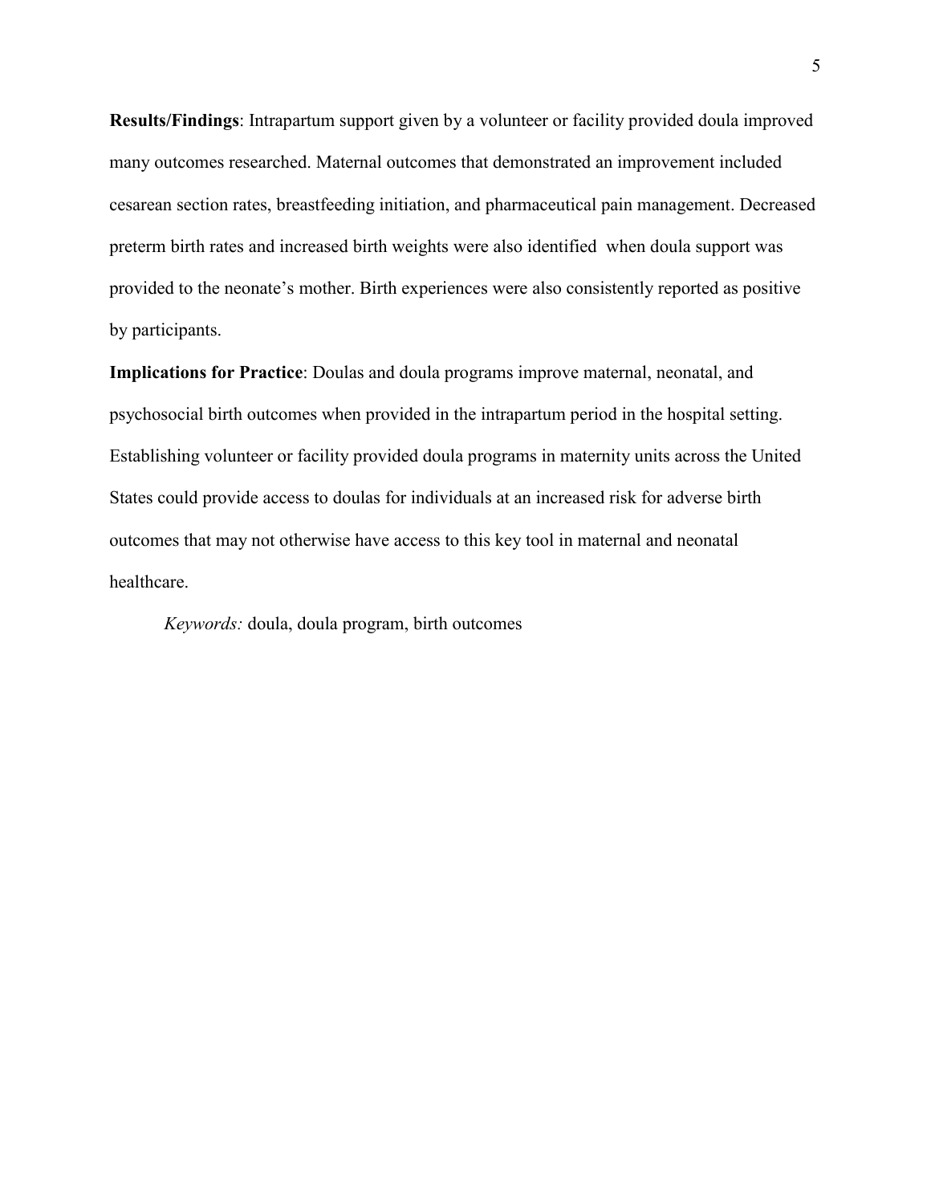**Results/Findings**: Intrapartum support given by a volunteer or facility provided doula improved many outcomes researched. Maternal outcomes that demonstrated an improvement included cesarean section rates, breastfeeding initiation, and pharmaceutical pain management. Decreased preterm birth rates and increased birth weights were also identified when doula support was provided to the neonate's mother. Birth experiences were also consistently reported as positive by participants.

**Implications for Practice**: Doulas and doula programs improve maternal, neonatal, and psychosocial birth outcomes when provided in the intrapartum period in the hospital setting. Establishing volunteer or facility provided doula programs in maternity units across the United States could provide access to doulas for individuals at an increased risk for adverse birth outcomes that may not otherwise have access to this key tool in maternal and neonatal healthcare.

*Keywords:* doula, doula program, birth outcomes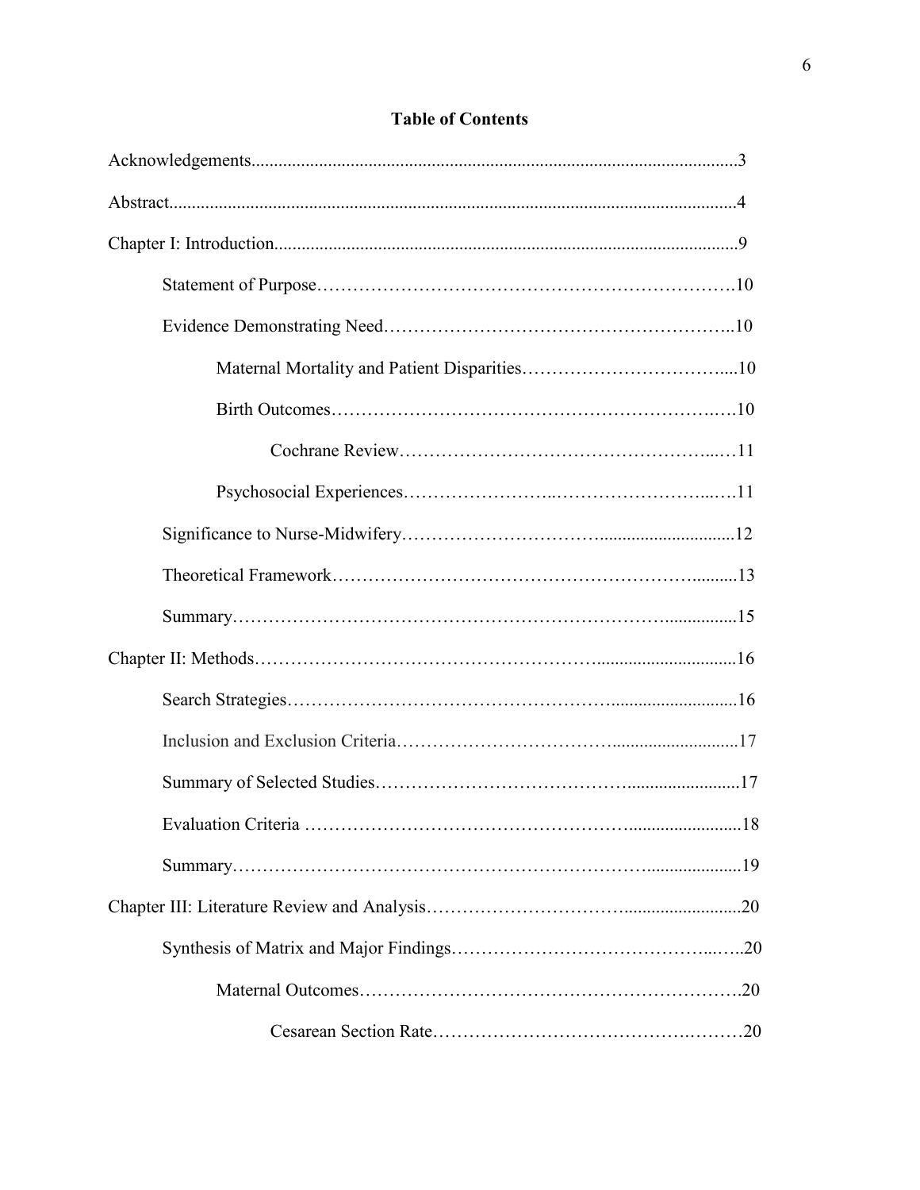# Table of Contents

Acknowledgements......3

Abstract......4

Chapter I: Introduction......9

- Statement of Purpose......10
- Evidence Demonstrating Need......10
  - Maternal Mortality and Patient Disparities......10
  - Birth Outcomes......10
    - Cochrane Review......11
  - Psychosocial Experiences......11
- Significance to Nurse-Midwifery......12
- Theoretical Framework......13
- Summary......15

Chapter II: Methods......16

- Search Strategies......16
- Inclusion and Exclusion Criteria......17
- Summary of Selected Studies......17
- Evaluation Criteria......18
- Summary......19

Chapter III: Literature Review and Analysis......20

- Synthesis of Matrix and Major Findings......20
  - Maternal Outcomes......20
    - Cesarean Section Rate......20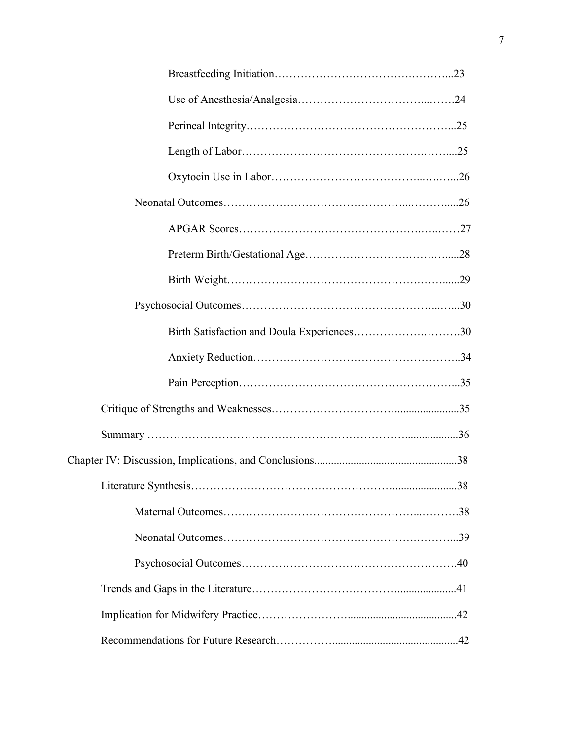Breastfeeding Initiation……………………………….………...23

Use of Anesthesia/Analgesia……………………………...…….24

Perineal Integrity……………………………………………….....25

Length of Labor…………………………………………….……....25

Oxytocin Use in Labor…………………………………...….…...26

Neonatal Outcomes………………………………………...……….....26

APGAR Scores……………………………………….….…….27

Preterm Birth/Gestational Age………………………….…….….....28

Birth Weight…………………………………………….……......29

Psychosocial Outcomes…………………………………………...…...30

Birth Satisfaction and Doula Experiences…………….……….30

Anxiety Reduction………………………………………………..34

Pain Perception…………………………………………………...35

Critique of Strengths and Weaknesses…………………………......................35

Summary ………………………………………………………..................36

Chapter IV: Discussion, Implications, and Conclusions..................................................38

Literature Synthesis…………………………………………......................38

Maternal Outcomes…………………………………………...……….38

Neonatal Outcomes……………………………………………….……...39

Psychosocial Outcomes……………………………………………….40

Trends and Gaps in the Literature………………………………....................41

Implication for Midwifery Practice……………………......................................42

Recommendations for Future Research…………….............................................42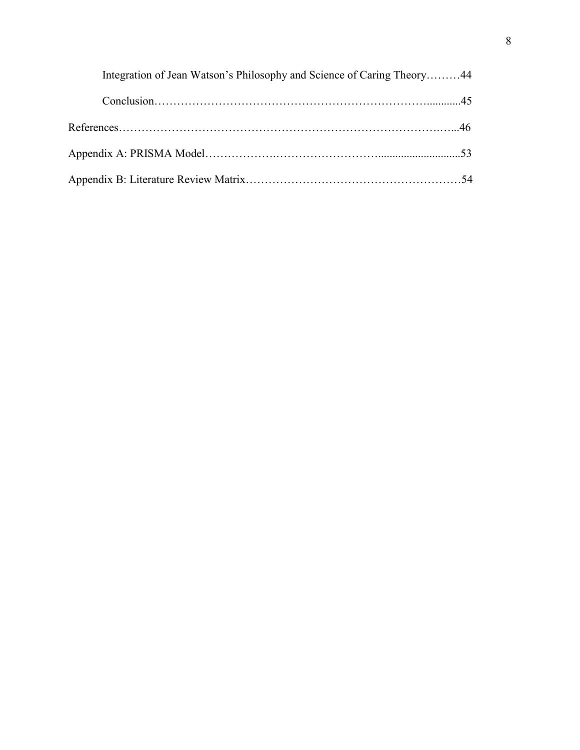Integration of Jean Watson's Philosophy and Science of Caring Theory………44

Conclusion……………………………………………………………............45

References……………………………………………………………………….…..46

Appendix A: PRISMA Model……………….……………………..............................53

Appendix B: Literature Review Matrix…………………………………………………54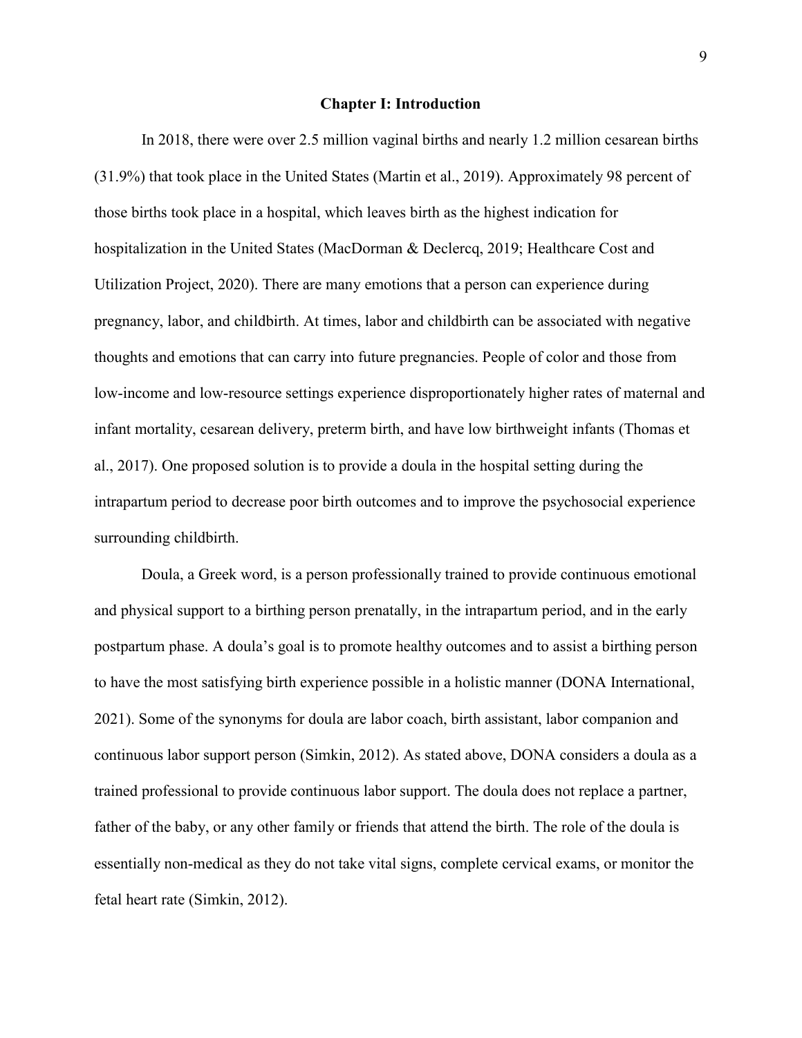# Chapter I: Introduction

In 2018, there were over 2.5 million vaginal births and nearly 1.2 million cesarean births (31.9%) that took place in the United States (Martin et al., 2019). Approximately 98 percent of those births took place in a hospital, which leaves birth as the highest indication for hospitalization in the United States (MacDorman & Declercq, 2019; Healthcare Cost and Utilization Project, 2020). There are many emotions that a person can experience during pregnancy, labor, and childbirth. At times, labor and childbirth can be associated with negative thoughts and emotions that can carry into future pregnancies. People of color and those from low-income and low-resource settings experience disproportionately higher rates of maternal and infant mortality, cesarean delivery, preterm birth, and have low birthweight infants (Thomas et al., 2017). One proposed solution is to provide a doula in the hospital setting during the intrapartum period to decrease poor birth outcomes and to improve the psychosocial experience surrounding childbirth.

Doula, a Greek word, is a person professionally trained to provide continuous emotional and physical support to a birthing person prenatally, in the intrapartum period, and in the early postpartum phase. A doula's goal is to promote healthy outcomes and to assist a birthing person to have the most satisfying birth experience possible in a holistic manner (DONA International, 2021). Some of the synonyms for doula are labor coach, birth assistant, labor companion and continuous labor support person (Simkin, 2012). As stated above, DONA considers a doula as a trained professional to provide continuous labor support. The doula does not replace a partner, father of the baby, or any other family or friends that attend the birth. The role of the doula is essentially non-medical as they do not take vital signs, complete cervical exams, or monitor the fetal heart rate (Simkin, 2012).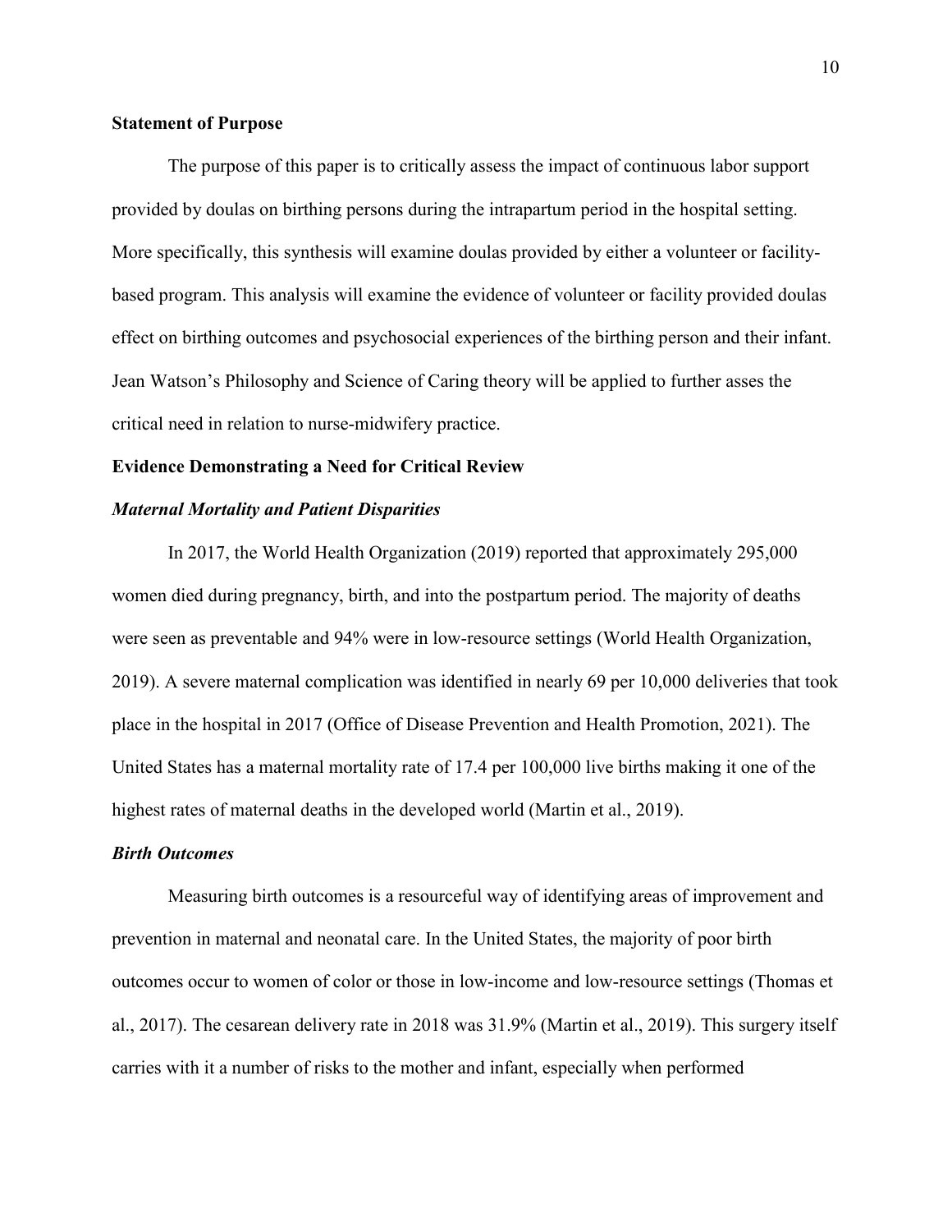## Statement of Purpose

The purpose of this paper is to critically assess the impact of continuous labor support provided by doulas on birthing persons during the intrapartum period in the hospital setting. More specifically, this synthesis will examine doulas provided by either a volunteer or facility-based program. This analysis will examine the evidence of volunteer or facility provided doulas effect on birthing outcomes and psychosocial experiences of the birthing person and their infant. Jean Watson's Philosophy and Science of Caring theory will be applied to further asses the critical need in relation to nurse-midwifery practice.

## Evidence Demonstrating a Need for Critical Review

### *Maternal Mortality and Patient Disparities*

In 2017, the World Health Organization (2019) reported that approximately 295,000 women died during pregnancy, birth, and into the postpartum period. The majority of deaths were seen as preventable and 94% were in low-resource settings (World Health Organization, 2019). A severe maternal complication was identified in nearly 69 per 10,000 deliveries that took place in the hospital in 2017 (Office of Disease Prevention and Health Promotion, 2021). The United States has a maternal mortality rate of 17.4 per 100,000 live births making it one of the highest rates of maternal deaths in the developed world (Martin et al., 2019).

### *Birth Outcomes*

Measuring birth outcomes is a resourceful way of identifying areas of improvement and prevention in maternal and neonatal care. In the United States, the majority of poor birth outcomes occur to women of color or those in low-income and low-resource settings (Thomas et al., 2017). The cesarean delivery rate in 2018 was 31.9% (Martin et al., 2019). This surgery itself carries with it a number of risks to the mother and infant, especially when performed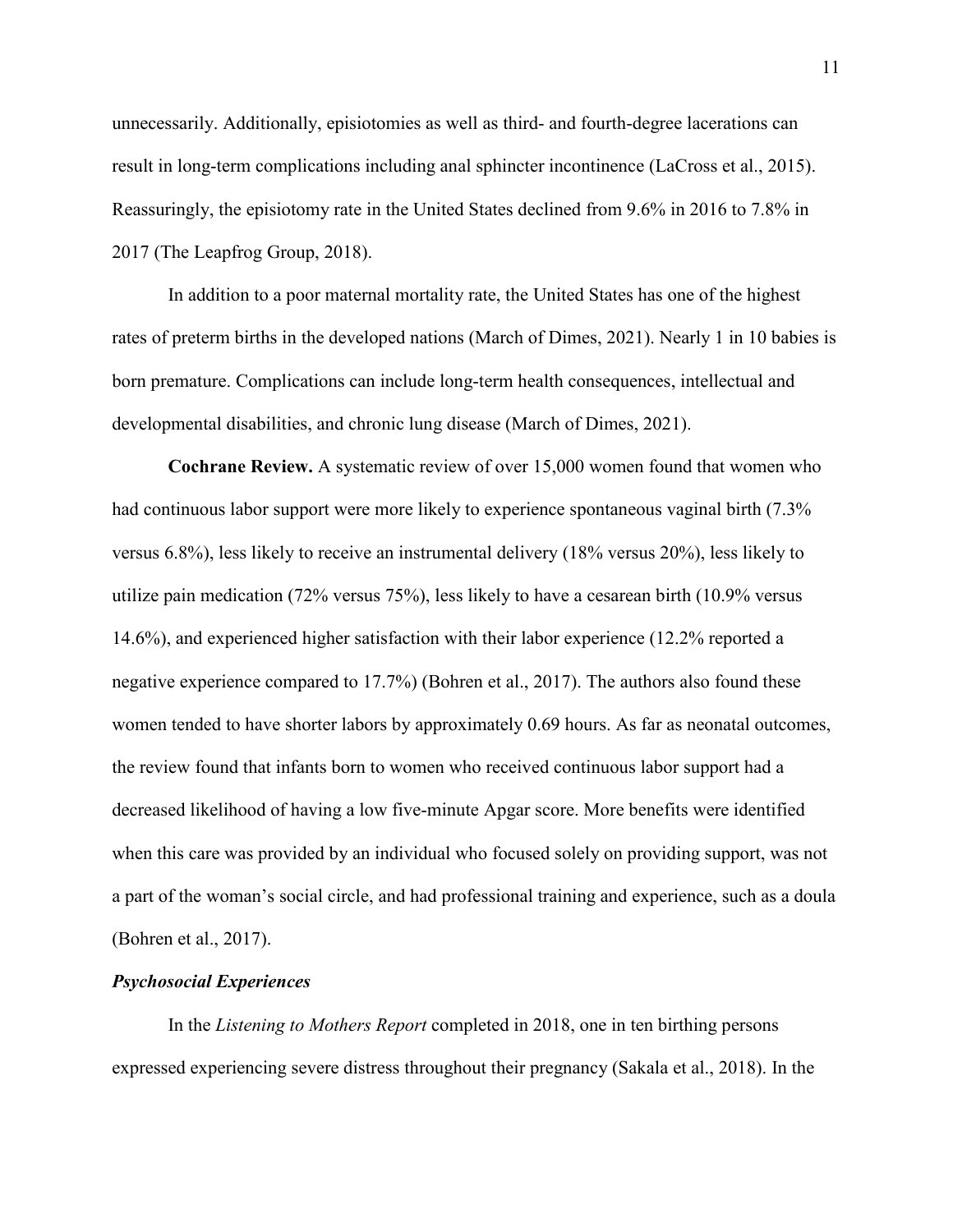unnecessarily. Additionally, episiotomies as well as third- and fourth-degree lacerations can result in long-term complications including anal sphincter incontinence (LaCross et al., 2015). Reassuringly, the episiotomy rate in the United States declined from 9.6% in 2016 to 7.8% in 2017 (The Leapfrog Group, 2018).

In addition to a poor maternal mortality rate, the United States has one of the highest rates of preterm births in the developed nations (March of Dimes, 2021). Nearly 1 in 10 babies is born premature. Complications can include long-term health consequences, intellectual and developmental disabilities, and chronic lung disease (March of Dimes, 2021).

**Cochrane Review.** A systematic review of over 15,000 women found that women who had continuous labor support were more likely to experience spontaneous vaginal birth (7.3% versus 6.8%), less likely to receive an instrumental delivery (18% versus 20%), less likely to utilize pain medication (72% versus 75%), less likely to have a cesarean birth (10.9% versus 14.6%), and experienced higher satisfaction with their labor experience (12.2% reported a negative experience compared to 17.7%) (Bohren et al., 2017). The authors also found these women tended to have shorter labors by approximately 0.69 hours. As far as neonatal outcomes, the review found that infants born to women who received continuous labor support had a decreased likelihood of having a low five-minute Apgar score. More benefits were identified when this care was provided by an individual who focused solely on providing support, was not a part of the woman's social circle, and had professional training and experience, such as a doula (Bohren et al., 2017).

### *Psychosocial Experiences*

In the *Listening to Mothers Report* completed in 2018, one in ten birthing persons expressed experiencing severe distress throughout their pregnancy (Sakala et al., 2018). In the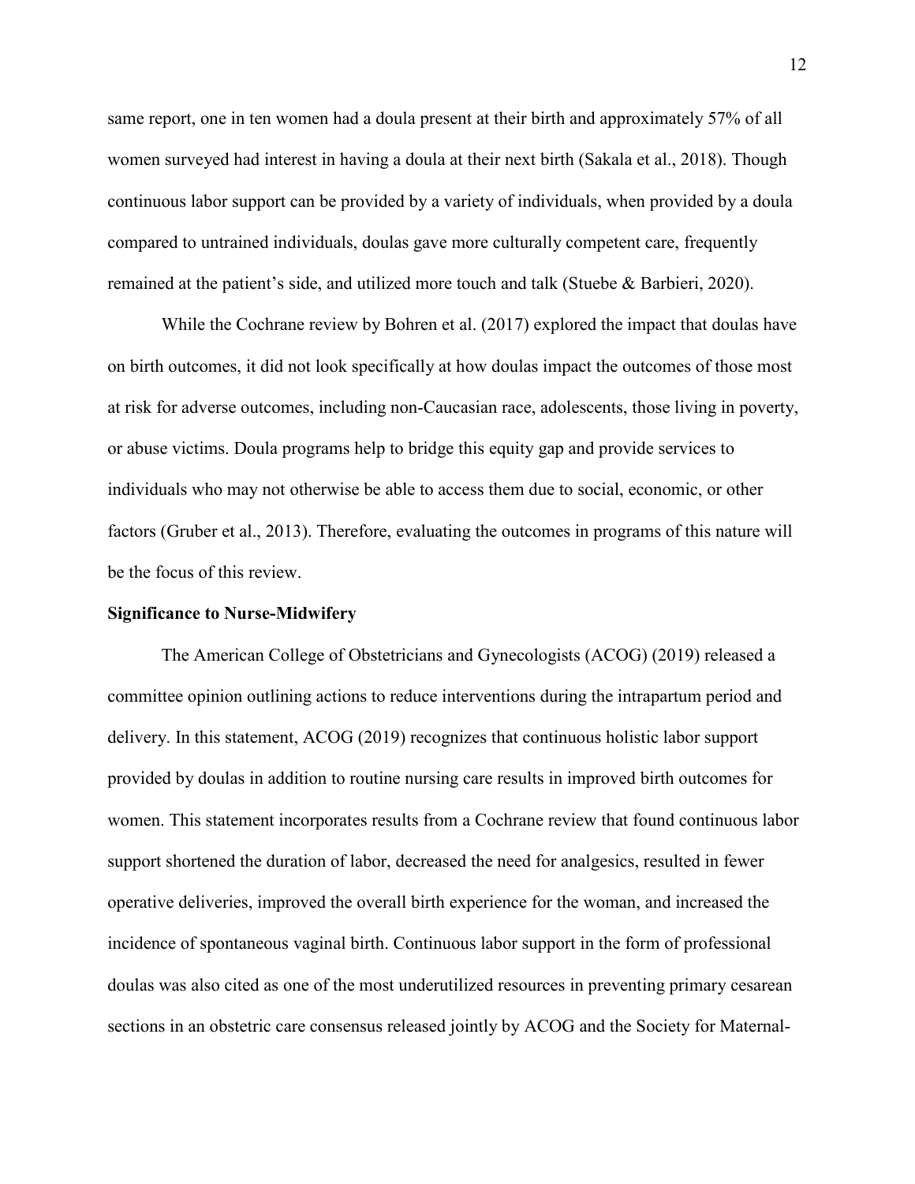same report, one in ten women had a doula present at their birth and approximately 57% of all women surveyed had interest in having a doula at their next birth (Sakala et al., 2018). Though continuous labor support can be provided by a variety of individuals, when provided by a doula compared to untrained individuals, doulas gave more culturally competent care, frequently remained at the patient's side, and utilized more touch and talk (Stuebe & Barbieri, 2020).

While the Cochrane review by Bohren et al. (2017) explored the impact that doulas have on birth outcomes, it did not look specifically at how doulas impact the outcomes of those most at risk for adverse outcomes, including non-Caucasian race, adolescents, those living in poverty, or abuse victims. Doula programs help to bridge this equity gap and provide services to individuals who may not otherwise be able to access them due to social, economic, or other factors (Gruber et al., 2013). Therefore, evaluating the outcomes in programs of this nature will be the focus of this review.

**Significance to Nurse-Midwifery**

The American College of Obstetricians and Gynecologists (ACOG) (2019) released a committee opinion outlining actions to reduce interventions during the intrapartum period and delivery. In this statement, ACOG (2019) recognizes that continuous holistic labor support provided by doulas in addition to routine nursing care results in improved birth outcomes for women. This statement incorporates results from a Cochrane review that found continuous labor support shortened the duration of labor, decreased the need for analgesics, resulted in fewer operative deliveries, improved the overall birth experience for the woman, and increased the incidence of spontaneous vaginal birth. Continuous labor support in the form of professional doulas was also cited as one of the most underutilized resources in preventing primary cesarean sections in an obstetric care consensus released jointly by ACOG and the Society for Maternal-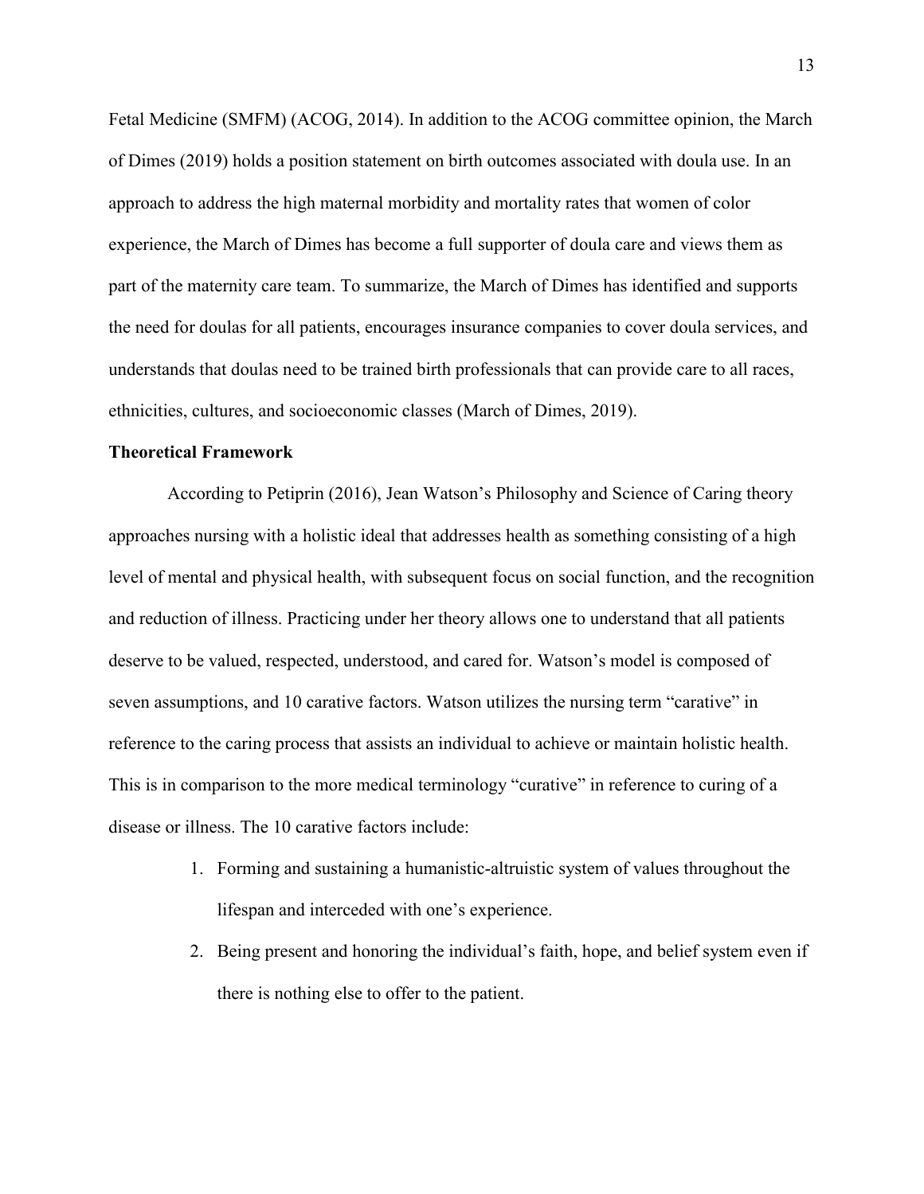Fetal Medicine (SMFM) (ACOG, 2014). In addition to the ACOG committee opinion, the March of Dimes (2019) holds a position statement on birth outcomes associated with doula use. In an approach to address the high maternal morbidity and mortality rates that women of color experience, the March of Dimes has become a full supporter of doula care and views them as part of the maternity care team. To summarize, the March of Dimes has identified and supports the need for doulas for all patients, encourages insurance companies to cover doula services, and understands that doulas need to be trained birth professionals that can provide care to all races, ethnicities, cultures, and socioeconomic classes (March of Dimes, 2019).

**Theoretical Framework**

According to Petiprin (2016), Jean Watson's Philosophy and Science of Caring theory approaches nursing with a holistic ideal that addresses health as something consisting of a high level of mental and physical health, with subsequent focus on social function, and the recognition and reduction of illness. Practicing under her theory allows one to understand that all patients deserve to be valued, respected, understood, and cared for. Watson's model is composed of seven assumptions, and 10 carative factors. Watson utilizes the nursing term "carative" in reference to the caring process that assists an individual to achieve or maintain holistic health. This is in comparison to the more medical terminology "curative" in reference to curing of a disease or illness. The 10 carative factors include:

1. Forming and sustaining a humanistic-altruistic system of values throughout the lifespan and interceded with one's experience.
2. Being present and honoring the individual's faith, hope, and belief system even if there is nothing else to offer to the patient.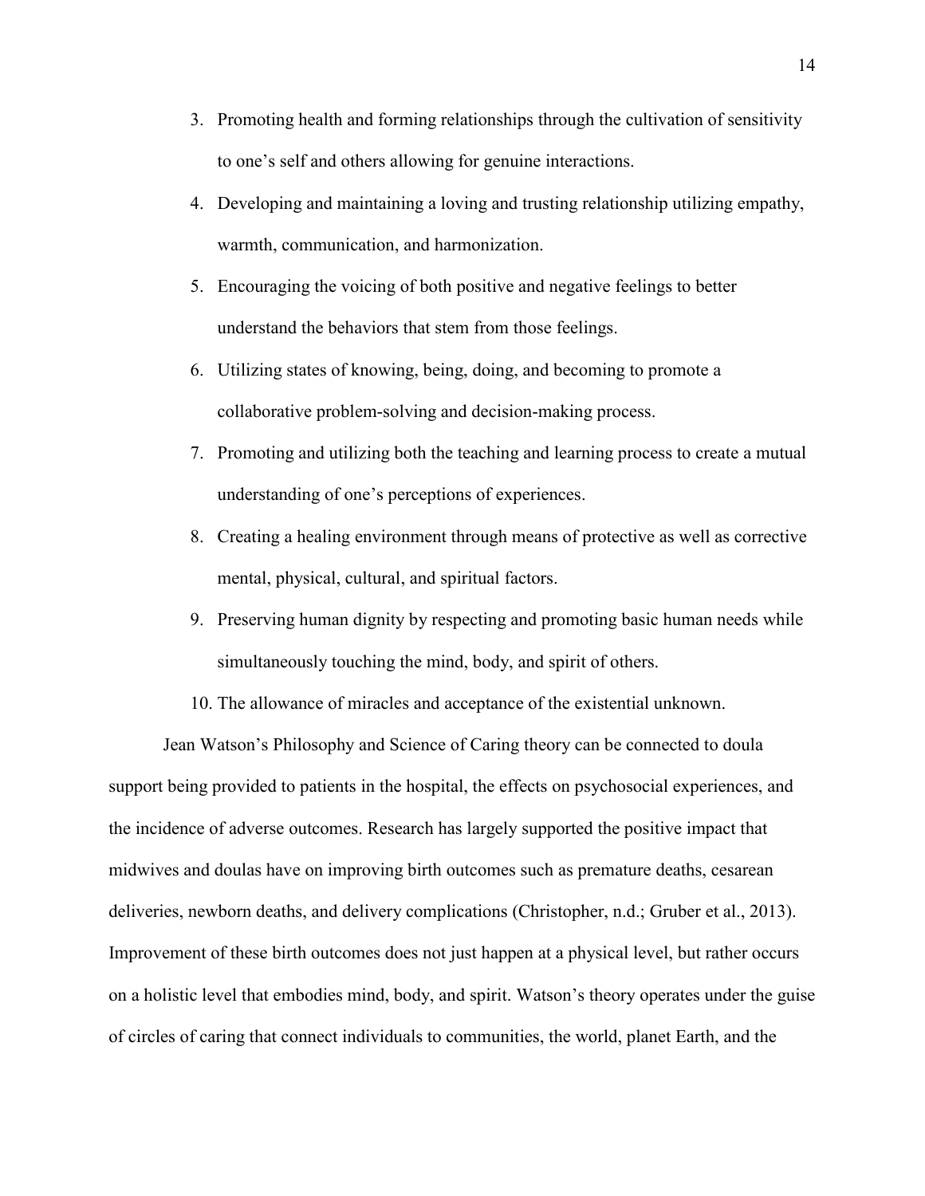3. Promoting health and forming relationships through the cultivation of sensitivity to one's self and others allowing for genuine interactions.
4. Developing and maintaining a loving and trusting relationship utilizing empathy, warmth, communication, and harmonization.
5. Encouraging the voicing of both positive and negative feelings to better understand the behaviors that stem from those feelings.
6. Utilizing states of knowing, being, doing, and becoming to promote a collaborative problem-solving and decision-making process.
7. Promoting and utilizing both the teaching and learning process to create a mutual understanding of one's perceptions of experiences.
8. Creating a healing environment through means of protective as well as corrective mental, physical, cultural, and spiritual factors.
9. Preserving human dignity by respecting and promoting basic human needs while simultaneously touching the mind, body, and spirit of others.
10. The allowance of miracles and acceptance of the existential unknown.

Jean Watson's Philosophy and Science of Caring theory can be connected to doula support being provided to patients in the hospital, the effects on psychosocial experiences, and the incidence of adverse outcomes. Research has largely supported the positive impact that midwives and doulas have on improving birth outcomes such as premature deaths, cesarean deliveries, newborn deaths, and delivery complications (Christopher, n.d.; Gruber et al., 2013). Improvement of these birth outcomes does not just happen at a physical level, but rather occurs on a holistic level that embodies mind, body, and spirit. Watson's theory operates under the guise of circles of caring that connect individuals to communities, the world, planet Earth, and the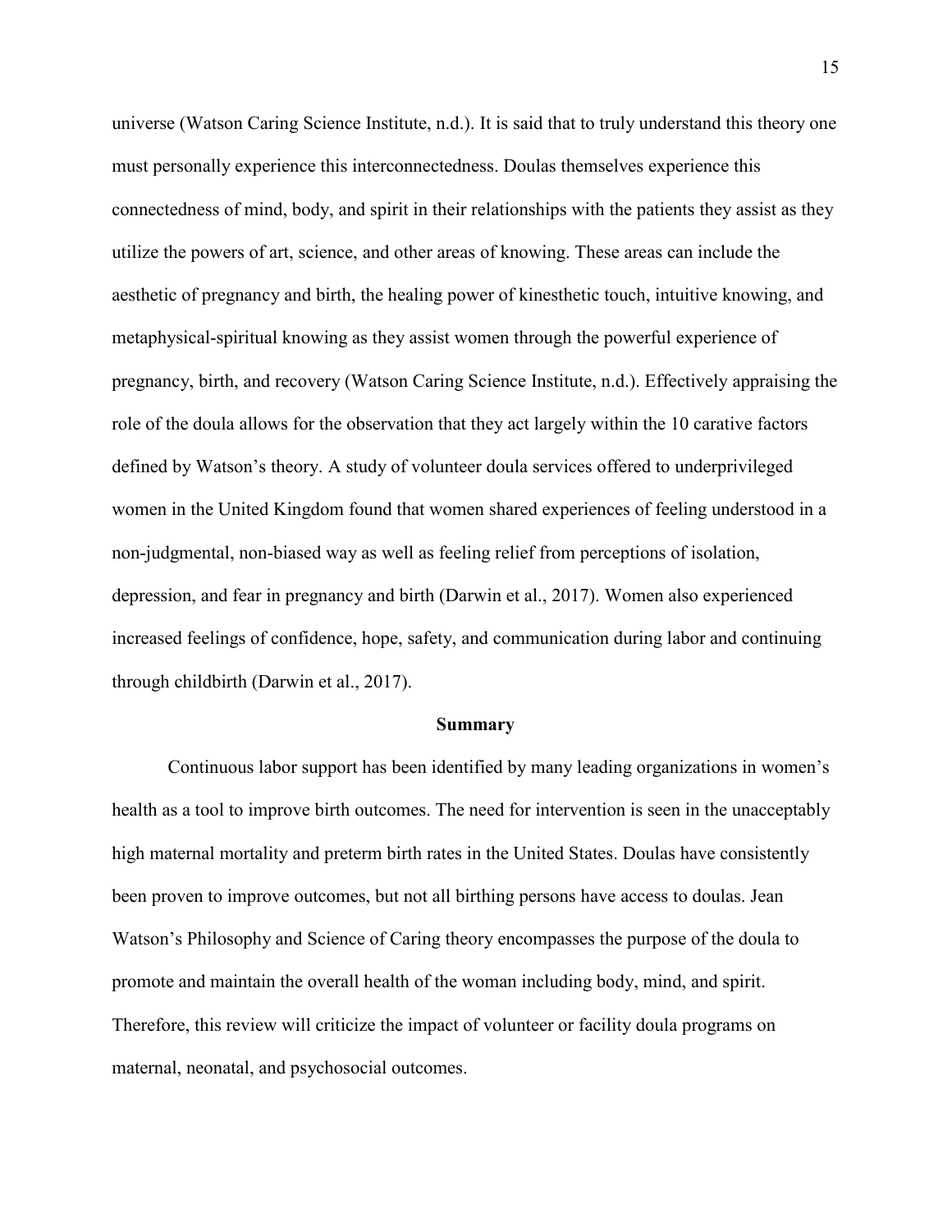universe (Watson Caring Science Institute, n.d.). It is said that to truly understand this theory one must personally experience this interconnectedness. Doulas themselves experience this connectedness of mind, body, and spirit in their relationships with the patients they assist as they utilize the powers of art, science, and other areas of knowing. These areas can include the aesthetic of pregnancy and birth, the healing power of kinesthetic touch, intuitive knowing, and metaphysical-spiritual knowing as they assist women through the powerful experience of pregnancy, birth, and recovery (Watson Caring Science Institute, n.d.). Effectively appraising the role of the doula allows for the observation that they act largely within the 10 carative factors defined by Watson's theory. A study of volunteer doula services offered to underprivileged women in the United Kingdom found that women shared experiences of feeling understood in a non-judgmental, non-biased way as well as feeling relief from perceptions of isolation, depression, and fear in pregnancy and birth (Darwin et al., 2017). Women also experienced increased feelings of confidence, hope, safety, and communication during labor and continuing through childbirth (Darwin et al., 2017).

## Summary

Continuous labor support has been identified by many leading organizations in women's health as a tool to improve birth outcomes. The need for intervention is seen in the unacceptably high maternal mortality and preterm birth rates in the United States. Doulas have consistently been proven to improve outcomes, but not all birthing persons have access to doulas. Jean Watson's Philosophy and Science of Caring theory encompasses the purpose of the doula to promote and maintain the overall health of the woman including body, mind, and spirit. Therefore, this review will criticize the impact of volunteer or facility doula programs on maternal, neonatal, and psychosocial outcomes.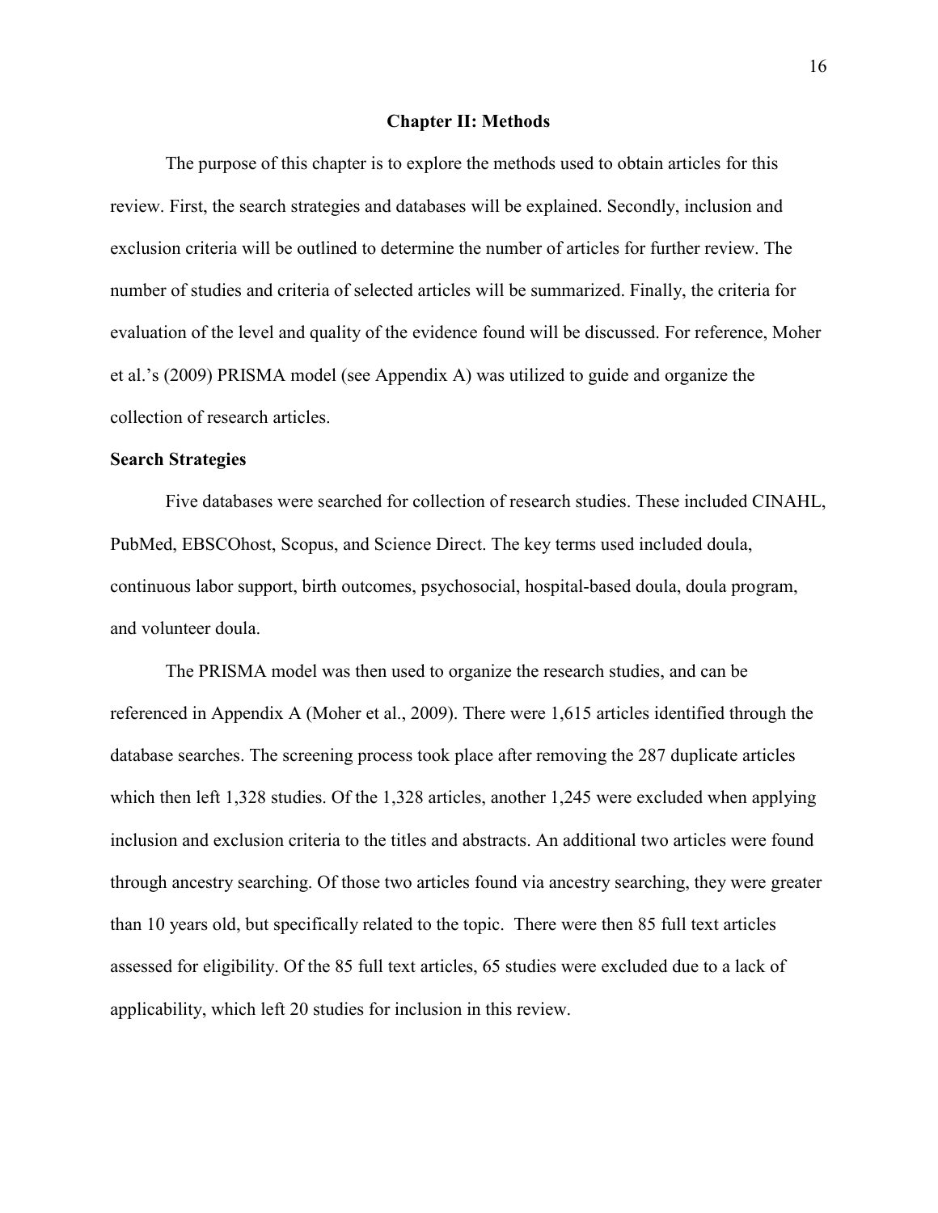# Chapter II: Methods

The purpose of this chapter is to explore the methods used to obtain articles for this review. First, the search strategies and databases will be explained. Secondly, inclusion and exclusion criteria will be outlined to determine the number of articles for further review. The number of studies and criteria of selected articles will be summarized. Finally, the criteria for evaluation of the level and quality of the evidence found will be discussed. For reference, Moher et al.'s (2009) PRISMA model (see Appendix A) was utilized to guide and organize the collection of research articles.

## Search Strategies

Five databases were searched for collection of research studies. These included CINAHL, PubMed, EBSCOhost, Scopus, and Science Direct. The key terms used included doula, continuous labor support, birth outcomes, psychosocial, hospital-based doula, doula program, and volunteer doula.

The PRISMA model was then used to organize the research studies, and can be referenced in Appendix A (Moher et al., 2009). There were 1,615 articles identified through the database searches. The screening process took place after removing the 287 duplicate articles which then left 1,328 studies. Of the 1,328 articles, another 1,245 were excluded when applying inclusion and exclusion criteria to the titles and abstracts. An additional two articles were found through ancestry searching. Of those two articles found via ancestry searching, they were greater than 10 years old, but specifically related to the topic. There were then 85 full text articles assessed for eligibility. Of the 85 full text articles, 65 studies were excluded due to a lack of applicability, which left 20 studies for inclusion in this review.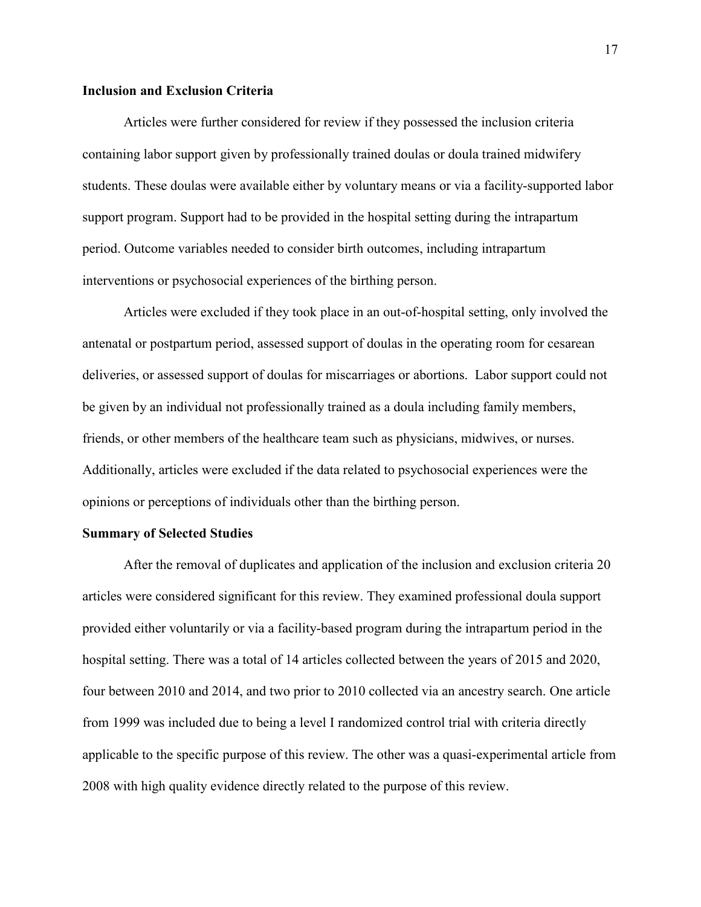### Inclusion and Exclusion Criteria

Articles were further considered for review if they possessed the inclusion criteria containing labor support given by professionally trained doulas or doula trained midwifery students. These doulas were available either by voluntary means or via a facility-supported labor support program. Support had to be provided in the hospital setting during the intrapartum period. Outcome variables needed to consider birth outcomes, including intrapartum interventions or psychosocial experiences of the birthing person.

Articles were excluded if they took place in an out-of-hospital setting, only involved the antenatal or postpartum period, assessed support of doulas in the operating room for cesarean deliveries, or assessed support of doulas for miscarriages or abortions. Labor support could not be given by an individual not professionally trained as a doula including family members, friends, or other members of the healthcare team such as physicians, midwives, or nurses. Additionally, articles were excluded if the data related to psychosocial experiences were the opinions or perceptions of individuals other than the birthing person.

### Summary of Selected Studies

After the removal of duplicates and application of the inclusion and exclusion criteria 20 articles were considered significant for this review. They examined professional doula support provided either voluntarily or via a facility-based program during the intrapartum period in the hospital setting. There was a total of 14 articles collected between the years of 2015 and 2020, four between 2010 and 2014, and two prior to 2010 collected via an ancestry search. One article from 1999 was included due to being a level I randomized control trial with criteria directly applicable to the specific purpose of this review. The other was a quasi-experimental article from 2008 with high quality evidence directly related to the purpose of this review.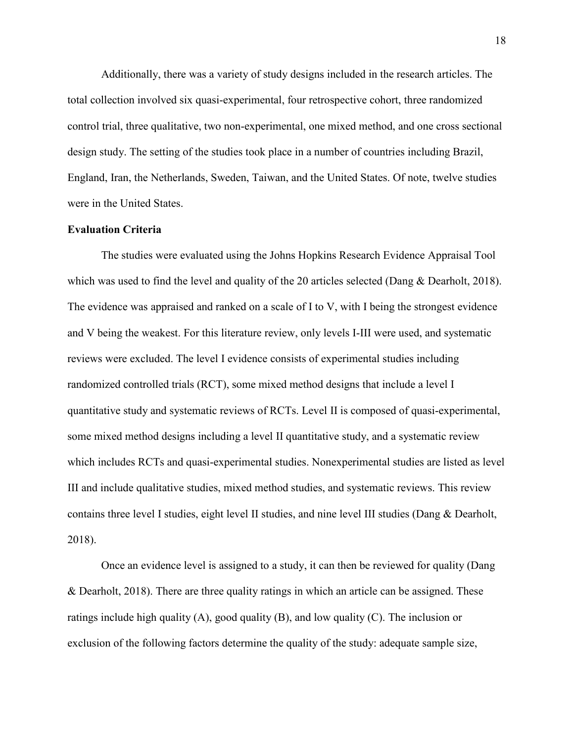Additionally, there was a variety of study designs included in the research articles. The total collection involved six quasi-experimental, four retrospective cohort, three randomized control trial, three qualitative, two non-experimental, one mixed method, and one cross sectional design study. The setting of the studies took place in a number of countries including Brazil, England, Iran, the Netherlands, Sweden, Taiwan, and the United States. Of note, twelve studies were in the United States.

**Evaluation Criteria**

The studies were evaluated using the Johns Hopkins Research Evidence Appraisal Tool which was used to find the level and quality of the 20 articles selected (Dang & Dearholt, 2018). The evidence was appraised and ranked on a scale of I to V, with I being the strongest evidence and V being the weakest. For this literature review, only levels I-III were used, and systematic reviews were excluded. The level I evidence consists of experimental studies including randomized controlled trials (RCT), some mixed method designs that include a level I quantitative study and systematic reviews of RCTs. Level II is composed of quasi-experimental, some mixed method designs including a level II quantitative study, and a systematic review which includes RCTs and quasi-experimental studies. Nonexperimental studies are listed as level III and include qualitative studies, mixed method studies, and systematic reviews. This review contains three level I studies, eight level II studies, and nine level III studies (Dang & Dearholt, 2018).

Once an evidence level is assigned to a study, it can then be reviewed for quality (Dang & Dearholt, 2018). There are three quality ratings in which an article can be assigned. These ratings include high quality (A), good quality (B), and low quality (C). The inclusion or exclusion of the following factors determine the quality of the study: adequate sample size,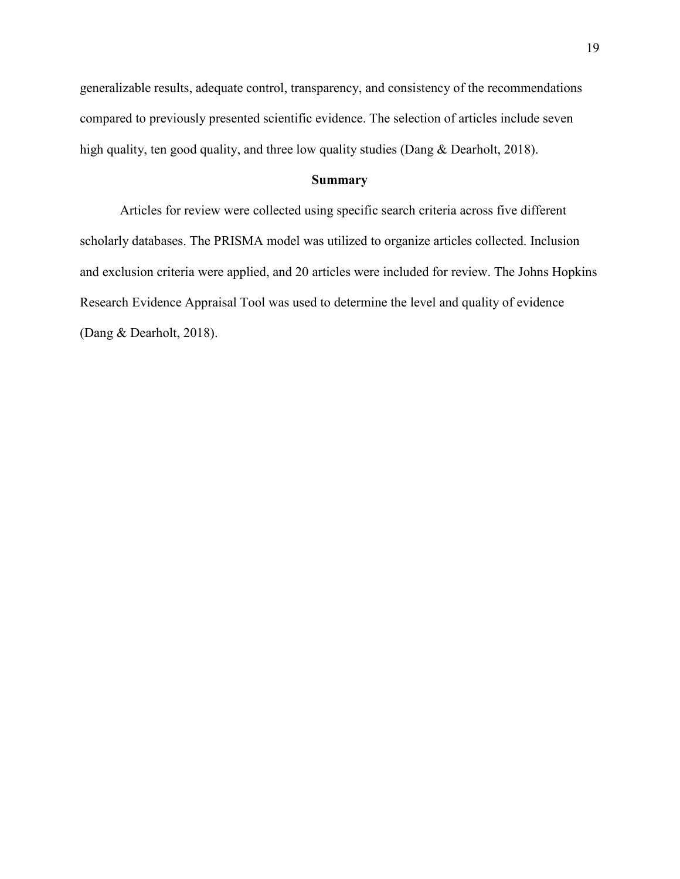generalizable results, adequate control, transparency, and consistency of the recommendations compared to previously presented scientific evidence. The selection of articles include seven high quality, ten good quality, and three low quality studies (Dang & Dearholt, 2018).

## Summary

Articles for review were collected using specific search criteria across five different scholarly databases. The PRISMA model was utilized to organize articles collected. Inclusion and exclusion criteria were applied, and 20 articles were included for review. The Johns Hopkins Research Evidence Appraisal Tool was used to determine the level and quality of evidence (Dang & Dearholt, 2018).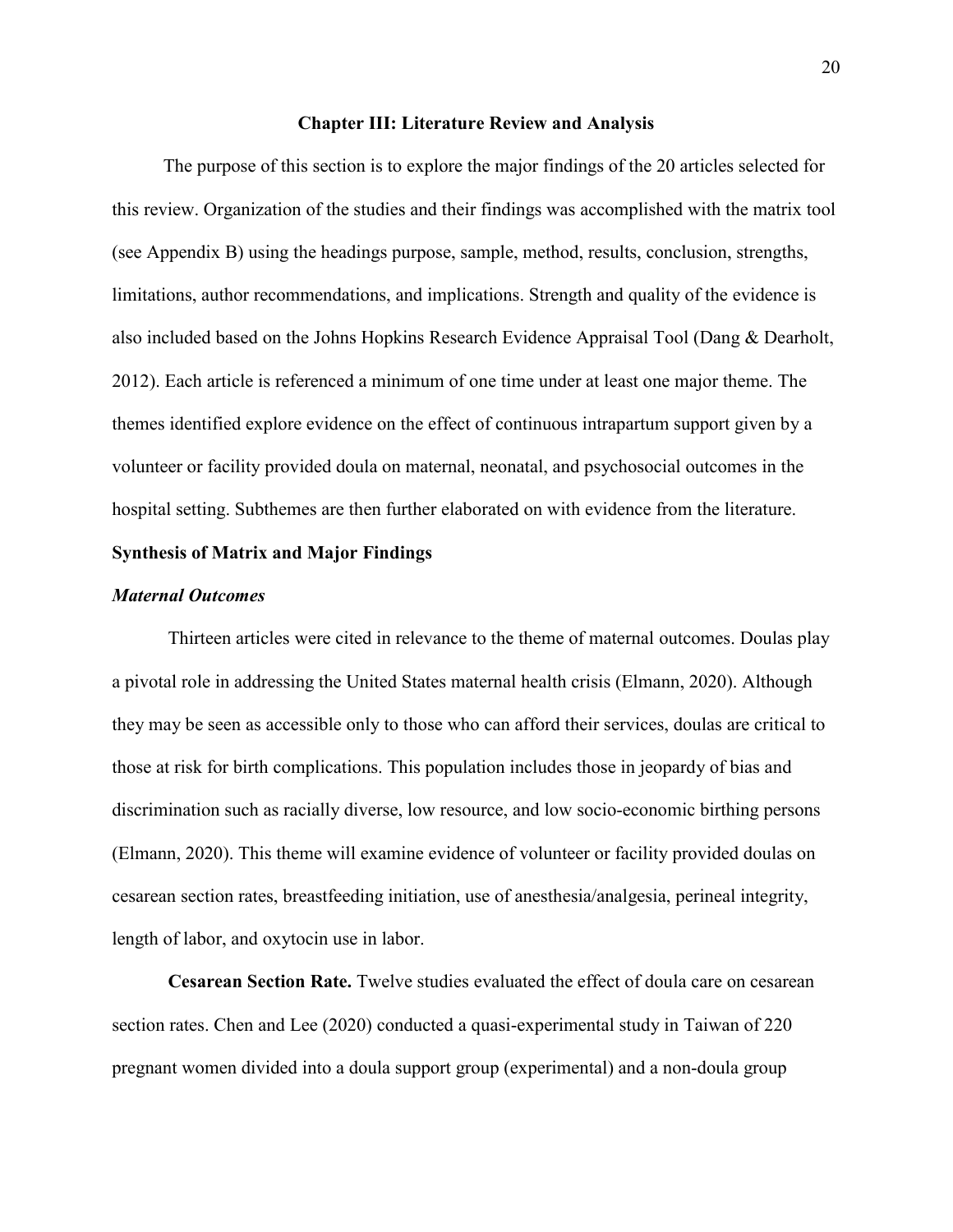# Chapter III: Literature Review and Analysis

The purpose of this section is to explore the major findings of the 20 articles selected for this review. Organization of the studies and their findings was accomplished with the matrix tool (see Appendix B) using the headings purpose, sample, method, results, conclusion, strengths, limitations, author recommendations, and implications. Strength and quality of the evidence is also included based on the Johns Hopkins Research Evidence Appraisal Tool (Dang & Dearholt, 2012). Each article is referenced a minimum of one time under at least one major theme. The themes identified explore evidence on the effect of continuous intrapartum support given by a volunteer or facility provided doula on maternal, neonatal, and psychosocial outcomes in the hospital setting. Subthemes are then further elaborated on with evidence from the literature.

## Synthesis of Matrix and Major Findings

### *Maternal Outcomes*

Thirteen articles were cited in relevance to the theme of maternal outcomes. Doulas play a pivotal role in addressing the United States maternal health crisis (Elmann, 2020). Although they may be seen as accessible only to those who can afford their services, doulas are critical to those at risk for birth complications. This population includes those in jeopardy of bias and discrimination such as racially diverse, low resource, and low socio-economic birthing persons (Elmann, 2020). This theme will examine evidence of volunteer or facility provided doulas on cesarean section rates, breastfeeding initiation, use of anesthesia/analgesia, perineal integrity, length of labor, and oxytocin use in labor.

**Cesarean Section Rate.** Twelve studies evaluated the effect of doula care on cesarean section rates. Chen and Lee (2020) conducted a quasi-experimental study in Taiwan of 220 pregnant women divided into a doula support group (experimental) and a non-doula group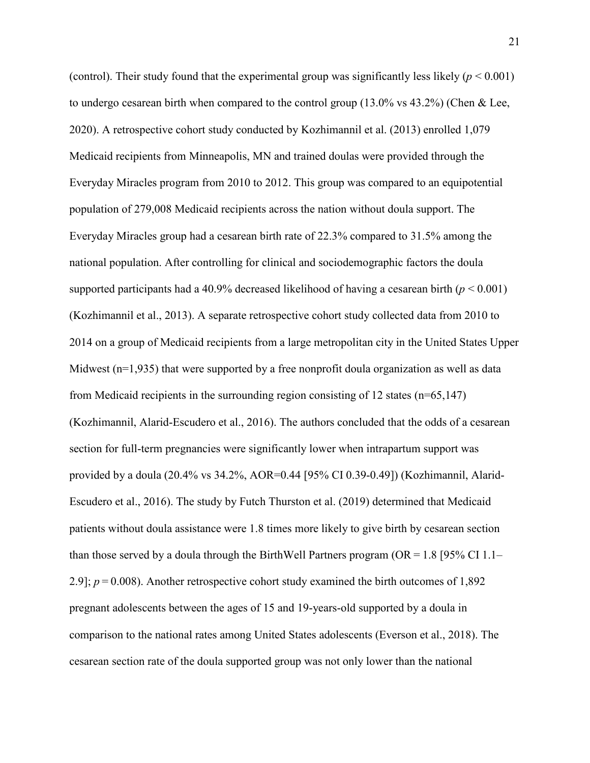(control). Their study found that the experimental group was significantly less likely ($p < 0.001$) to undergo cesarean birth when compared to the control group (13.0% vs 43.2%) (Chen & Lee, 2020). A retrospective cohort study conducted by Kozhimannil et al. (2013) enrolled 1,079 Medicaid recipients from Minneapolis, MN and trained doulas were provided through the Everyday Miracles program from 2010 to 2012. This group was compared to an equipotential population of 279,008 Medicaid recipients across the nation without doula support. The Everyday Miracles group had a cesarean birth rate of 22.3% compared to 31.5% among the national population. After controlling for clinical and sociodemographic factors the doula supported participants had a 40.9% decreased likelihood of having a cesarean birth ($p < 0.001$) (Kozhimannil et al., 2013). A separate retrospective cohort study collected data from 2010 to 2014 on a group of Medicaid recipients from a large metropolitan city in the United States Upper Midwest (n=1,935) that were supported by a free nonprofit doula organization as well as data from Medicaid recipients in the surrounding region consisting of 12 states (n=65,147) (Kozhimannil, Alarid-Escudero et al., 2016). The authors concluded that the odds of a cesarean section for full-term pregnancies were significantly lower when intrapartum support was provided by a doula (20.4% vs 34.2%, AOR=0.44 [95% CI 0.39-0.49]) (Kozhimannil, Alarid-Escudero et al., 2016). The study by Futch Thurston et al. (2019) determined that Medicaid patients without doula assistance were 1.8 times more likely to give birth by cesarean section than those served by a doula through the BirthWell Partners program (OR = 1.8 [95% CI 1.1–2.9]; $p = 0.008$). Another retrospective cohort study examined the birth outcomes of 1,892 pregnant adolescents between the ages of 15 and 19-years-old supported by a doula in comparison to the national rates among United States adolescents (Everson et al., 2018). The cesarean section rate of the doula supported group was not only lower than the national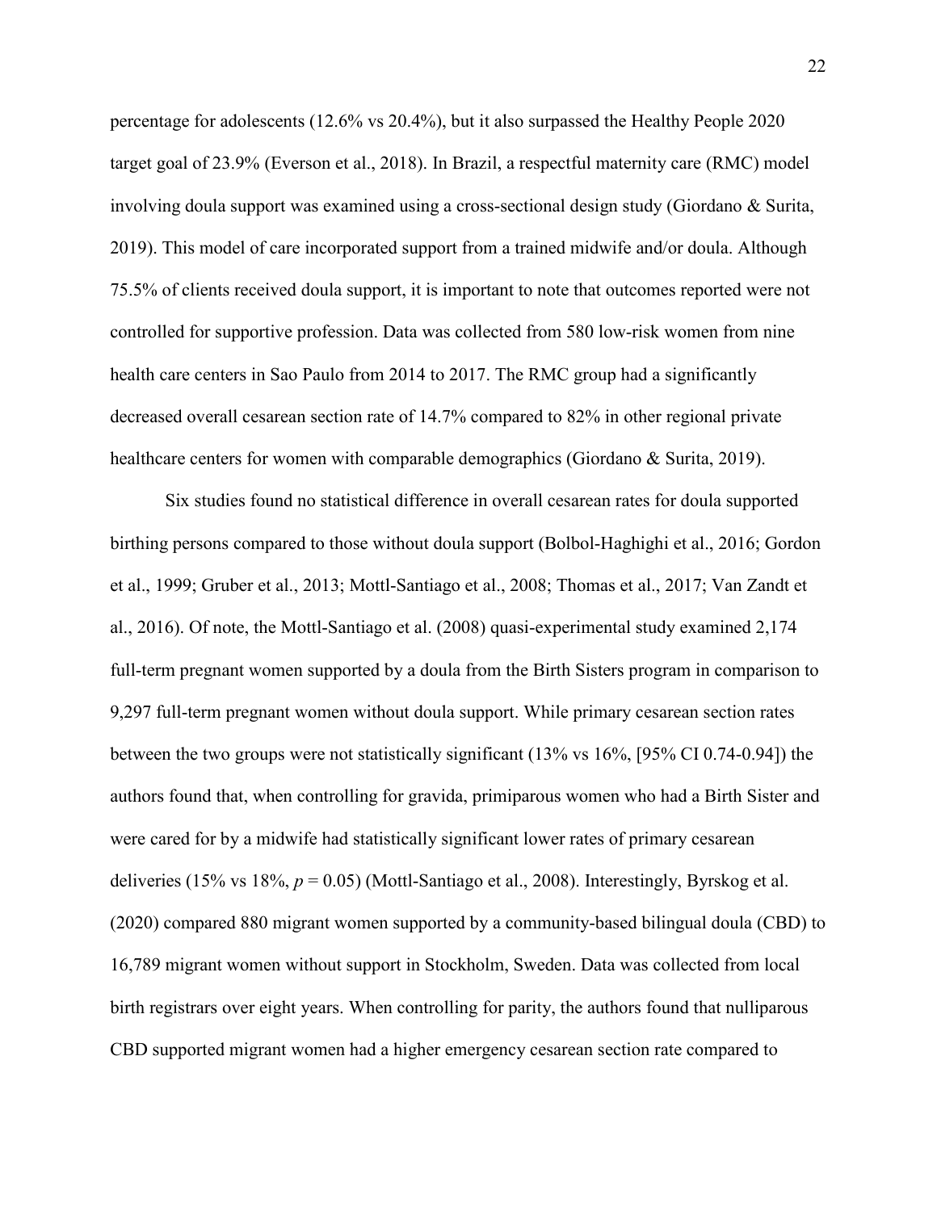percentage for adolescents (12.6% vs 20.4%), but it also surpassed the Healthy People 2020 target goal of 23.9% (Everson et al., 2018). In Brazil, a respectful maternity care (RMC) model involving doula support was examined using a cross-sectional design study (Giordano & Surita, 2019). This model of care incorporated support from a trained midwife and/or doula. Although 75.5% of clients received doula support, it is important to note that outcomes reported were not controlled for supportive profession. Data was collected from 580 low-risk women from nine health care centers in Sao Paulo from 2014 to 2017. The RMC group had a significantly decreased overall cesarean section rate of 14.7% compared to 82% in other regional private healthcare centers for women with comparable demographics (Giordano & Surita, 2019).

Six studies found no statistical difference in overall cesarean rates for doula supported birthing persons compared to those without doula support (Bolbol-Haghighi et al., 2016; Gordon et al., 1999; Gruber et al., 2013; Mottl-Santiago et al., 2008; Thomas et al., 2017; Van Zandt et al., 2016). Of note, the Mottl-Santiago et al. (2008) quasi-experimental study examined 2,174 full-term pregnant women supported by a doula from the Birth Sisters program in comparison to 9,297 full-term pregnant women without doula support. While primary cesarean section rates between the two groups were not statistically significant (13% vs 16%, [95% CI 0.74-0.94]) the authors found that, when controlling for gravida, primiparous women who had a Birth Sister and were cared for by a midwife had statistically significant lower rates of primary cesarean deliveries (15% vs 18%, $p = 0.05$) (Mottl-Santiago et al., 2008). Interestingly, Byrskog et al. (2020) compared 880 migrant women supported by a community-based bilingual doula (CBD) to 16,789 migrant women without support in Stockholm, Sweden. Data was collected from local birth registrars over eight years. When controlling for parity, the authors found that nulliparous CBD supported migrant women had a higher emergency cesarean section rate compared to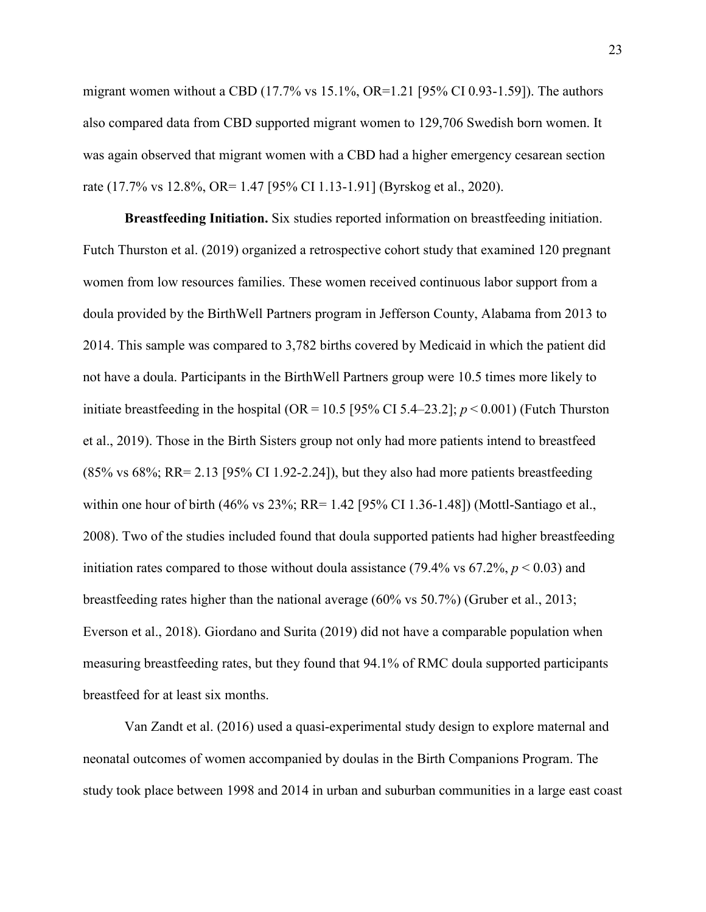migrant women without a CBD (17.7% vs 15.1%, OR=1.21 [95% CI 0.93-1.59]). The authors also compared data from CBD supported migrant women to 129,706 Swedish born women. It was again observed that migrant women with a CBD had a higher emergency cesarean section rate (17.7% vs 12.8%, OR= 1.47 [95% CI 1.13-1.91] (Byrskog et al., 2020).

**Breastfeeding Initiation.** Six studies reported information on breastfeeding initiation. Futch Thurston et al. (2019) organized a retrospective cohort study that examined 120 pregnant women from low resources families. These women received continuous labor support from a doula provided by the BirthWell Partners program in Jefferson County, Alabama from 2013 to 2014. This sample was compared to 3,782 births covered by Medicaid in which the patient did not have a doula. Participants in the BirthWell Partners group were 10.5 times more likely to initiate breastfeeding in the hospital (OR = 10.5 [95% CI 5.4–23.2]; $p < 0.001$) (Futch Thurston et al., 2019). Those in the Birth Sisters group not only had more patients intend to breastfeed (85% vs 68%; RR= 2.13 [95% CI 1.92-2.24]), but they also had more patients breastfeeding within one hour of birth (46% vs 23%; RR= 1.42 [95% CI 1.36-1.48]) (Mottl-Santiago et al., 2008). Two of the studies included found that doula supported patients had higher breastfeeding initiation rates compared to those without doula assistance (79.4% vs 67.2%, $p < 0.03$) and breastfeeding rates higher than the national average (60% vs 50.7%) (Gruber et al., 2013; Everson et al., 2018). Giordano and Surita (2019) did not have a comparable population when measuring breastfeeding rates, but they found that 94.1% of RMC doula supported participants breastfeed for at least six months.

Van Zandt et al. (2016) used a quasi-experimental study design to explore maternal and neonatal outcomes of women accompanied by doulas in the Birth Companions Program. The study took place between 1998 and 2014 in urban and suburban communities in a large east coast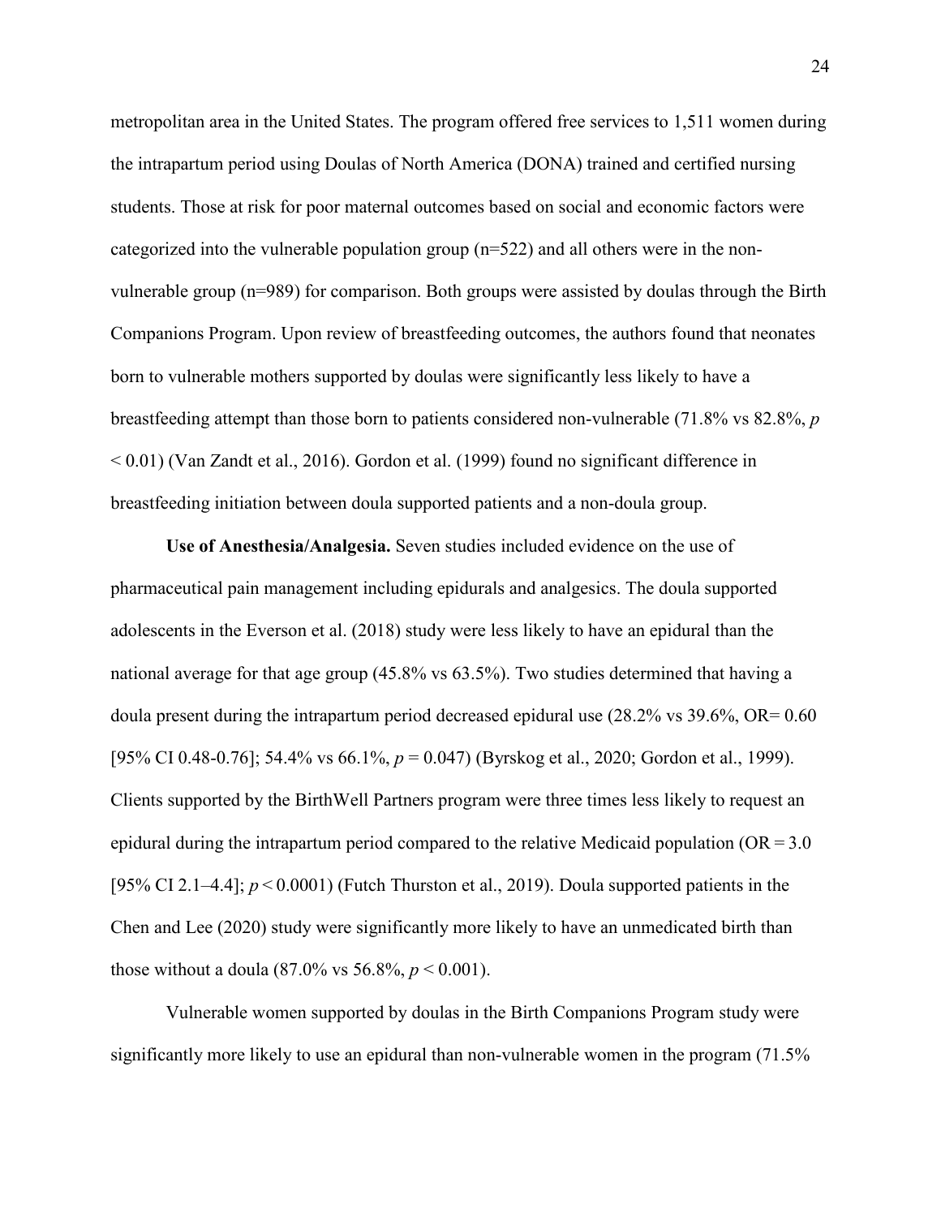metropolitan area in the United States. The program offered free services to 1,511 women during the intrapartum period using Doulas of North America (DONA) trained and certified nursing students. Those at risk for poor maternal outcomes based on social and economic factors were categorized into the vulnerable population group (n=522) and all others were in the non-vulnerable group (n=989) for comparison. Both groups were assisted by doulas through the Birth Companions Program. Upon review of breastfeeding outcomes, the authors found that neonates born to vulnerable mothers supported by doulas were significantly less likely to have a breastfeeding attempt than those born to patients considered non-vulnerable (71.8% vs 82.8%, $p < 0.01$) (Van Zandt et al., 2016). Gordon et al. (1999) found no significant difference in breastfeeding initiation between doula supported patients and a non-doula group.

**Use of Anesthesia/Analgesia.** Seven studies included evidence on the use of pharmaceutical pain management including epidurals and analgesics. The doula supported adolescents in the Everson et al. (2018) study were less likely to have an epidural than the national average for that age group (45.8% vs 63.5%). Two studies determined that having a doula present during the intrapartum period decreased epidural use (28.2% vs 39.6%, OR= 0.60 [95% CI 0.48-0.76]; 54.4% vs 66.1%, $p = 0.047$) (Byrskog et al., 2020; Gordon et al., 1999). Clients supported by the BirthWell Partners program were three times less likely to request an epidural during the intrapartum period compared to the relative Medicaid population (OR = 3.0 [95% CI 2.1–4.4]; $p < 0.0001$) (Futch Thurston et al., 2019). Doula supported patients in the Chen and Lee (2020) study were significantly more likely to have an unmedicated birth than those without a doula (87.0% vs 56.8%, $p < 0.001$).

Vulnerable women supported by doulas in the Birth Companions Program study were significantly more likely to use an epidural than non-vulnerable women in the program (71.5%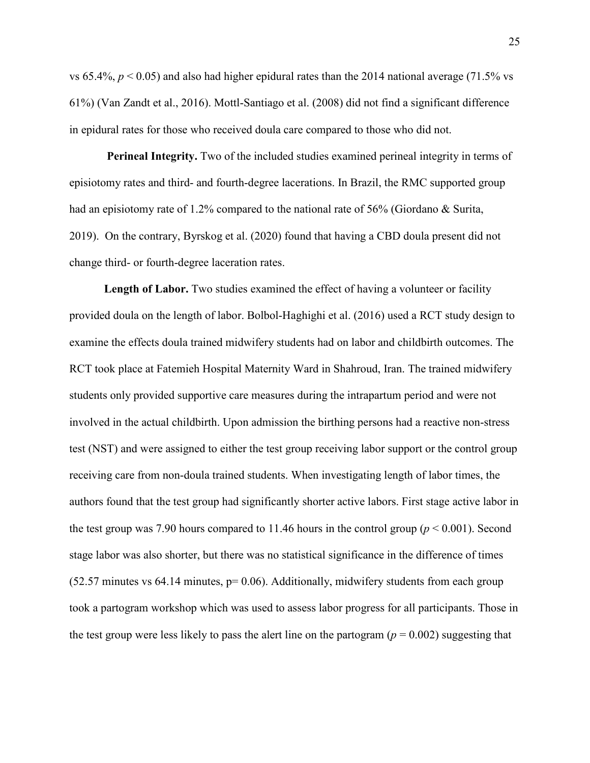vs 65.4%, $p < 0.05$) and also had higher epidural rates than the 2014 national average (71.5% vs 61%) (Van Zandt et al., 2016). Mottl-Santiago et al. (2008) did not find a significant difference in epidural rates for those who received doula care compared to those who did not.

**Perineal Integrity.** Two of the included studies examined perineal integrity in terms of episiotomy rates and third- and fourth-degree lacerations. In Brazil, the RMC supported group had an episiotomy rate of 1.2% compared to the national rate of 56% (Giordano & Surita, 2019). On the contrary, Byrskog et al. (2020) found that having a CBD doula present did not change third- or fourth-degree laceration rates.

**Length of Labor.** Two studies examined the effect of having a volunteer or facility provided doula on the length of labor. Bolbol-Haghighi et al. (2016) used a RCT study design to examine the effects doula trained midwifery students had on labor and childbirth outcomes. The RCT took place at Fatemieh Hospital Maternity Ward in Shahroud, Iran. The trained midwifery students only provided supportive care measures during the intrapartum period and were not involved in the actual childbirth. Upon admission the birthing persons had a reactive non-stress test (NST) and were assigned to either the test group receiving labor support or the control group receiving care from non-doula trained students. When investigating length of labor times, the authors found that the test group had significantly shorter active labors. First stage active labor in the test group was 7.90 hours compared to 11.46 hours in the control group ($p < 0.001$). Second stage labor was also shorter, but there was no statistical significance in the difference of times (52.57 minutes vs 64.14 minutes, $p = 0.06$). Additionally, midwifery students from each group took a partogram workshop which was used to assess labor progress for all participants. Those in the test group were less likely to pass the alert line on the partogram ($p = 0.002$) suggesting that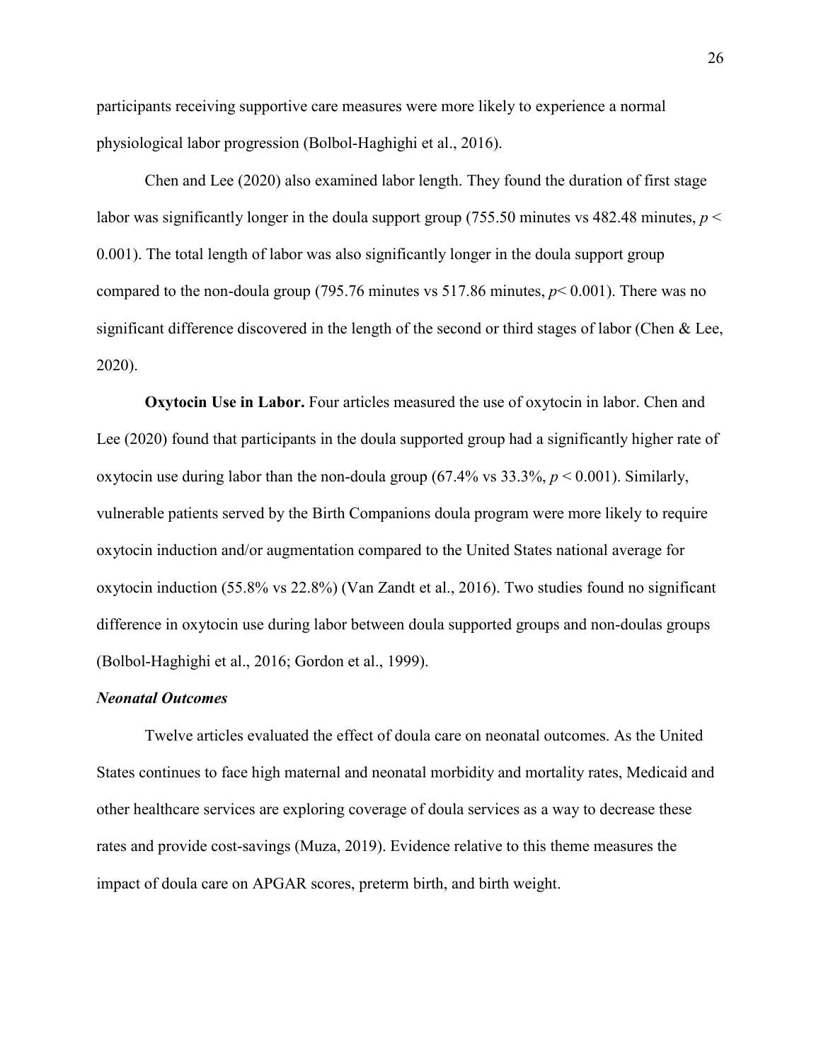participants receiving supportive care measures were more likely to experience a normal physiological labor progression (Bolbol-Haghighi et al., 2016).

Chen and Lee (2020) also examined labor length. They found the duration of first stage labor was significantly longer in the doula support group (755.50 minutes vs 482.48 minutes, $p < 0.001$). The total length of labor was also significantly longer in the doula support group compared to the non-doula group (795.76 minutes vs 517.86 minutes, $p < 0.001$). There was no significant difference discovered in the length of the second or third stages of labor (Chen & Lee, 2020).

**Oxytocin Use in Labor.** Four articles measured the use of oxytocin in labor. Chen and Lee (2020) found that participants in the doula supported group had a significantly higher rate of oxytocin use during labor than the non-doula group (67.4% vs 33.3%, $p < 0.001$). Similarly, vulnerable patients served by the Birth Companions doula program were more likely to require oxytocin induction and/or augmentation compared to the United States national average for oxytocin induction (55.8% vs 22.8%) (Van Zandt et al., 2016). Two studies found no significant difference in oxytocin use during labor between doula supported groups and non-doulas groups (Bolbol-Haghighi et al., 2016; Gordon et al., 1999).

### *Neonatal Outcomes*

Twelve articles evaluated the effect of doula care on neonatal outcomes. As the United States continues to face high maternal and neonatal morbidity and mortality rates, Medicaid and other healthcare services are exploring coverage of doula services as a way to decrease these rates and provide cost-savings (Muza, 2019). Evidence relative to this theme measures the impact of doula care on APGAR scores, preterm birth, and birth weight.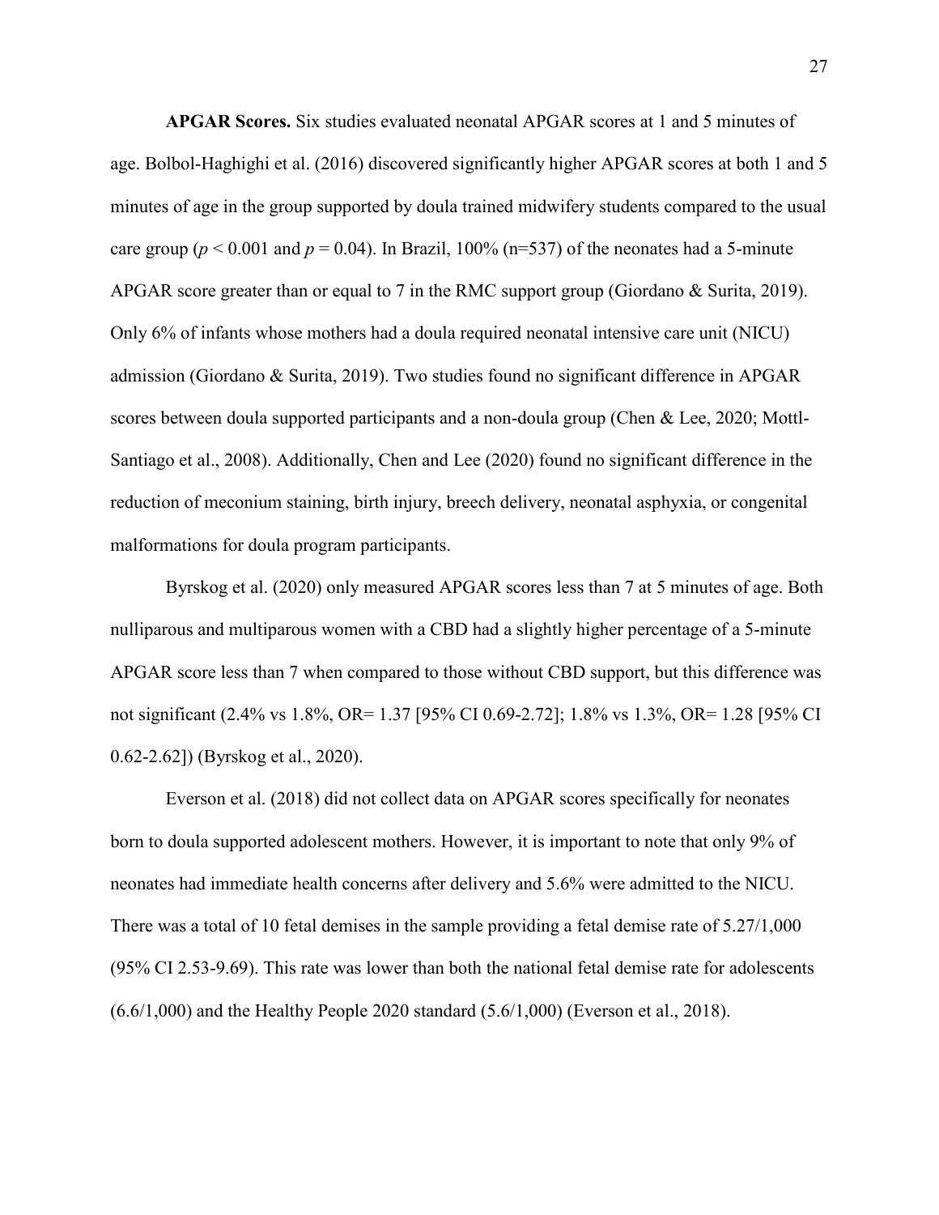**APGAR Scores.** Six studies evaluated neonatal APGAR scores at 1 and 5 minutes of age. Bolbol-Haghighi et al. (2016) discovered significantly higher APGAR scores at both 1 and 5 minutes of age in the group supported by doula trained midwifery students compared to the usual care group ($p < 0.001$ and $p = 0.04$). In Brazil, 100% (n=537) of the neonates had a 5-minute APGAR score greater than or equal to 7 in the RMC support group (Giordano & Surita, 2019). Only 6% of infants whose mothers had a doula required neonatal intensive care unit (NICU) admission (Giordano & Surita, 2019). Two studies found no significant difference in APGAR scores between doula supported participants and a non-doula group (Chen & Lee, 2020; Mottl-Santiago et al., 2008). Additionally, Chen and Lee (2020) found no significant difference in the reduction of meconium staining, birth injury, breech delivery, neonatal asphyxia, or congenital malformations for doula program participants.

Byrskog et al. (2020) only measured APGAR scores less than 7 at 5 minutes of age. Both nulliparous and multiparous women with a CBD had a slightly higher percentage of a 5-minute APGAR score less than 7 when compared to those without CBD support, but this difference was not significant (2.4% vs 1.8%, OR= 1.37 [95% CI 0.69-2.72]; 1.8% vs 1.3%, OR= 1.28 [95% CI 0.62-2.62]) (Byrskog et al., 2020).

Everson et al. (2018) did not collect data on APGAR scores specifically for neonates born to doula supported adolescent mothers. However, it is important to note that only 9% of neonates had immediate health concerns after delivery and 5.6% were admitted to the NICU. There was a total of 10 fetal demises in the sample providing a fetal demise rate of 5.27/1,000 (95% CI 2.53-9.69). This rate was lower than both the national fetal demise rate for adolescents (6.6/1,000) and the Healthy People 2020 standard (5.6/1,000) (Everson et al., 2018).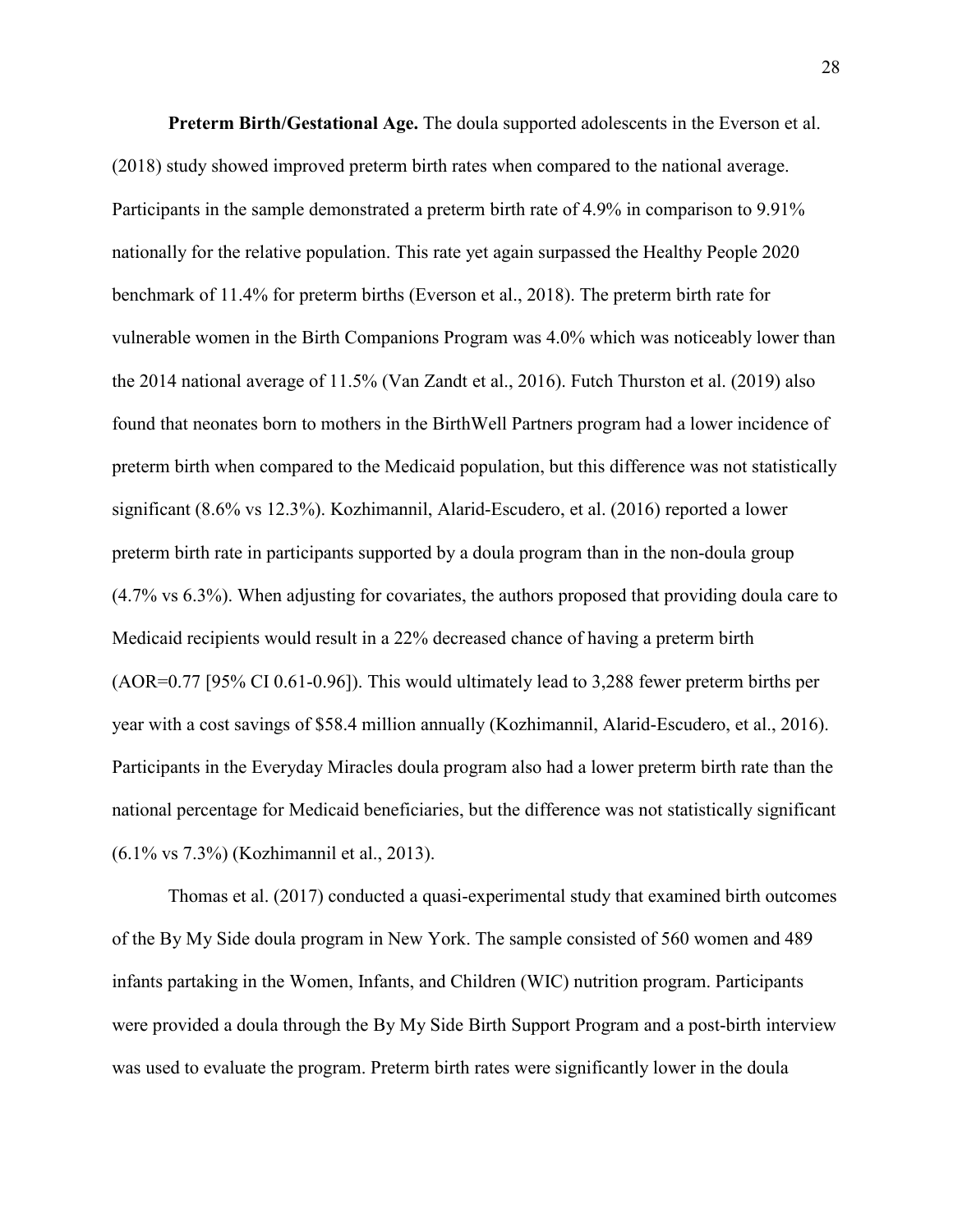**Preterm Birth/Gestational Age.** The doula supported adolescents in the Everson et al. (2018) study showed improved preterm birth rates when compared to the national average. Participants in the sample demonstrated a preterm birth rate of 4.9% in comparison to 9.91% nationally for the relative population. This rate yet again surpassed the Healthy People 2020 benchmark of 11.4% for preterm births (Everson et al., 2018). The preterm birth rate for vulnerable women in the Birth Companions Program was 4.0% which was noticeably lower than the 2014 national average of 11.5% (Van Zandt et al., 2016). Futch Thurston et al. (2019) also found that neonates born to mothers in the BirthWell Partners program had a lower incidence of preterm birth when compared to the Medicaid population, but this difference was not statistically significant (8.6% vs 12.3%). Kozhimannil, Alarid-Escudero, et al. (2016) reported a lower preterm birth rate in participants supported by a doula program than in the non-doula group (4.7% vs 6.3%). When adjusting for covariates, the authors proposed that providing doula care to Medicaid recipients would result in a 22% decreased chance of having a preterm birth (AOR=0.77 [95% CI 0.61-0.96]). This would ultimately lead to 3,288 fewer preterm births per year with a cost savings of $58.4 million annually (Kozhimannil, Alarid-Escudero, et al., 2016). Participants in the Everyday Miracles doula program also had a lower preterm birth rate than the national percentage for Medicaid beneficiaries, but the difference was not statistically significant (6.1% vs 7.3%) (Kozhimannil et al., 2013).

Thomas et al. (2017) conducted a quasi-experimental study that examined birth outcomes of the By My Side doula program in New York. The sample consisted of 560 women and 489 infants partaking in the Women, Infants, and Children (WIC) nutrition program. Participants were provided a doula through the By My Side Birth Support Program and a post-birth interview was used to evaluate the program. Preterm birth rates were significantly lower in the doula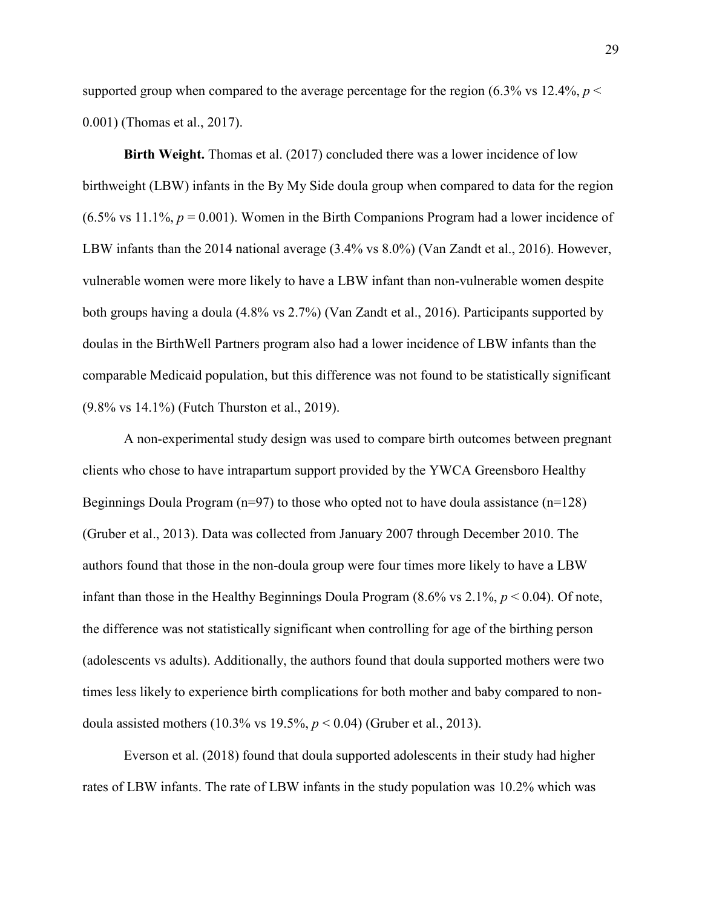supported group when compared to the average percentage for the region (6.3% vs 12.4%, $p <$ 0.001) (Thomas et al., 2017).

**Birth Weight.** Thomas et al. (2017) concluded there was a lower incidence of low birthweight (LBW) infants in the By My Side doula group when compared to data for the region (6.5% vs 11.1%, $p = 0.001$). Women in the Birth Companions Program had a lower incidence of LBW infants than the 2014 national average (3.4% vs 8.0%) (Van Zandt et al., 2016). However, vulnerable women were more likely to have a LBW infant than non-vulnerable women despite both groups having a doula (4.8% vs 2.7%) (Van Zandt et al., 2016). Participants supported by doulas in the BirthWell Partners program also had a lower incidence of LBW infants than the comparable Medicaid population, but this difference was not found to be statistically significant (9.8% vs 14.1%) (Futch Thurston et al., 2019).

A non-experimental study design was used to compare birth outcomes between pregnant clients who chose to have intrapartum support provided by the YWCA Greensboro Healthy Beginnings Doula Program (n=97) to those who opted not to have doula assistance (n=128) (Gruber et al., 2013). Data was collected from January 2007 through December 2010. The authors found that those in the non-doula group were four times more likely to have a LBW infant than those in the Healthy Beginnings Doula Program (8.6% vs 2.1%, $p < 0.04$). Of note, the difference was not statistically significant when controlling for age of the birthing person (adolescents vs adults). Additionally, the authors found that doula supported mothers were two times less likely to experience birth complications for both mother and baby compared to non-doula assisted mothers (10.3% vs 19.5%, $p < 0.04$) (Gruber et al., 2013).

Everson et al. (2018) found that doula supported adolescents in their study had higher rates of LBW infants. The rate of LBW infants in the study population was 10.2% which was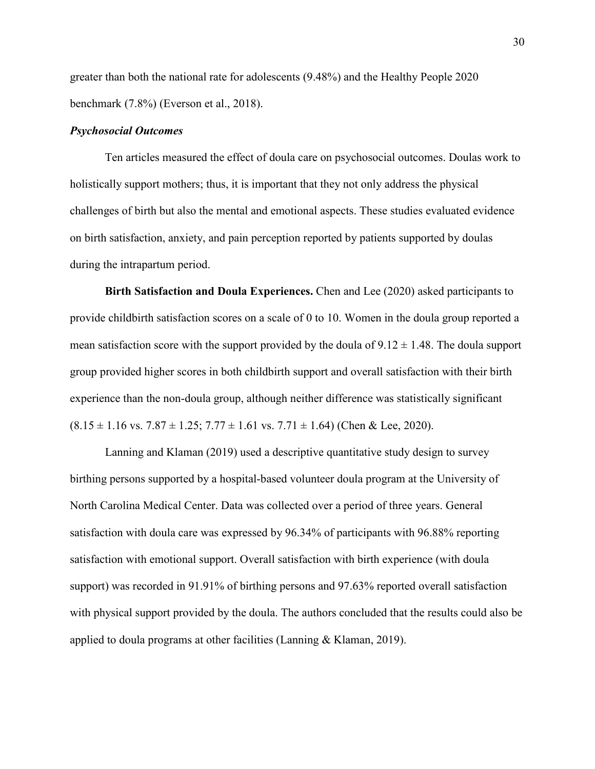greater than both the national rate for adolescents (9.48%) and the Healthy People 2020 benchmark (7.8%) (Everson et al., 2018).

### *Psychosocial Outcomes*

Ten articles measured the effect of doula care on psychosocial outcomes. Doulas work to holistically support mothers; thus, it is important that they not only address the physical challenges of birth but also the mental and emotional aspects. These studies evaluated evidence on birth satisfaction, anxiety, and pain perception reported by patients supported by doulas during the intrapartum period.

**Birth Satisfaction and Doula Experiences.** Chen and Lee (2020) asked participants to provide childbirth satisfaction scores on a scale of 0 to 10. Women in the doula group reported a mean satisfaction score with the support provided by the doula of $9.12 \pm 1.48$. The doula support group provided higher scores in both childbirth support and overall satisfaction with their birth experience than the non-doula group, although neither difference was statistically significant ($8.15 \pm 1.16$ vs. $7.87 \pm 1.25$; $7.77 \pm 1.61$ vs. $7.71 \pm 1.64$) (Chen & Lee, 2020).

Lanning and Klaman (2019) used a descriptive quantitative study design to survey birthing persons supported by a hospital-based volunteer doula program at the University of North Carolina Medical Center. Data was collected over a period of three years. General satisfaction with doula care was expressed by 96.34% of participants with 96.88% reporting satisfaction with emotional support. Overall satisfaction with birth experience (with doula support) was recorded in 91.91% of birthing persons and 97.63% reported overall satisfaction with physical support provided by the doula. The authors concluded that the results could also be applied to doula programs at other facilities (Lanning & Klaman, 2019).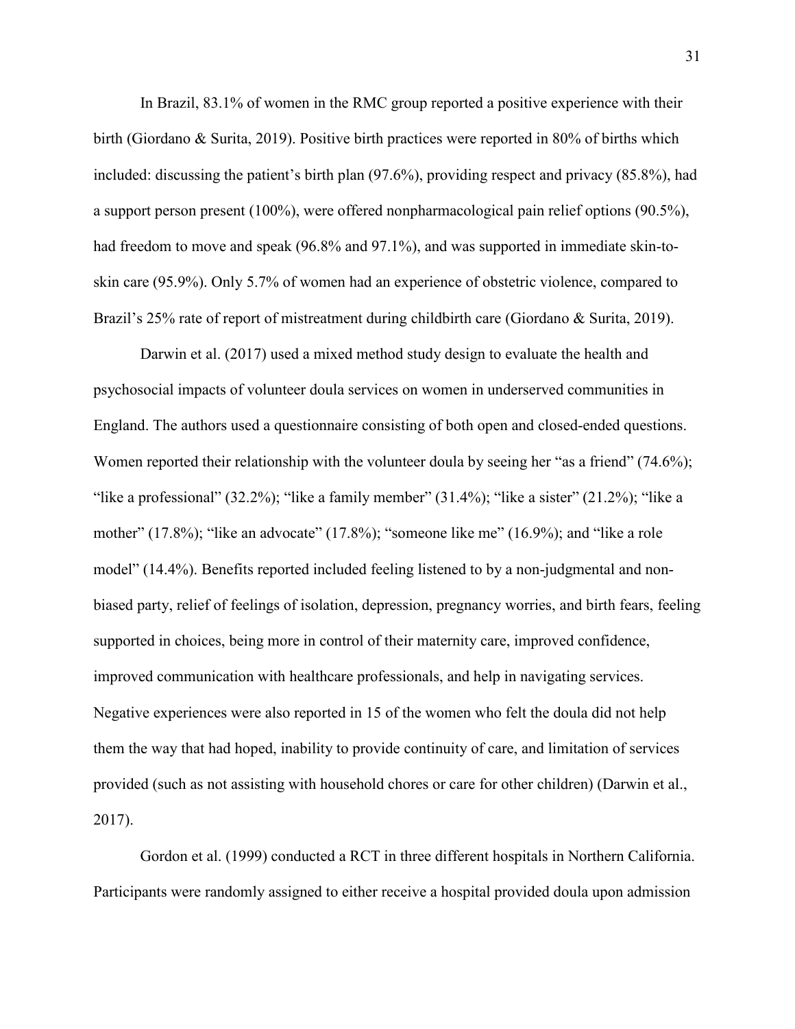In Brazil, 83.1% of women in the RMC group reported a positive experience with their birth (Giordano & Surita, 2019). Positive birth practices were reported in 80% of births which included: discussing the patient's birth plan (97.6%), providing respect and privacy (85.8%), had a support person present (100%), were offered nonpharmacological pain relief options (90.5%), had freedom to move and speak (96.8% and 97.1%), and was supported in immediate skin-to-skin care (95.9%). Only 5.7% of women had an experience of obstetric violence, compared to Brazil's 25% rate of report of mistreatment during childbirth care (Giordano & Surita, 2019).

Darwin et al. (2017) used a mixed method study design to evaluate the health and psychosocial impacts of volunteer doula services on women in underserved communities in England. The authors used a questionnaire consisting of both open and closed-ended questions. Women reported their relationship with the volunteer doula by seeing her "as a friend" (74.6%); "like a professional" (32.2%); "like a family member" (31.4%); "like a sister" (21.2%); "like a mother" (17.8%); "like an advocate" (17.8%); "someone like me" (16.9%); and "like a role model" (14.4%). Benefits reported included feeling listened to by a non-judgmental and non-biased party, relief of feelings of isolation, depression, pregnancy worries, and birth fears, feeling supported in choices, being more in control of their maternity care, improved confidence, improved communication with healthcare professionals, and help in navigating services. Negative experiences were also reported in 15 of the women who felt the doula did not help them the way that had hoped, inability to provide continuity of care, and limitation of services provided (such as not assisting with household chores or care for other children) (Darwin et al., 2017).

Gordon et al. (1999) conducted a RCT in three different hospitals in Northern California. Participants were randomly assigned to either receive a hospital provided doula upon admission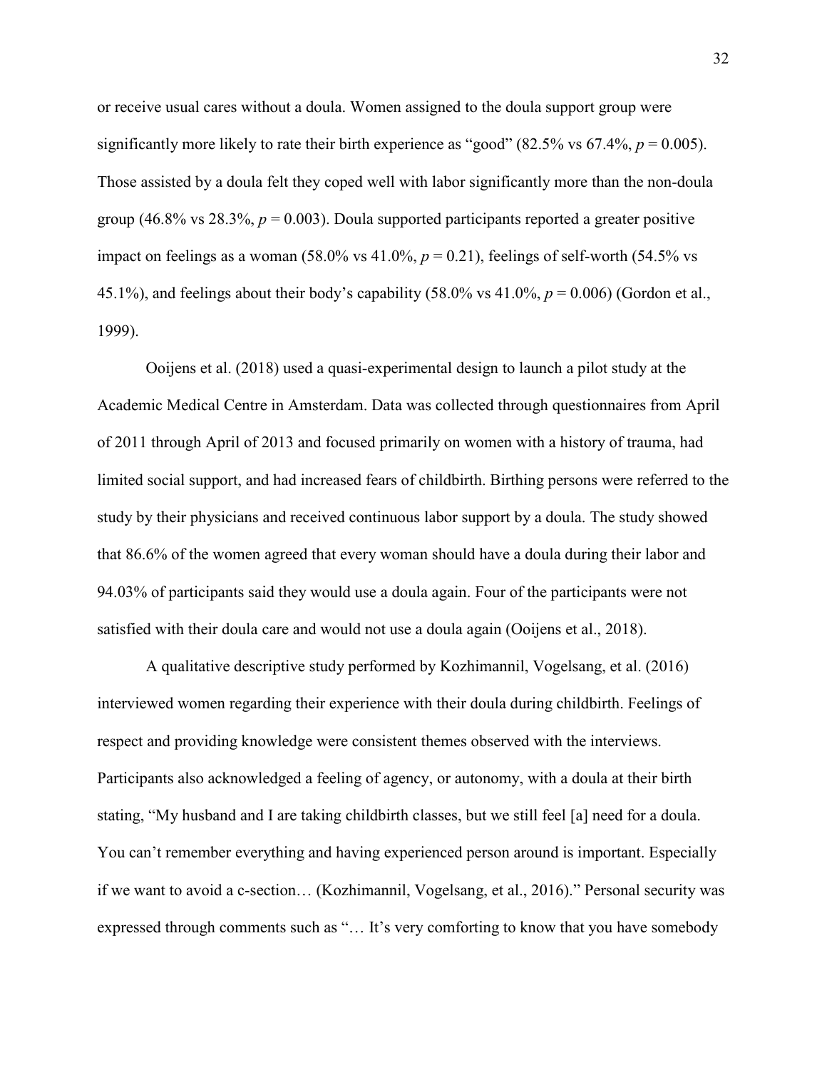or receive usual cares without a doula. Women assigned to the doula support group were significantly more likely to rate their birth experience as "good" (82.5% vs 67.4%, $p = 0.005$). Those assisted by a doula felt they coped well with labor significantly more than the non-doula group (46.8% vs 28.3%, $p = 0.003$). Doula supported participants reported a greater positive impact on feelings as a woman (58.0% vs 41.0%, $p = 0.21$), feelings of self-worth (54.5% vs 45.1%), and feelings about their body's capability (58.0% vs 41.0%, $p = 0.006$) (Gordon et al., 1999).

Ooijens et al. (2018) used a quasi-experimental design to launch a pilot study at the Academic Medical Centre in Amsterdam. Data was collected through questionnaires from April of 2011 through April of 2013 and focused primarily on women with a history of trauma, had limited social support, and had increased fears of childbirth. Birthing persons were referred to the study by their physicians and received continuous labor support by a doula. The study showed that 86.6% of the women agreed that every woman should have a doula during their labor and 94.03% of participants said they would use a doula again. Four of the participants were not satisfied with their doula care and would not use a doula again (Ooijens et al., 2018).

A qualitative descriptive study performed by Kozhimannil, Vogelsang, et al. (2016) interviewed women regarding their experience with their doula during childbirth. Feelings of respect and providing knowledge were consistent themes observed with the interviews. Participants also acknowledged a feeling of agency, or autonomy, with a doula at their birth stating, "My husband and I are taking childbirth classes, but we still feel [a] need for a doula. You can't remember everything and having experienced person around is important. Especially if we want to avoid a c-section… (Kozhimannil, Vogelsang, et al., 2016)." Personal security was expressed through comments such as "… It's very comforting to know that you have somebody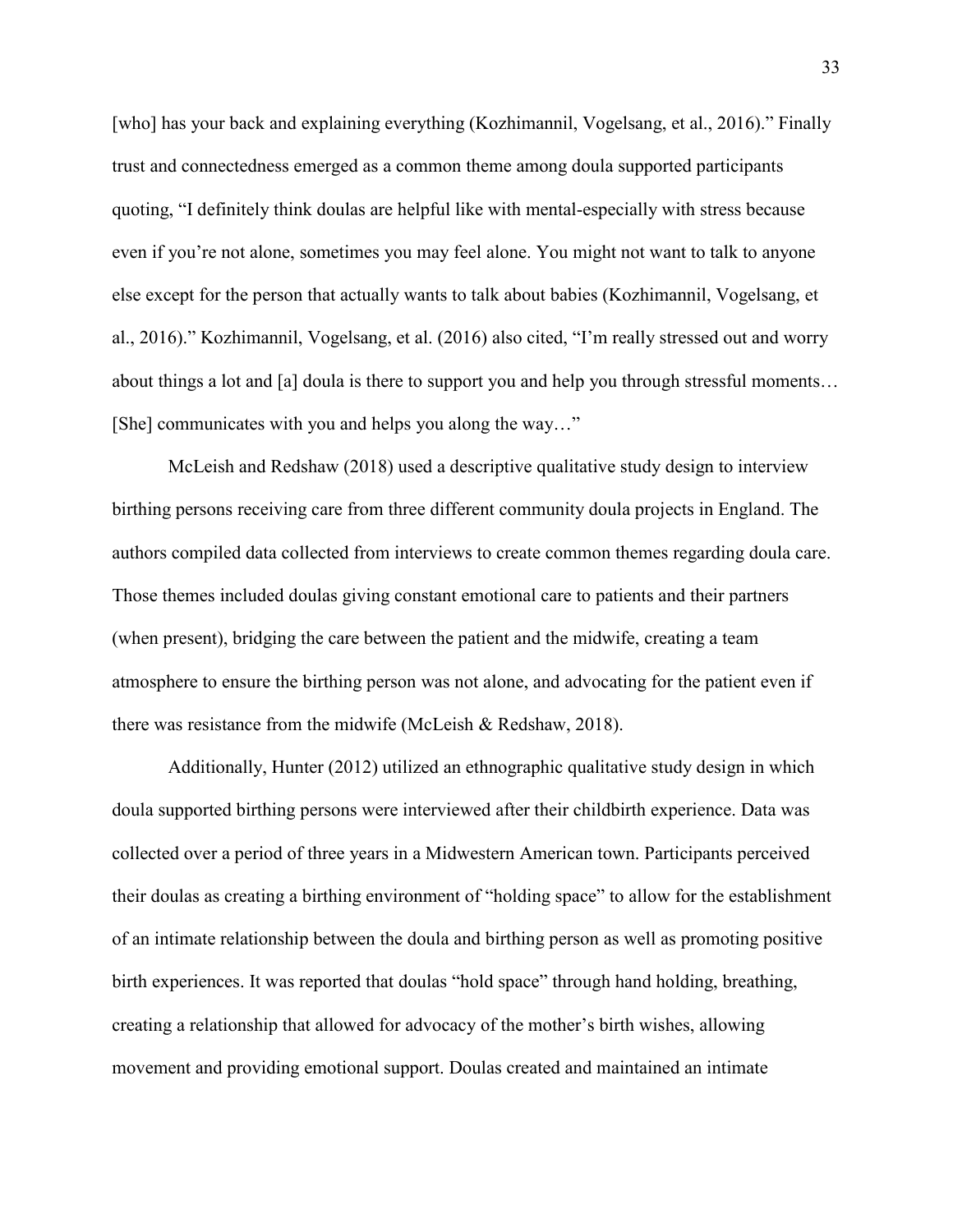[who] has your back and explaining everything (Kozhimannil, Vogelsang, et al., 2016)." Finally trust and connectedness emerged as a common theme among doula supported participants quoting, "I definitely think doulas are helpful like with mental-especially with stress because even if you're not alone, sometimes you may feel alone. You might not want to talk to anyone else except for the person that actually wants to talk about babies (Kozhimannil, Vogelsang, et al., 2016)." Kozhimannil, Vogelsang, et al. (2016) also cited, "I'm really stressed out and worry about things a lot and [a] doula is there to support you and help you through stressful moments… [She] communicates with you and helps you along the way…"

McLeish and Redshaw (2018) used a descriptive qualitative study design to interview birthing persons receiving care from three different community doula projects in England. The authors compiled data collected from interviews to create common themes regarding doula care. Those themes included doulas giving constant emotional care to patients and their partners (when present), bridging the care between the patient and the midwife, creating a team atmosphere to ensure the birthing person was not alone, and advocating for the patient even if there was resistance from the midwife (McLeish & Redshaw, 2018).

Additionally, Hunter (2012) utilized an ethnographic qualitative study design in which doula supported birthing persons were interviewed after their childbirth experience. Data was collected over a period of three years in a Midwestern American town. Participants perceived their doulas as creating a birthing environment of "holding space" to allow for the establishment of an intimate relationship between the doula and birthing person as well as promoting positive birth experiences. It was reported that doulas "hold space" through hand holding, breathing, creating a relationship that allowed for advocacy of the mother's birth wishes, allowing movement and providing emotional support. Doulas created and maintained an intimate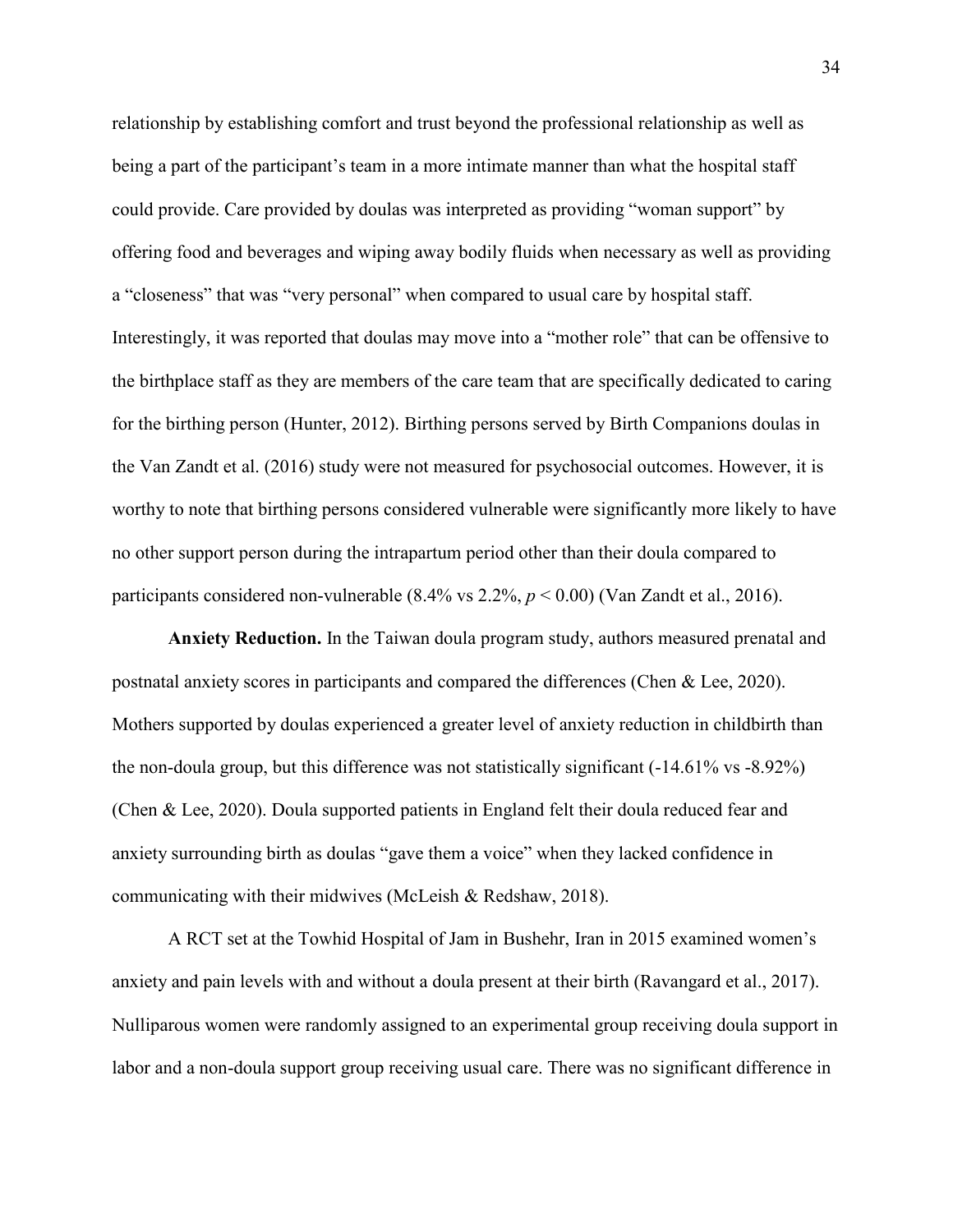relationship by establishing comfort and trust beyond the professional relationship as well as being a part of the participant's team in a more intimate manner than what the hospital staff could provide. Care provided by doulas was interpreted as providing "woman support" by offering food and beverages and wiping away bodily fluids when necessary as well as providing a "closeness" that was "very personal" when compared to usual care by hospital staff. Interestingly, it was reported that doulas may move into a "mother role" that can be offensive to the birthplace staff as they are members of the care team that are specifically dedicated to caring for the birthing person (Hunter, 2012). Birthing persons served by Birth Companions doulas in the Van Zandt et al. (2016) study were not measured for psychosocial outcomes. However, it is worthy to note that birthing persons considered vulnerable were significantly more likely to have no other support person during the intrapartum period other than their doula compared to participants considered non-vulnerable (8.4% vs 2.2%, $p < 0.00$) (Van Zandt et al., 2016).

**Anxiety Reduction.** In the Taiwan doula program study, authors measured prenatal and postnatal anxiety scores in participants and compared the differences (Chen & Lee, 2020). Mothers supported by doulas experienced a greater level of anxiety reduction in childbirth than the non-doula group, but this difference was not statistically significant (-14.61% vs -8.92%) (Chen & Lee, 2020). Doula supported patients in England felt their doula reduced fear and anxiety surrounding birth as doulas "gave them a voice" when they lacked confidence in communicating with their midwives (McLeish & Redshaw, 2018).

A RCT set at the Towhid Hospital of Jam in Bushehr, Iran in 2015 examined women's anxiety and pain levels with and without a doula present at their birth (Ravangard et al., 2017). Nulliparous women were randomly assigned to an experimental group receiving doula support in labor and a non-doula support group receiving usual care. There was no significant difference in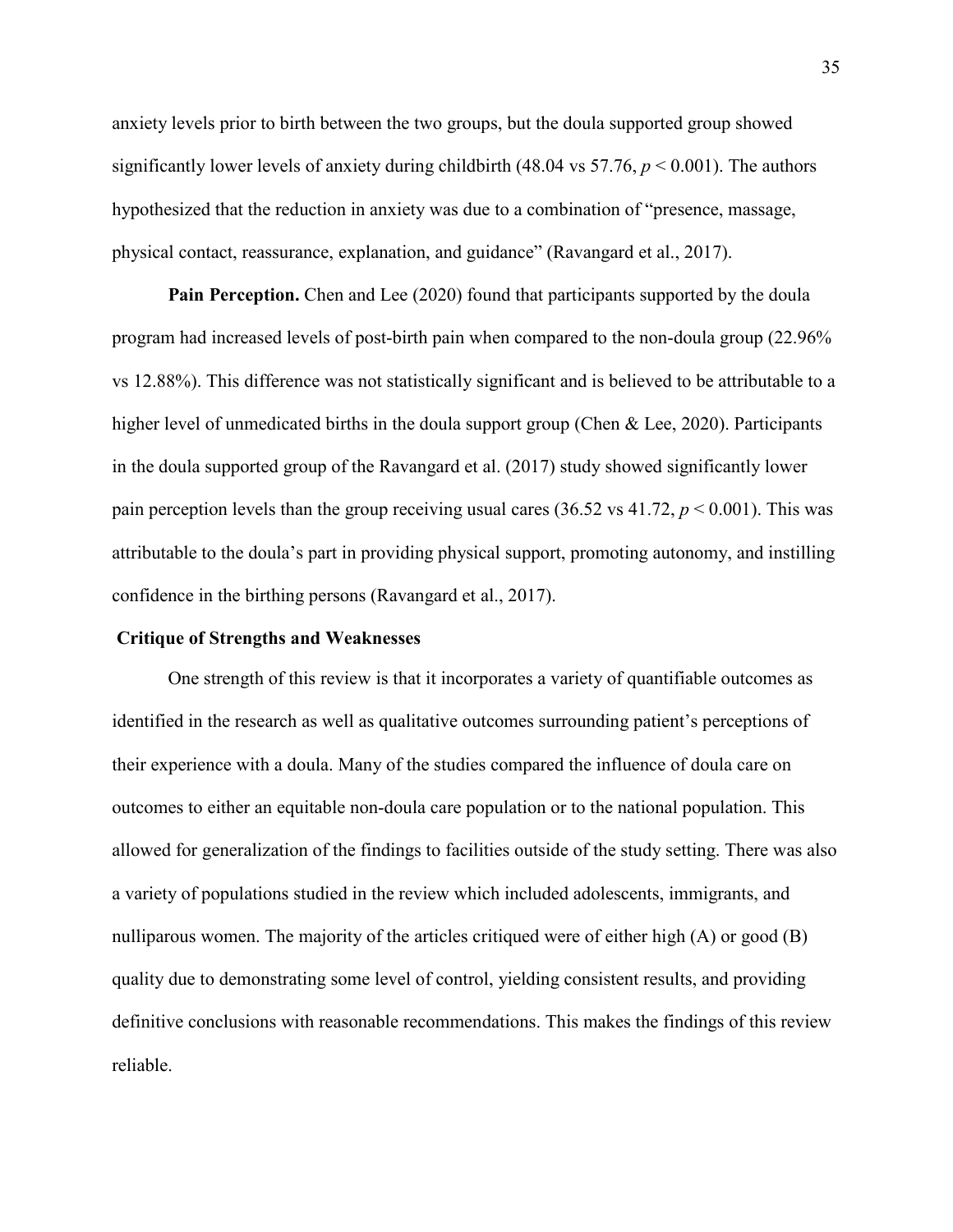anxiety levels prior to birth between the two groups, but the doula supported group showed significantly lower levels of anxiety during childbirth (48.04 vs 57.76, $p < 0.001$). The authors hypothesized that the reduction in anxiety was due to a combination of "presence, massage, physical contact, reassurance, explanation, and guidance" (Ravangard et al., 2017).

**Pain Perception.** Chen and Lee (2020) found that participants supported by the doula program had increased levels of post-birth pain when compared to the non-doula group (22.96% vs 12.88%). This difference was not statistically significant and is believed to be attributable to a higher level of unmedicated births in the doula support group (Chen & Lee, 2020). Participants in the doula supported group of the Ravangard et al. (2017) study showed significantly lower pain perception levels than the group receiving usual cares (36.52 vs 41.72, $p < 0.001$). This was attributable to the doula's part in providing physical support, promoting autonomy, and instilling confidence in the birthing persons (Ravangard et al., 2017).

## Critique of Strengths and Weaknesses

One strength of this review is that it incorporates a variety of quantifiable outcomes as identified in the research as well as qualitative outcomes surrounding patient's perceptions of their experience with a doula. Many of the studies compared the influence of doula care on outcomes to either an equitable non-doula care population or to the national population. This allowed for generalization of the findings to facilities outside of the study setting. There was also a variety of populations studied in the review which included adolescents, immigrants, and nulliparous women. The majority of the articles critiqued were of either high (A) or good (B) quality due to demonstrating some level of control, yielding consistent results, and providing definitive conclusions with reasonable recommendations. This makes the findings of this review reliable.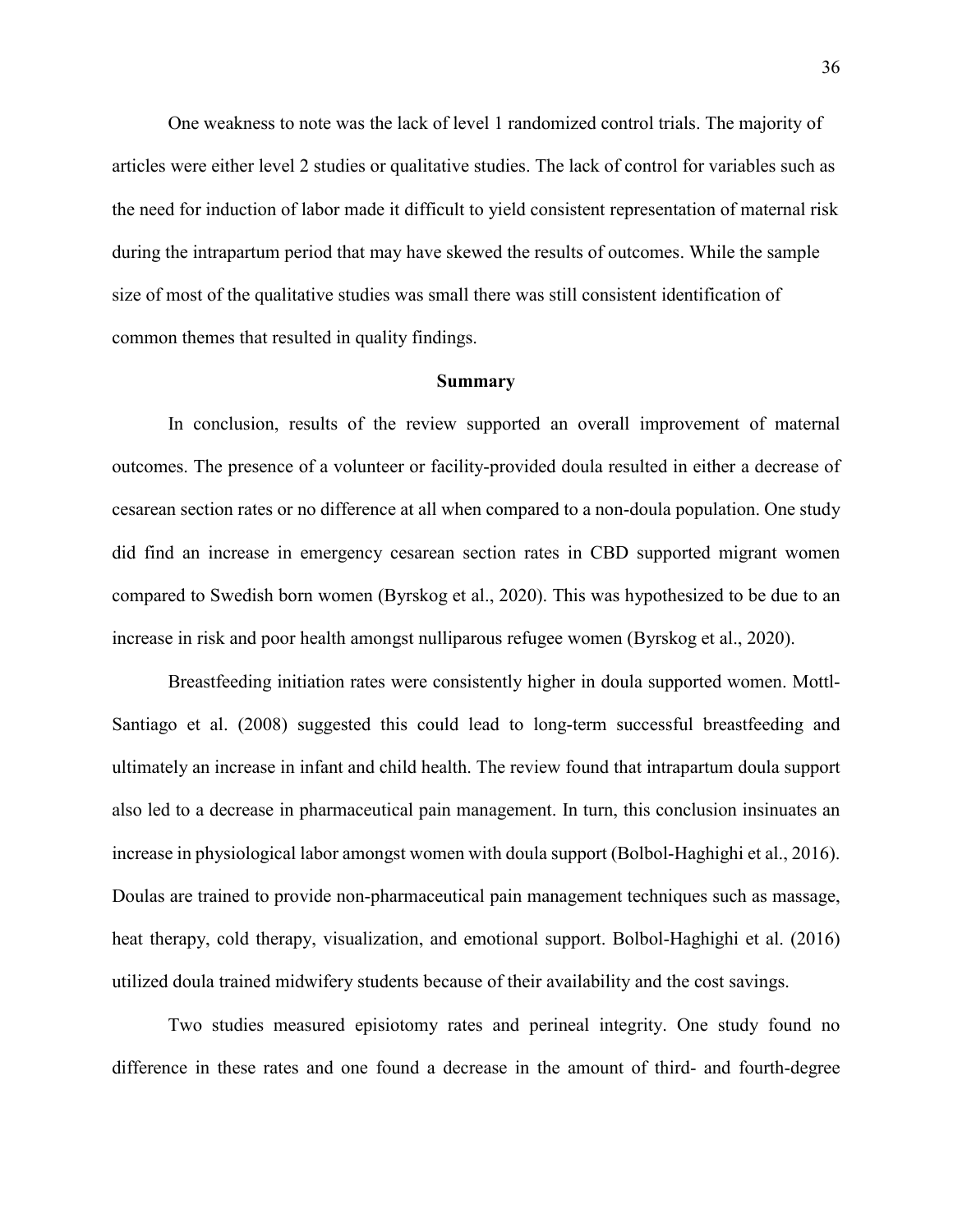One weakness to note was the lack of level 1 randomized control trials. The majority of articles were either level 2 studies or qualitative studies. The lack of control for variables such as the need for induction of labor made it difficult to yield consistent representation of maternal risk during the intrapartum period that may have skewed the results of outcomes. While the sample size of most of the qualitative studies was small there was still consistent identification of common themes that resulted in quality findings.

## Summary

In conclusion, results of the review supported an overall improvement of maternal outcomes. The presence of a volunteer or facility-provided doula resulted in either a decrease of cesarean section rates or no difference at all when compared to a non-doula population. One study did find an increase in emergency cesarean section rates in CBD supported migrant women compared to Swedish born women (Byrskog et al., 2020). This was hypothesized to be due to an increase in risk and poor health amongst nulliparous refugee women (Byrskog et al., 2020).

Breastfeeding initiation rates were consistently higher in doula supported women. Mottl-Santiago et al. (2008) suggested this could lead to long-term successful breastfeeding and ultimately an increase in infant and child health. The review found that intrapartum doula support also led to a decrease in pharmaceutical pain management. In turn, this conclusion insinuates an increase in physiological labor amongst women with doula support (Bolbol-Haghighi et al., 2016). Doulas are trained to provide non-pharmaceutical pain management techniques such as massage, heat therapy, cold therapy, visualization, and emotional support. Bolbol-Haghighi et al. (2016) utilized doula trained midwifery students because of their availability and the cost savings.

Two studies measured episiotomy rates and perineal integrity. One study found no difference in these rates and one found a decrease in the amount of third- and fourth-degree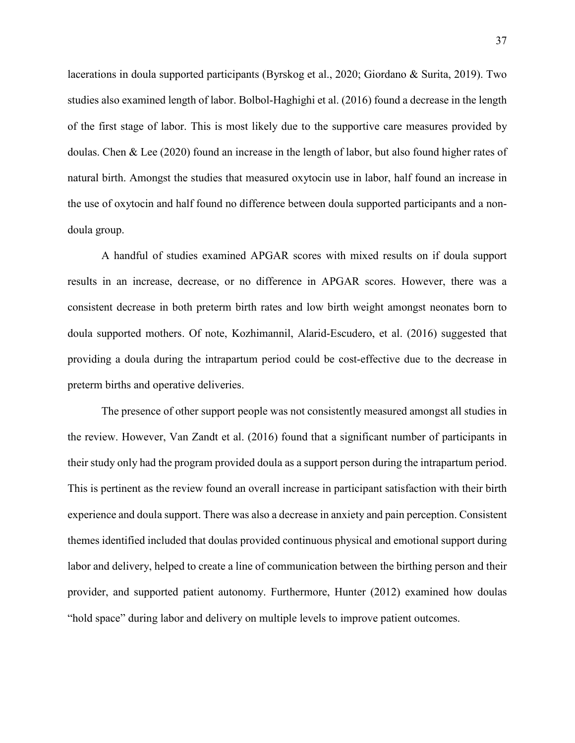lacerations in doula supported participants (Byrskog et al., 2020; Giordano & Surita, 2019). Two studies also examined length of labor. Bolbol-Haghighi et al. (2016) found a decrease in the length of the first stage of labor. This is most likely due to the supportive care measures provided by doulas. Chen & Lee (2020) found an increase in the length of labor, but also found higher rates of natural birth. Amongst the studies that measured oxytocin use in labor, half found an increase in the use of oxytocin and half found no difference between doula supported participants and a non-doula group.

A handful of studies examined APGAR scores with mixed results on if doula support results in an increase, decrease, or no difference in APGAR scores. However, there was a consistent decrease in both preterm birth rates and low birth weight amongst neonates born to doula supported mothers. Of note, Kozhimannil, Alarid-Escudero, et al. (2016) suggested that providing a doula during the intrapartum period could be cost-effective due to the decrease in preterm births and operative deliveries.

The presence of other support people was not consistently measured amongst all studies in the review. However, Van Zandt et al. (2016) found that a significant number of participants in their study only had the program provided doula as a support person during the intrapartum period. This is pertinent as the review found an overall increase in participant satisfaction with their birth experience and doula support. There was also a decrease in anxiety and pain perception. Consistent themes identified included that doulas provided continuous physical and emotional support during labor and delivery, helped to create a line of communication between the birthing person and their provider, and supported patient autonomy. Furthermore, Hunter (2012) examined how doulas "hold space" during labor and delivery on multiple levels to improve patient outcomes.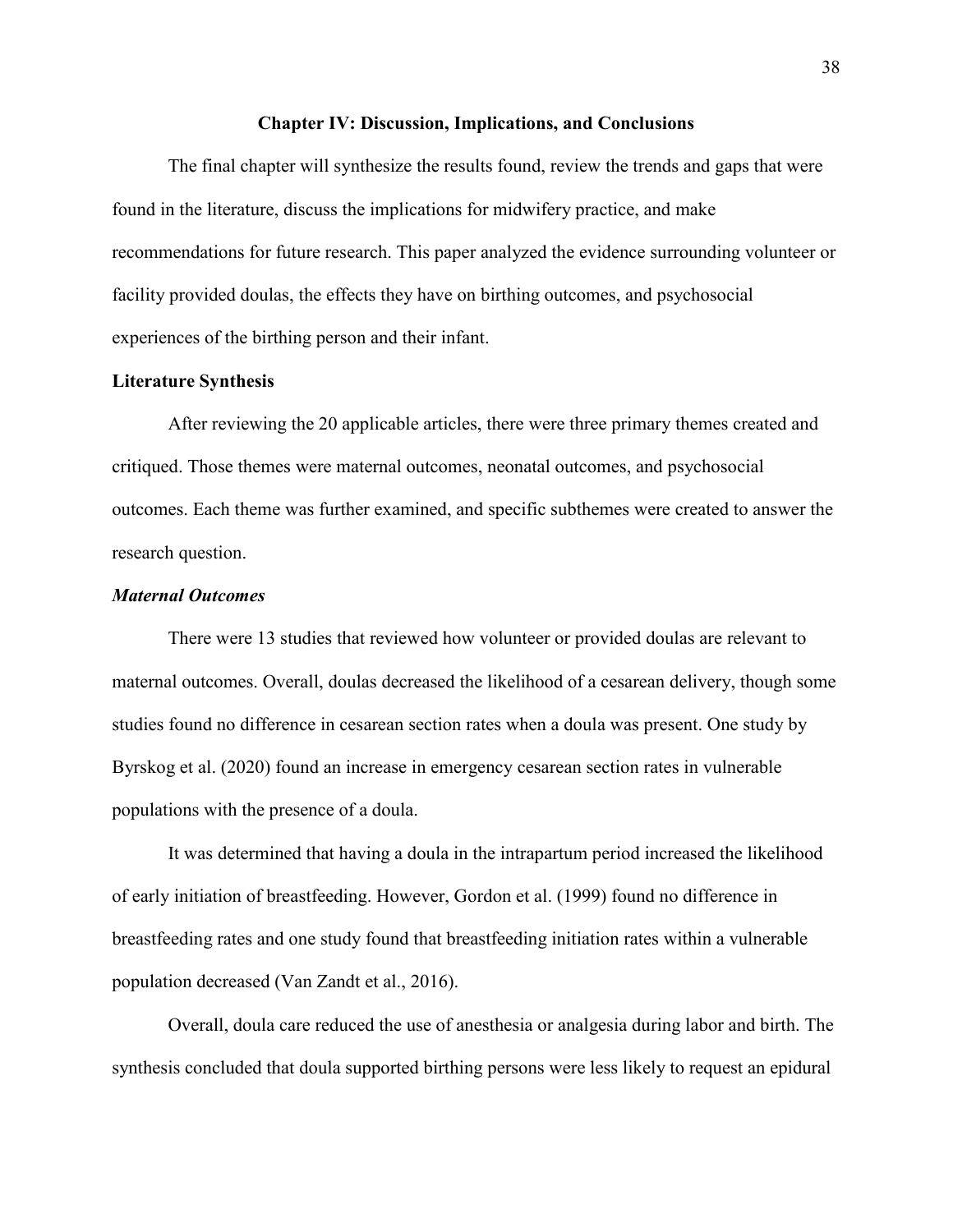# Chapter IV: Discussion, Implications, and Conclusions

The final chapter will synthesize the results found, review the trends and gaps that were found in the literature, discuss the implications for midwifery practice, and make recommendations for future research. This paper analyzed the evidence surrounding volunteer or facility provided doulas, the effects they have on birthing outcomes, and psychosocial experiences of the birthing person and their infant.

## Literature Synthesis

After reviewing the 20 applicable articles, there were three primary themes created and critiqued. Those themes were maternal outcomes, neonatal outcomes, and psychosocial outcomes. Each theme was further examined, and specific subthemes were created to answer the research question.

### *Maternal Outcomes*

There were 13 studies that reviewed how volunteer or provided doulas are relevant to maternal outcomes. Overall, doulas decreased the likelihood of a cesarean delivery, though some studies found no difference in cesarean section rates when a doula was present. One study by Byrskog et al. (2020) found an increase in emergency cesarean section rates in vulnerable populations with the presence of a doula.

It was determined that having a doula in the intrapartum period increased the likelihood of early initiation of breastfeeding. However, Gordon et al. (1999) found no difference in breastfeeding rates and one study found that breastfeeding initiation rates within a vulnerable population decreased (Van Zandt et al., 2016).

Overall, doula care reduced the use of anesthesia or analgesia during labor and birth. The synthesis concluded that doula supported birthing persons were less likely to request an epidural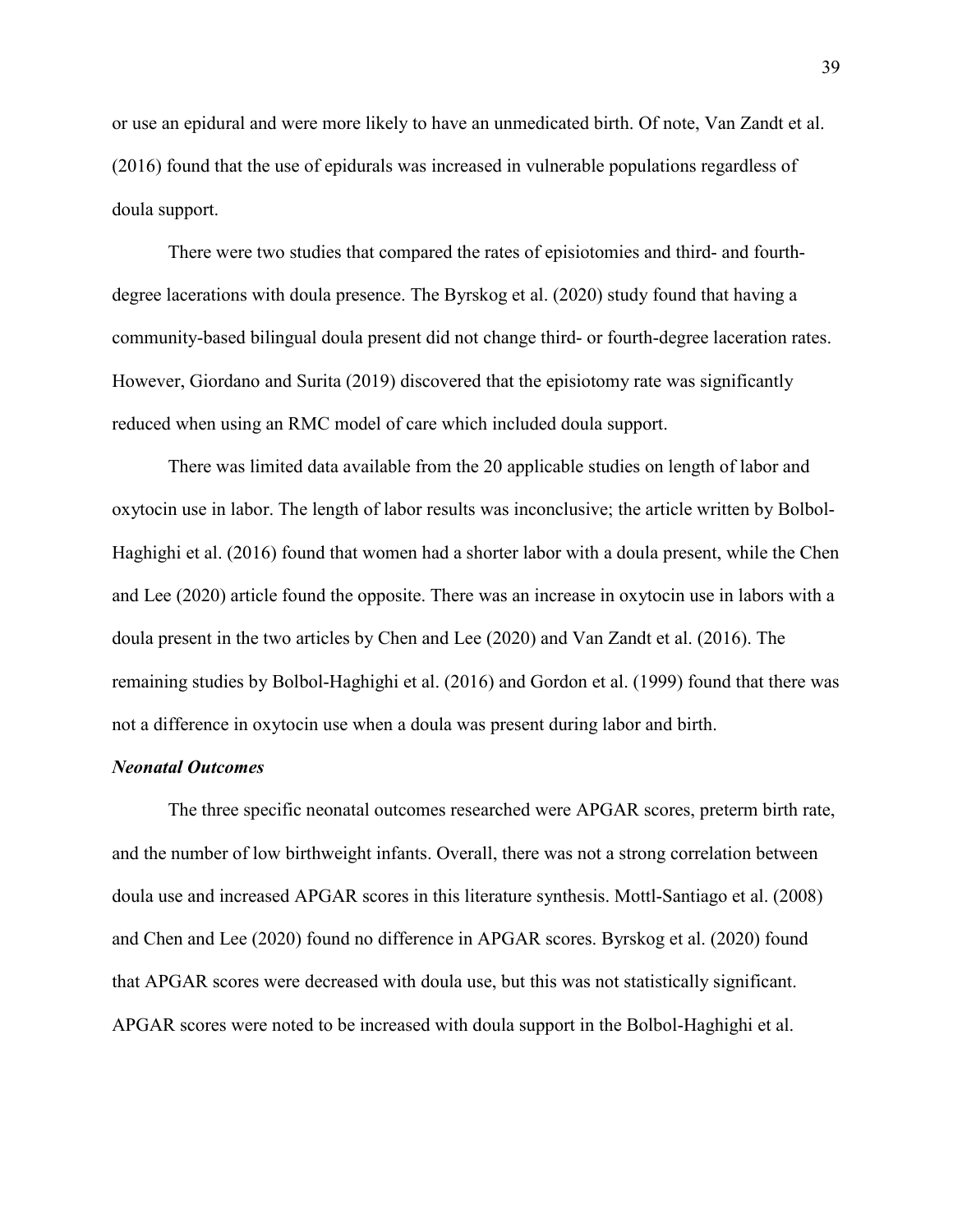or use an epidural and were more likely to have an unmedicated birth. Of note, Van Zandt et al. (2016) found that the use of epidurals was increased in vulnerable populations regardless of doula support.

There were two studies that compared the rates of episiotomies and third- and fourth-degree lacerations with doula presence. The Byrskog et al. (2020) study found that having a community-based bilingual doula present did not change third- or fourth-degree laceration rates. However, Giordano and Surita (2019) discovered that the episiotomy rate was significantly reduced when using an RMC model of care which included doula support.

There was limited data available from the 20 applicable studies on length of labor and oxytocin use in labor. The length of labor results was inconclusive; the article written by Bolbol-Haghighi et al. (2016) found that women had a shorter labor with a doula present, while the Chen and Lee (2020) article found the opposite. There was an increase in oxytocin use in labors with a doula present in the two articles by Chen and Lee (2020) and Van Zandt et al. (2016). The remaining studies by Bolbol-Haghighi et al. (2016) and Gordon et al. (1999) found that there was not a difference in oxytocin use when a doula was present during labor and birth.

### *Neonatal Outcomes*

The three specific neonatal outcomes researched were APGAR scores, preterm birth rate, and the number of low birthweight infants. Overall, there was not a strong correlation between doula use and increased APGAR scores in this literature synthesis. Mottl-Santiago et al. (2008) and Chen and Lee (2020) found no difference in APGAR scores. Byrskog et al. (2020) found that APGAR scores were decreased with doula use, but this was not statistically significant. APGAR scores were noted to be increased with doula support in the Bolbol-Haghighi et al.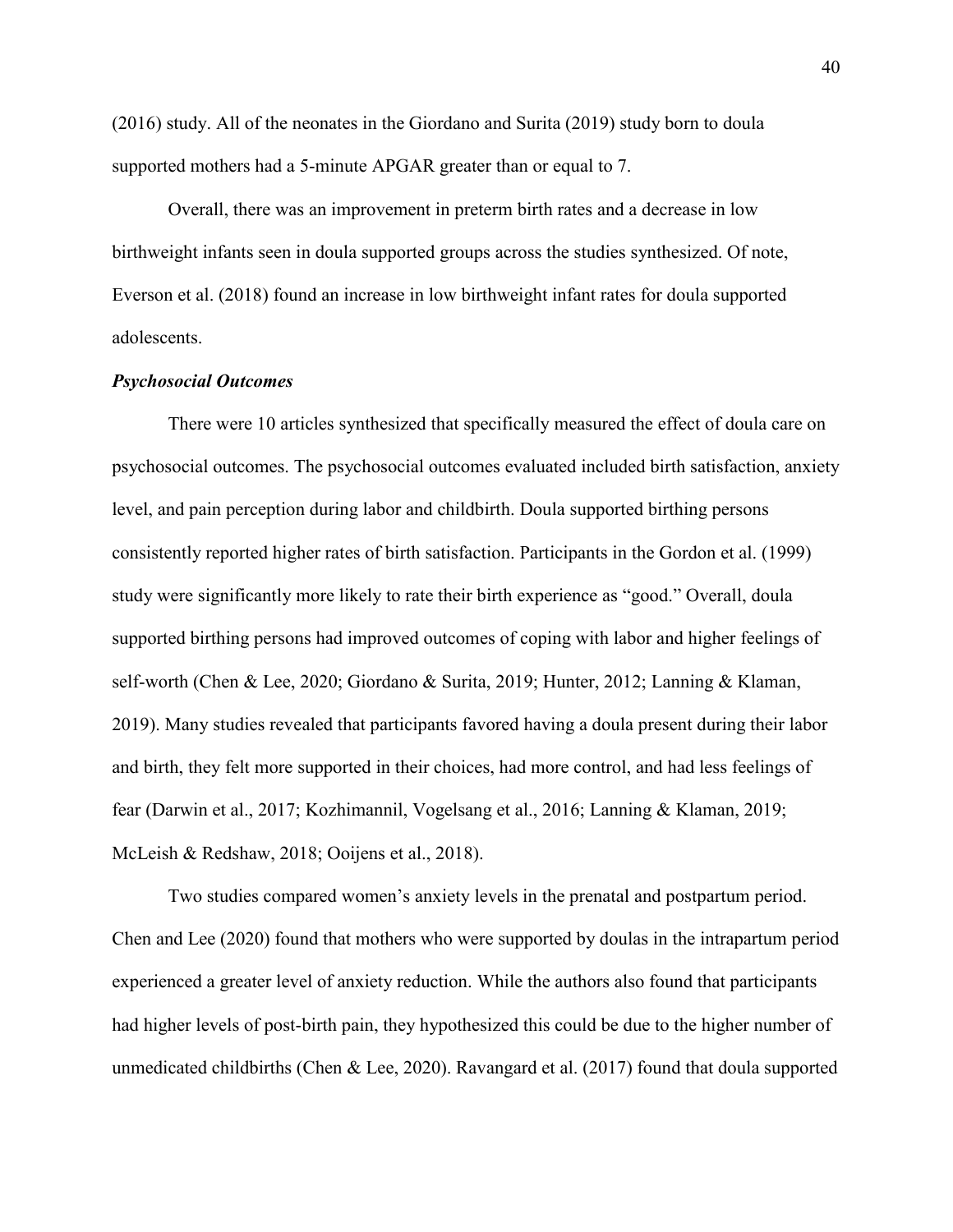(2016) study. All of the neonates in the Giordano and Surita (2019) study born to doula supported mothers had a 5-minute APGAR greater than or equal to 7.

Overall, there was an improvement in preterm birth rates and a decrease in low birthweight infants seen in doula supported groups across the studies synthesized. Of note, Everson et al. (2018) found an increase in low birthweight infant rates for doula supported adolescents.

### *Psychosocial Outcomes*

There were 10 articles synthesized that specifically measured the effect of doula care on psychosocial outcomes. The psychosocial outcomes evaluated included birth satisfaction, anxiety level, and pain perception during labor and childbirth. Doula supported birthing persons consistently reported higher rates of birth satisfaction. Participants in the Gordon et al. (1999) study were significantly more likely to rate their birth experience as "good." Overall, doula supported birthing persons had improved outcomes of coping with labor and higher feelings of self-worth (Chen & Lee, 2020; Giordano & Surita, 2019; Hunter, 2012; Lanning & Klaman, 2019). Many studies revealed that participants favored having a doula present during their labor and birth, they felt more supported in their choices, had more control, and had less feelings of fear (Darwin et al., 2017; Kozhimannil, Vogelsang et al., 2016; Lanning & Klaman, 2019; McLeish & Redshaw, 2018; Ooijens et al., 2018).

Two studies compared women's anxiety levels in the prenatal and postpartum period. Chen and Lee (2020) found that mothers who were supported by doulas in the intrapartum period experienced a greater level of anxiety reduction. While the authors also found that participants had higher levels of post-birth pain, they hypothesized this could be due to the higher number of unmedicated childbirths (Chen & Lee, 2020). Ravangard et al. (2017) found that doula supported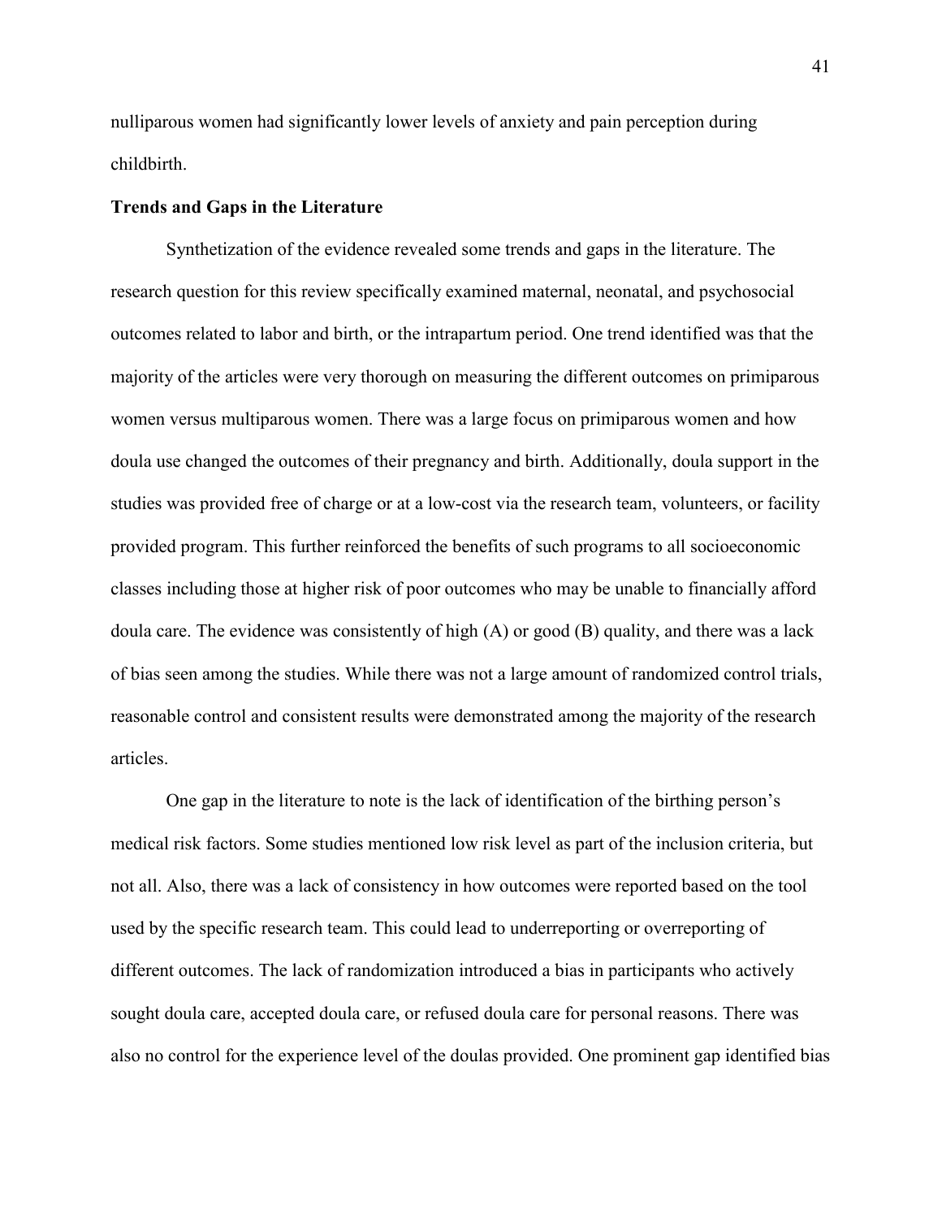nulliparous women had significantly lower levels of anxiety and pain perception during childbirth.

### Trends and Gaps in the Literature

Synthetization of the evidence revealed some trends and gaps in the literature. The research question for this review specifically examined maternal, neonatal, and psychosocial outcomes related to labor and birth, or the intrapartum period. One trend identified was that the majority of the articles were very thorough on measuring the different outcomes on primiparous women versus multiparous women. There was a large focus on primiparous women and how doula use changed the outcomes of their pregnancy and birth. Additionally, doula support in the studies was provided free of charge or at a low-cost via the research team, volunteers, or facility provided program. This further reinforced the benefits of such programs to all socioeconomic classes including those at higher risk of poor outcomes who may be unable to financially afford doula care. The evidence was consistently of high (A) or good (B) quality, and there was a lack of bias seen among the studies. While there was not a large amount of randomized control trials, reasonable control and consistent results were demonstrated among the majority of the research articles.

One gap in the literature to note is the lack of identification of the birthing person's medical risk factors. Some studies mentioned low risk level as part of the inclusion criteria, but not all. Also, there was a lack of consistency in how outcomes were reported based on the tool used by the specific research team. This could lead to underreporting or overreporting of different outcomes. The lack of randomization introduced a bias in participants who actively sought doula care, accepted doula care, or refused doula care for personal reasons. There was also no control for the experience level of the doulas provided. One prominent gap identified bias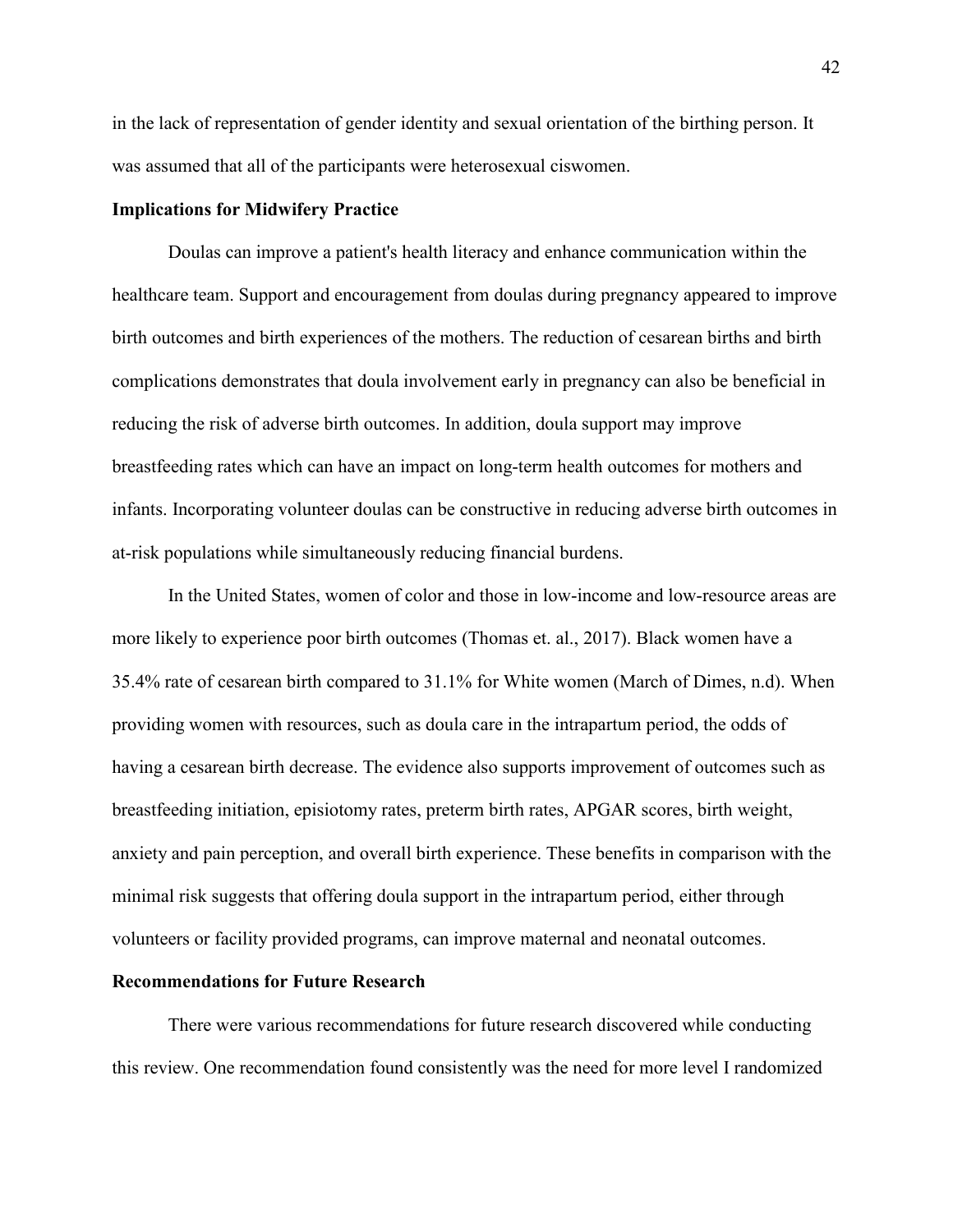in the lack of representation of gender identity and sexual orientation of the birthing person. It was assumed that all of the participants were heterosexual ciswomen.

**Implications for Midwifery Practice**

Doulas can improve a patient's health literacy and enhance communication within the healthcare team. Support and encouragement from doulas during pregnancy appeared to improve birth outcomes and birth experiences of the mothers. The reduction of cesarean births and birth complications demonstrates that doula involvement early in pregnancy can also be beneficial in reducing the risk of adverse birth outcomes. In addition, doula support may improve breastfeeding rates which can have an impact on long-term health outcomes for mothers and infants. Incorporating volunteer doulas can be constructive in reducing adverse birth outcomes in at-risk populations while simultaneously reducing financial burdens.

In the United States, women of color and those in low-income and low-resource areas are more likely to experience poor birth outcomes (Thomas et. al., 2017). Black women have a 35.4% rate of cesarean birth compared to 31.1% for White women (March of Dimes, n.d). When providing women with resources, such as doula care in the intrapartum period, the odds of having a cesarean birth decrease. The evidence also supports improvement of outcomes such as breastfeeding initiation, episiotomy rates, preterm birth rates, APGAR scores, birth weight, anxiety and pain perception, and overall birth experience. These benefits in comparison with the minimal risk suggests that offering doula support in the intrapartum period, either through volunteers or facility provided programs, can improve maternal and neonatal outcomes.

**Recommendations for Future Research**

There were various recommendations for future research discovered while conducting this review. One recommendation found consistently was the need for more level I randomized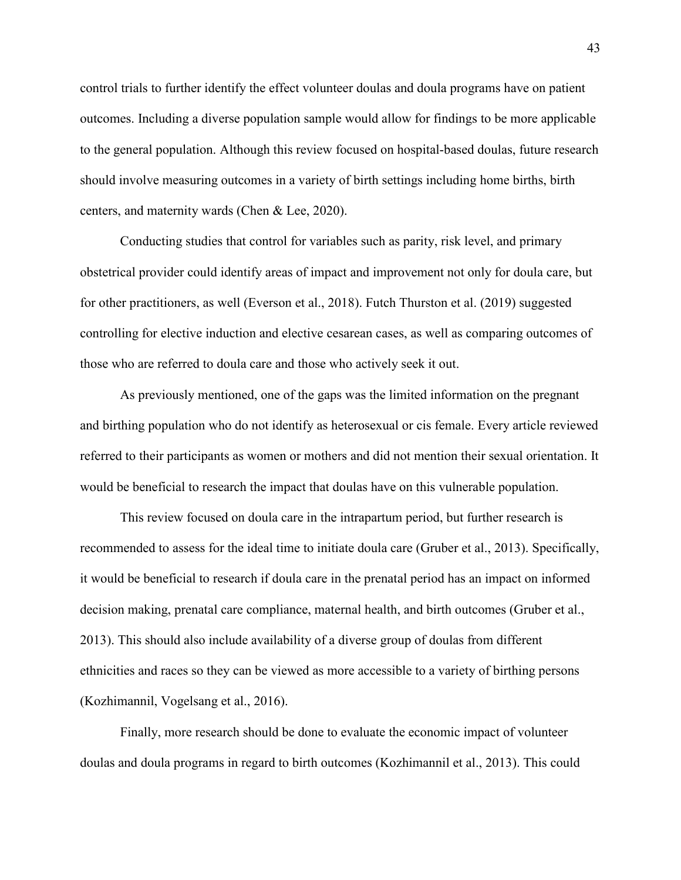control trials to further identify the effect volunteer doulas and doula programs have on patient outcomes. Including a diverse population sample would allow for findings to be more applicable to the general population. Although this review focused on hospital-based doulas, future research should involve measuring outcomes in a variety of birth settings including home births, birth centers, and maternity wards (Chen & Lee, 2020).

Conducting studies that control for variables such as parity, risk level, and primary obstetrical provider could identify areas of impact and improvement not only for doula care, but for other practitioners, as well (Everson et al., 2018). Futch Thurston et al. (2019) suggested controlling for elective induction and elective cesarean cases, as well as comparing outcomes of those who are referred to doula care and those who actively seek it out.

As previously mentioned, one of the gaps was the limited information on the pregnant and birthing population who do not identify as heterosexual or cis female. Every article reviewed referred to their participants as women or mothers and did not mention their sexual orientation. It would be beneficial to research the impact that doulas have on this vulnerable population.

This review focused on doula care in the intrapartum period, but further research is recommended to assess for the ideal time to initiate doula care (Gruber et al., 2013). Specifically, it would be beneficial to research if doula care in the prenatal period has an impact on informed decision making, prenatal care compliance, maternal health, and birth outcomes (Gruber et al., 2013). This should also include availability of a diverse group of doulas from different ethnicities and races so they can be viewed as more accessible to a variety of birthing persons (Kozhimannil, Vogelsang et al., 2016).

Finally, more research should be done to evaluate the economic impact of volunteer doulas and doula programs in regard to birth outcomes (Kozhimannil et al., 2013). This could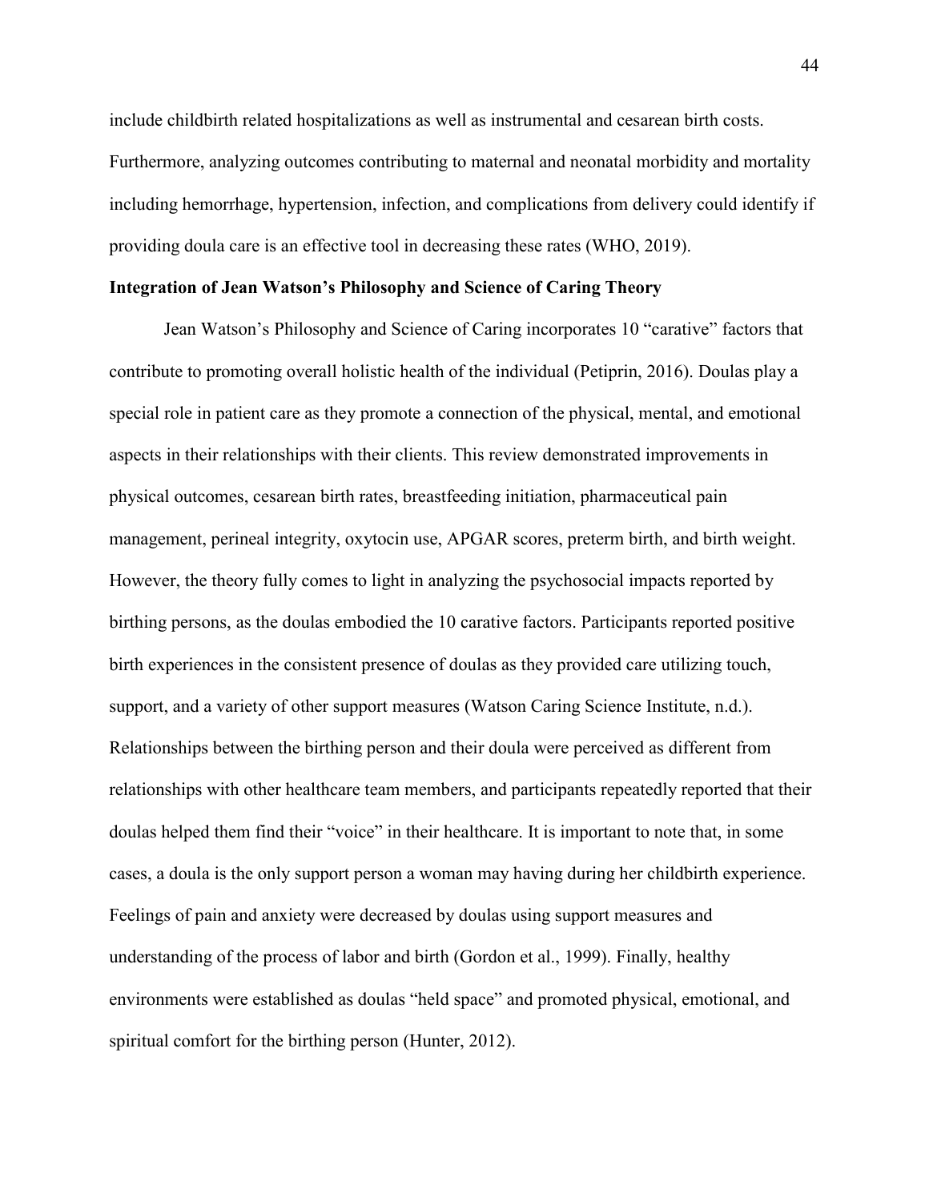include childbirth related hospitalizations as well as instrumental and cesarean birth costs. Furthermore, analyzing outcomes contributing to maternal and neonatal morbidity and mortality including hemorrhage, hypertension, infection, and complications from delivery could identify if providing doula care is an effective tool in decreasing these rates (WHO, 2019).

## Integration of Jean Watson's Philosophy and Science of Caring Theory

Jean Watson's Philosophy and Science of Caring incorporates 10 "carative" factors that contribute to promoting overall holistic health of the individual (Petiprin, 2016). Doulas play a special role in patient care as they promote a connection of the physical, mental, and emotional aspects in their relationships with their clients. This review demonstrated improvements in physical outcomes, cesarean birth rates, breastfeeding initiation, pharmaceutical pain management, perineal integrity, oxytocin use, APGAR scores, preterm birth, and birth weight. However, the theory fully comes to light in analyzing the psychosocial impacts reported by birthing persons, as the doulas embodied the 10 carative factors. Participants reported positive birth experiences in the consistent presence of doulas as they provided care utilizing touch, support, and a variety of other support measures (Watson Caring Science Institute, n.d.). Relationships between the birthing person and their doula were perceived as different from relationships with other healthcare team members, and participants repeatedly reported that their doulas helped them find their "voice" in their healthcare. It is important to note that, in some cases, a doula is the only support person a woman may having during her childbirth experience. Feelings of pain and anxiety were decreased by doulas using support measures and understanding of the process of labor and birth (Gordon et al., 1999). Finally, healthy environments were established as doulas "held space" and promoted physical, emotional, and spiritual comfort for the birthing person (Hunter, 2012).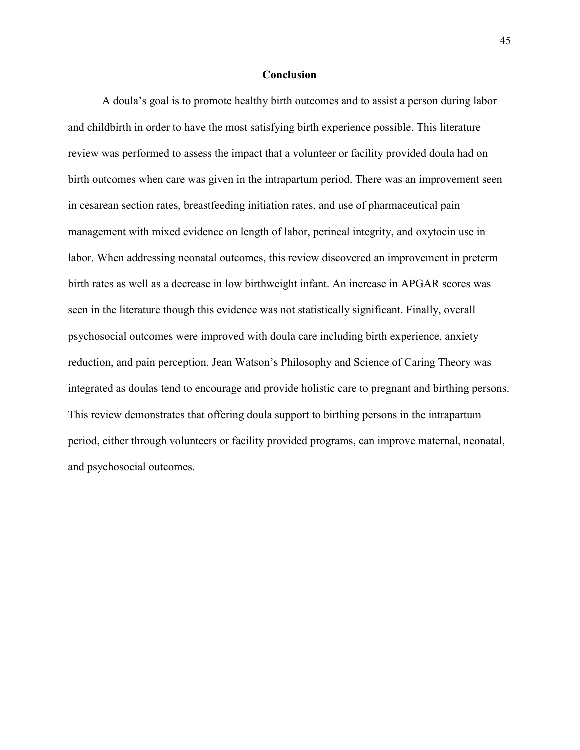## Conclusion

A doula's goal is to promote healthy birth outcomes and to assist a person during labor and childbirth in order to have the most satisfying birth experience possible. This literature review was performed to assess the impact that a volunteer or facility provided doula had on birth outcomes when care was given in the intrapartum period. There was an improvement seen in cesarean section rates, breastfeeding initiation rates, and use of pharmaceutical pain management with mixed evidence on length of labor, perineal integrity, and oxytocin use in labor. When addressing neonatal outcomes, this review discovered an improvement in preterm birth rates as well as a decrease in low birthweight infant. An increase in APGAR scores was seen in the literature though this evidence was not statistically significant. Finally, overall psychosocial outcomes were improved with doula care including birth experience, anxiety reduction, and pain perception. Jean Watson's Philosophy and Science of Caring Theory was integrated as doulas tend to encourage and provide holistic care to pregnant and birthing persons. This review demonstrates that offering doula support to birthing persons in the intrapartum period, either through volunteers or facility provided programs, can improve maternal, neonatal, and psychosocial outcomes.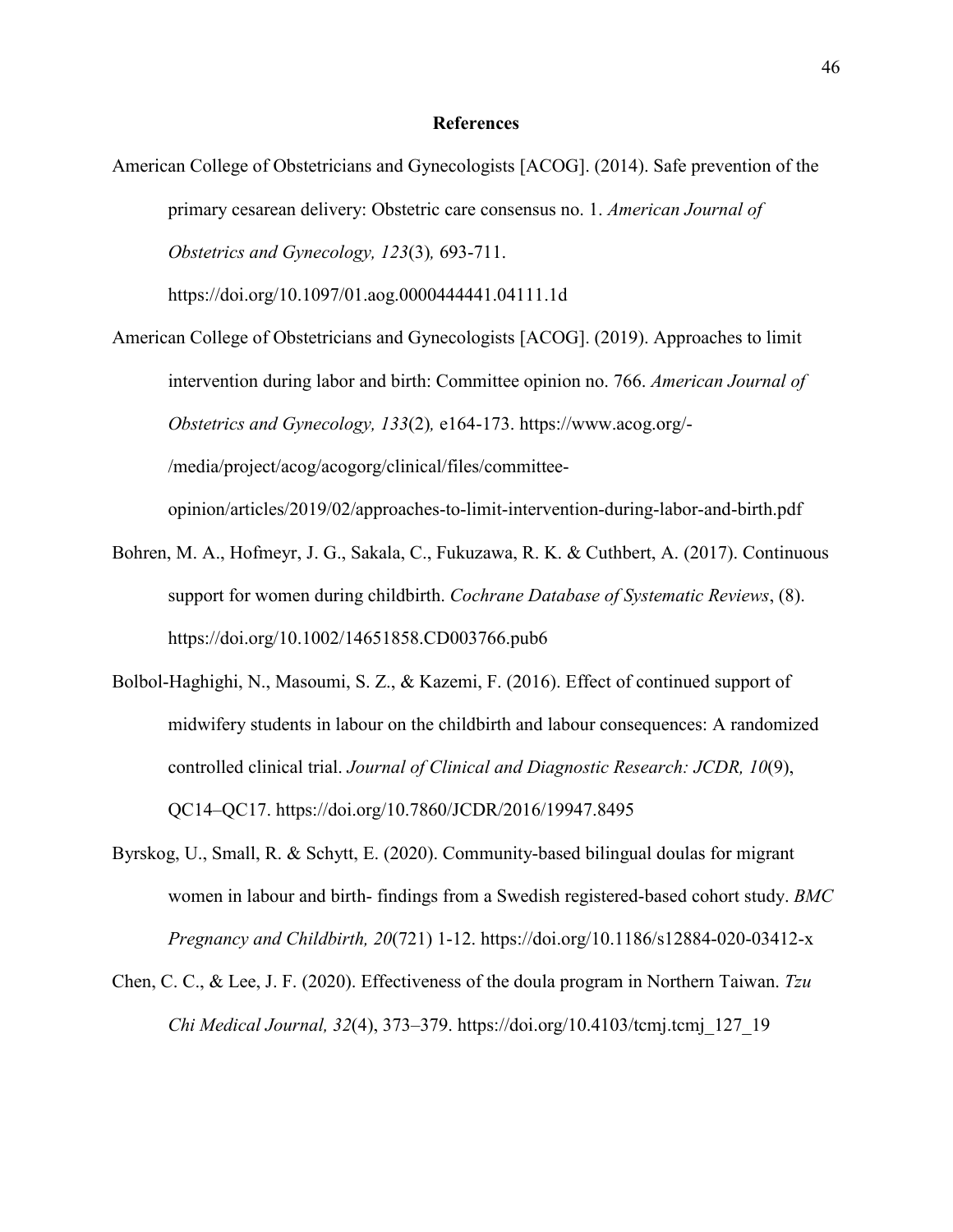**References**

American College of Obstetricians and Gynecologists [ACOG]. (2014). Safe prevention of the primary cesarean delivery: Obstetric care consensus no. 1. *American Journal of Obstetrics and Gynecology, 123*(3)*,* 693-711. https://doi.org/10.1097/01.aog.0000444441.04111.1d

American College of Obstetricians and Gynecologists [ACOG]. (2019). Approaches to limit intervention during labor and birth: Committee opinion no. 766. *American Journal of Obstetrics and Gynecology, 133*(2)*,* e164-173. https://www.acog.org/-/media/project/acog/acogorg/clinical/files/committee-opinion/articles/2019/02/approaches-to-limit-intervention-during-labor-and-birth.pdf

Bohren, M. A., Hofmeyr, J. G., Sakala, C., Fukuzawa, R. K. & Cuthbert, A. (2017). Continuous support for women during childbirth. *Cochrane Database of Systematic Reviews*, (8). https://doi.org/10.1002/14651858.CD003766.pub6

Bolbol-Haghighi, N., Masoumi, S. Z., & Kazemi, F. (2016). Effect of continued support of midwifery students in labour on the childbirth and labour consequences: A randomized controlled clinical trial. *Journal of Clinical and Diagnostic Research: JCDR, 10*(9), QC14–QC17. https://doi.org/10.7860/JCDR/2016/19947.8495

Byrskog, U., Small, R. & Schytt, E. (2020). Community-based bilingual doulas for migrant women in labour and birth- findings from a Swedish registered-based cohort study. *BMC Pregnancy and Childbirth, 20*(721) 1-12. https://doi.org/10.1186/s12884-020-03412-x

Chen, C. C., & Lee, J. F. (2020). Effectiveness of the doula program in Northern Taiwan. *Tzu Chi Medical Journal, 32*(4), 373–379. https://doi.org/10.4103/tcmj.tcmj_127_19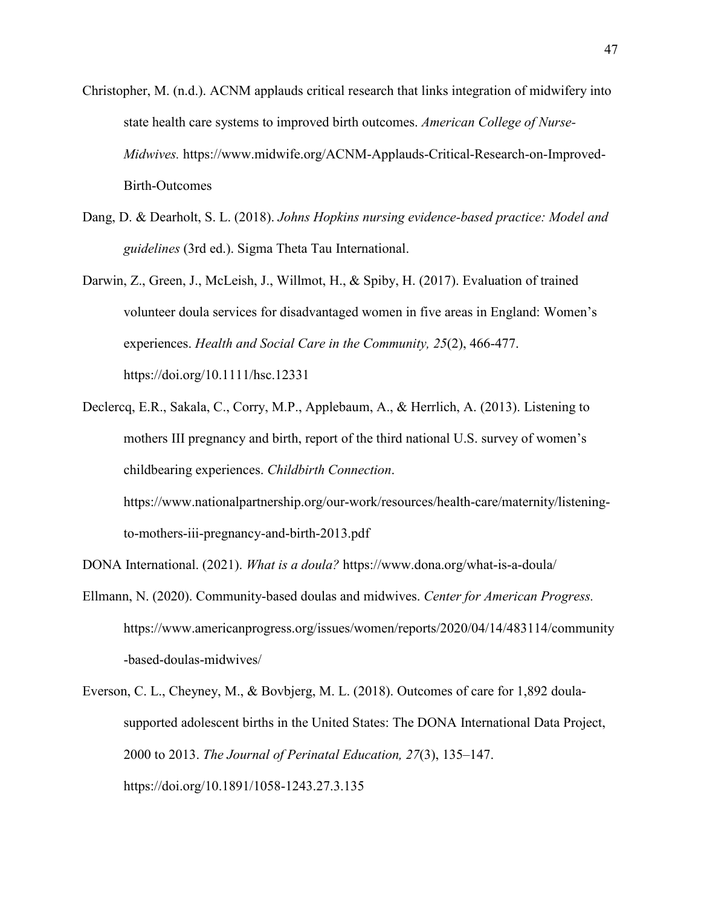Christopher, M. (n.d.). ACNM applauds critical research that links integration of midwifery into state health care systems to improved birth outcomes. *American College of Nurse-Midwives.* https://www.midwife.org/ACNM-Applauds-Critical-Research-on-Improved-Birth-Outcomes

Dang, D. & Dearholt, S. L. (2018). *Johns Hopkins nursing evidence-based practice: Model and guidelines* (3rd ed.). Sigma Theta Tau International.

Darwin, Z., Green, J., McLeish, J., Willmot, H., & Spiby, H. (2017). Evaluation of trained volunteer doula services for disadvantaged women in five areas in England: Women's experiences. *Health and Social Care in the Community, 25*(2), 466-477. https://doi.org/10.1111/hsc.12331

Declercq, E.R., Sakala, C., Corry, M.P., Applebaum, A., & Herrlich, A. (2013). Listening to mothers III pregnancy and birth, report of the third national U.S. survey of women's childbearing experiences. *Childbirth Connection*. https://www.nationalpartnership.org/our-work/resources/health-care/maternity/listening-to-mothers-iii-pregnancy-and-birth-2013.pdf

DONA International. (2021). *What is a doula?* https://www.dona.org/what-is-a-doula/

Ellmann, N. (2020). Community-based doulas and midwives. *Center for American Progress.* https://www.americanprogress.org/issues/women/reports/2020/04/14/483114/community-based-doulas-midwives/

Everson, C. L., Cheyney, M., & Bovbjerg, M. L. (2018). Outcomes of care for 1,892 doula-supported adolescent births in the United States: The DONA International Data Project, 2000 to 2013. *The Journal of Perinatal Education, 27*(3), 135–147. https://doi.org/10.1891/1058-1243.27.3.135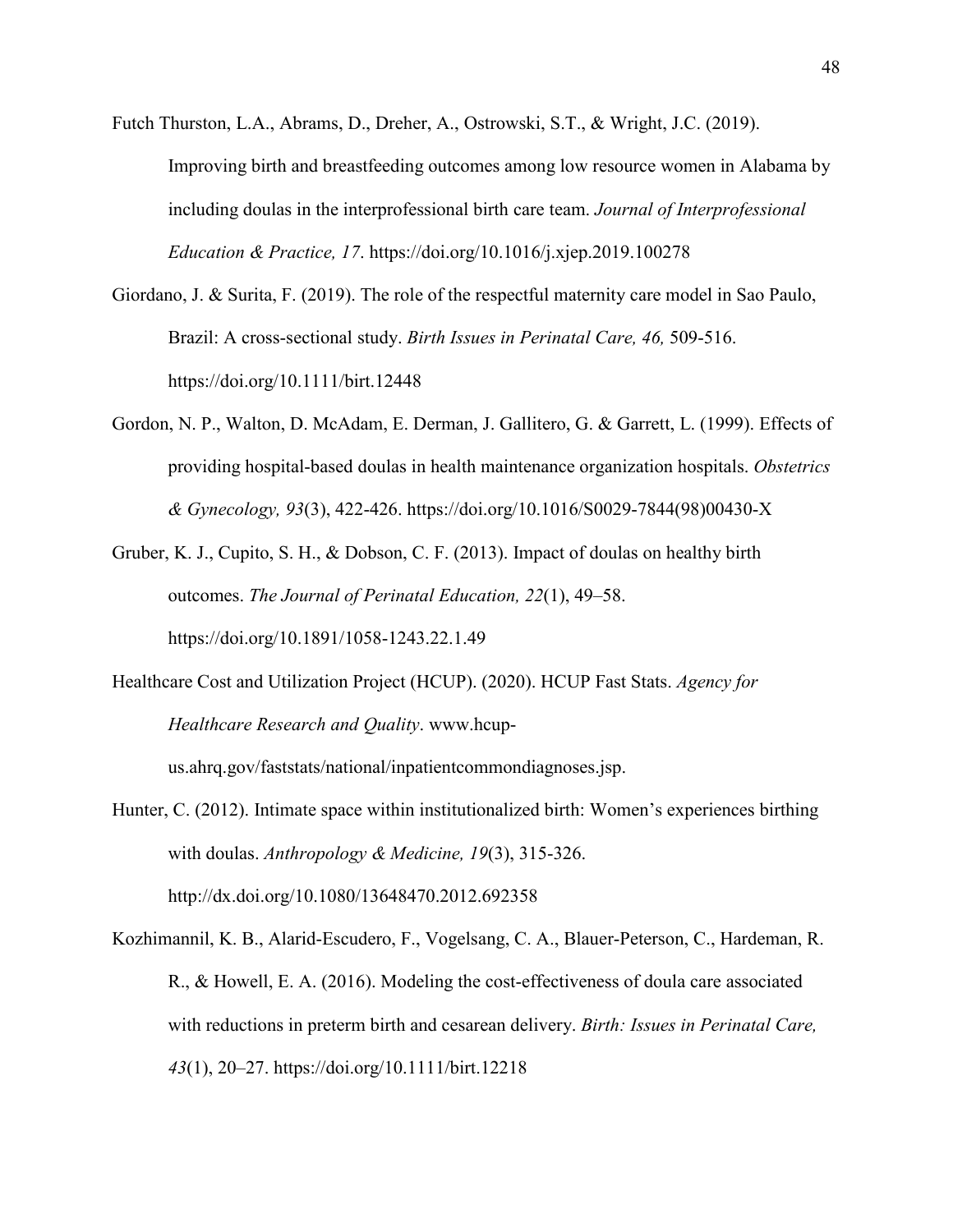Futch Thurston, L.A., Abrams, D., Dreher, A., Ostrowski, S.T., & Wright, J.C. (2019). Improving birth and breastfeeding outcomes among low resource women in Alabama by including doulas in the interprofessional birth care team. *Journal of Interprofessional Education & Practice, 17*. https://doi.org/10.1016/j.xjep.2019.100278

Giordano, J. & Surita, F. (2019). The role of the respectful maternity care model in Sao Paulo, Brazil: A cross-sectional study. *Birth Issues in Perinatal Care, 46,* 509-516. https://doi.org/10.1111/birt.12448

Gordon, N. P., Walton, D. McAdam, E. Derman, J. Gallitero, G. & Garrett, L. (1999). Effects of providing hospital-based doulas in health maintenance organization hospitals. *Obstetrics & Gynecology, 93*(3), 422-426. https://doi.org/10.1016/S0029-7844(98)00430-X

Gruber, K. J., Cupito, S. H., & Dobson, C. F. (2013). Impact of doulas on healthy birth outcomes. *The Journal of Perinatal Education, 22*(1), 49–58. https://doi.org/10.1891/1058-1243.22.1.49

Healthcare Cost and Utilization Project (HCUP). (2020). HCUP Fast Stats. *Agency for Healthcare Research and Quality*. www.hcup-us.ahrq.gov/faststats/national/inpatientcommondiagnoses.jsp.

Hunter, C. (2012). Intimate space within institutionalized birth: Women's experiences birthing with doulas. *Anthropology & Medicine, 19*(3), 315-326. http://dx.doi.org/10.1080/13648470.2012.692358

Kozhimannil, K. B., Alarid-Escudero, F., Vogelsang, C. A., Blauer-Peterson, C., Hardeman, R. R., & Howell, E. A. (2016). Modeling the cost-effectiveness of doula care associated with reductions in preterm birth and cesarean delivery. *Birth: Issues in Perinatal Care, 43*(1), 20–27. https://doi.org/10.1111/birt.12218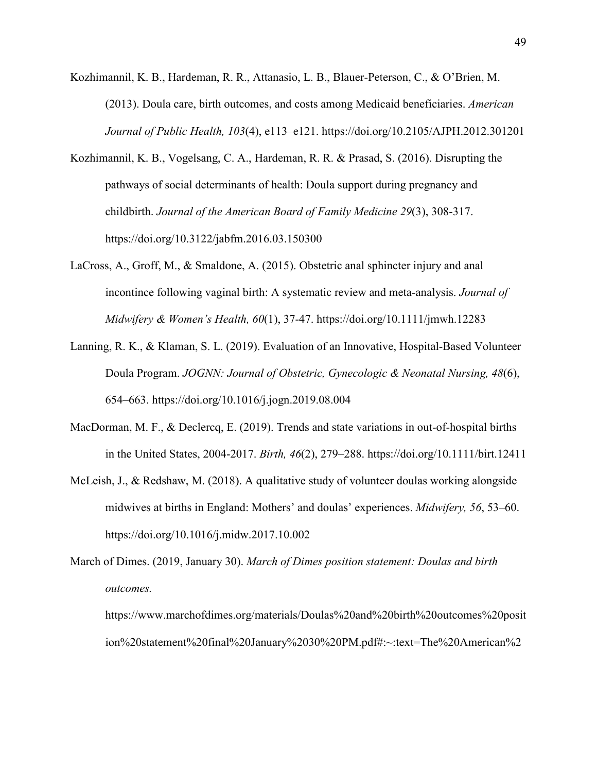Kozhimannil, K. B., Hardeman, R. R., Attanasio, L. B., Blauer-Peterson, C., & O'Brien, M. (2013). Doula care, birth outcomes, and costs among Medicaid beneficiaries. *American Journal of Public Health, 103*(4), e113–e121. https://doi.org/10.2105/AJPH.2012.301201

Kozhimannil, K. B., Vogelsang, C. A., Hardeman, R. R. & Prasad, S. (2016). Disrupting the pathways of social determinants of health: Doula support during pregnancy and childbirth. *Journal of the American Board of Family Medicine 29*(3), 308-317. https://doi.org/10.3122/jabfm.2016.03.150300

LaCross, A., Groff, M., & Smaldone, A. (2015). Obstetric anal sphincter injury and anal incontince following vaginal birth: A systematic review and meta-analysis. *Journal of Midwifery & Women's Health, 60*(1), 37-47. https://doi.org/10.1111/jmwh.12283

Lanning, R. K., & Klaman, S. L. (2019). Evaluation of an Innovative, Hospital-Based Volunteer Doula Program. *JOGNN: Journal of Obstetric, Gynecologic & Neonatal Nursing, 48*(6), 654–663. https://doi.org/10.1016/j.jogn.2019.08.004

MacDorman, M. F., & Declercq, E. (2019). Trends and state variations in out-of-hospital births in the United States, 2004-2017. *Birth, 46*(2), 279–288. https://doi.org/10.1111/birt.12411

McLeish, J., & Redshaw, M. (2018). A qualitative study of volunteer doulas working alongside midwives at births in England: Mothers' and doulas' experiences. *Midwifery, 56*, 53–60. https://doi.org/10.1016/j.midw.2017.10.002

March of Dimes. (2019, January 30). *March of Dimes position statement: Doulas and birth outcomes.* https://www.marchofdimes.org/materials/Doulas%20and%20birth%20outcomes%20position%20statement%20final%20January%2030%20PM.pdf#:~:text=The%20American%2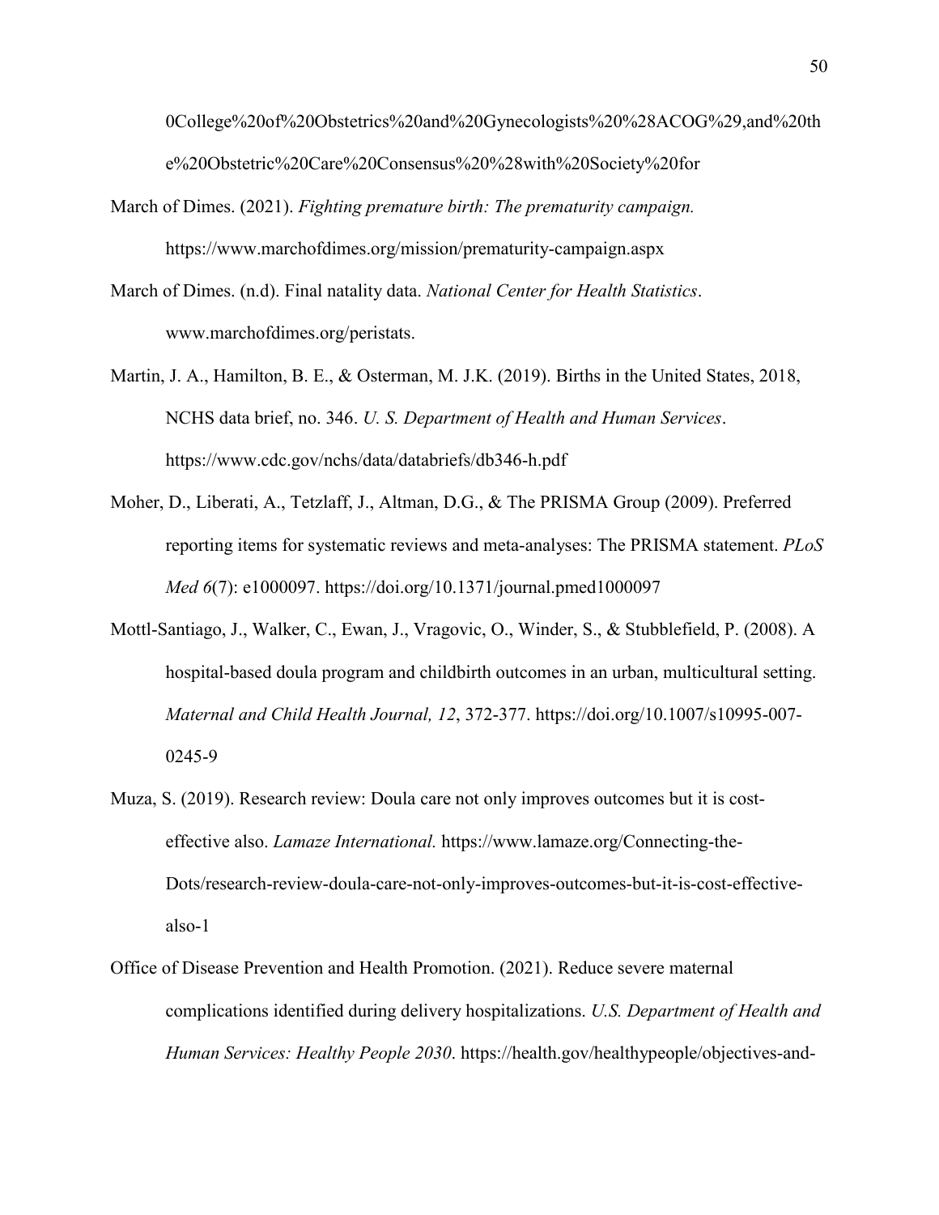0College%20of%20Obstetrics%20and%20Gynecologists%20%28ACOG%29,and%20th
e%20Obstetric%20Care%20Consensus%20%28with%20Society%20for

March of Dimes. (2021). *Fighting premature birth: The prematurity campaign.* https://www.marchofdimes.org/mission/prematurity-campaign.aspx

March of Dimes. (n.d). Final natality data. *National Center for Health Statistics*. www.marchofdimes.org/peristats.

Martin, J. A., Hamilton, B. E., & Osterman, M. J.K. (2019). Births in the United States, 2018, NCHS data brief, no. 346. *U. S. Department of Health and Human Services*. https://www.cdc.gov/nchs/data/databriefs/db346-h.pdf

Moher, D., Liberati, A., Tetzlaff, J., Altman, D.G., & The PRISMA Group (2009). Preferred reporting items for systematic reviews and meta-analyses: The PRISMA statement. *PLoS Med 6*(7): e1000097. https://doi.org/10.1371/journal.pmed1000097

Mottl-Santiago, J., Walker, C., Ewan, J., Vragovic, O., Winder, S., & Stubblefield, P. (2008). A hospital-based doula program and childbirth outcomes in an urban, multicultural setting. *Maternal and Child Health Journal, 12*, 372-377. https://doi.org/10.1007/s10995-007-0245-9

Muza, S. (2019). Research review: Doula care not only improves outcomes but it is cost-effective also. *Lamaze International.* https://www.lamaze.org/Connecting-the-Dots/research-review-doula-care-not-only-improves-outcomes-but-it-is-cost-effective-also-1

Office of Disease Prevention and Health Promotion. (2021). Reduce severe maternal complications identified during delivery hospitalizations. *U.S. Department of Health and Human Services: Healthy People 2030*. https://health.gov/healthypeople/objectives-and-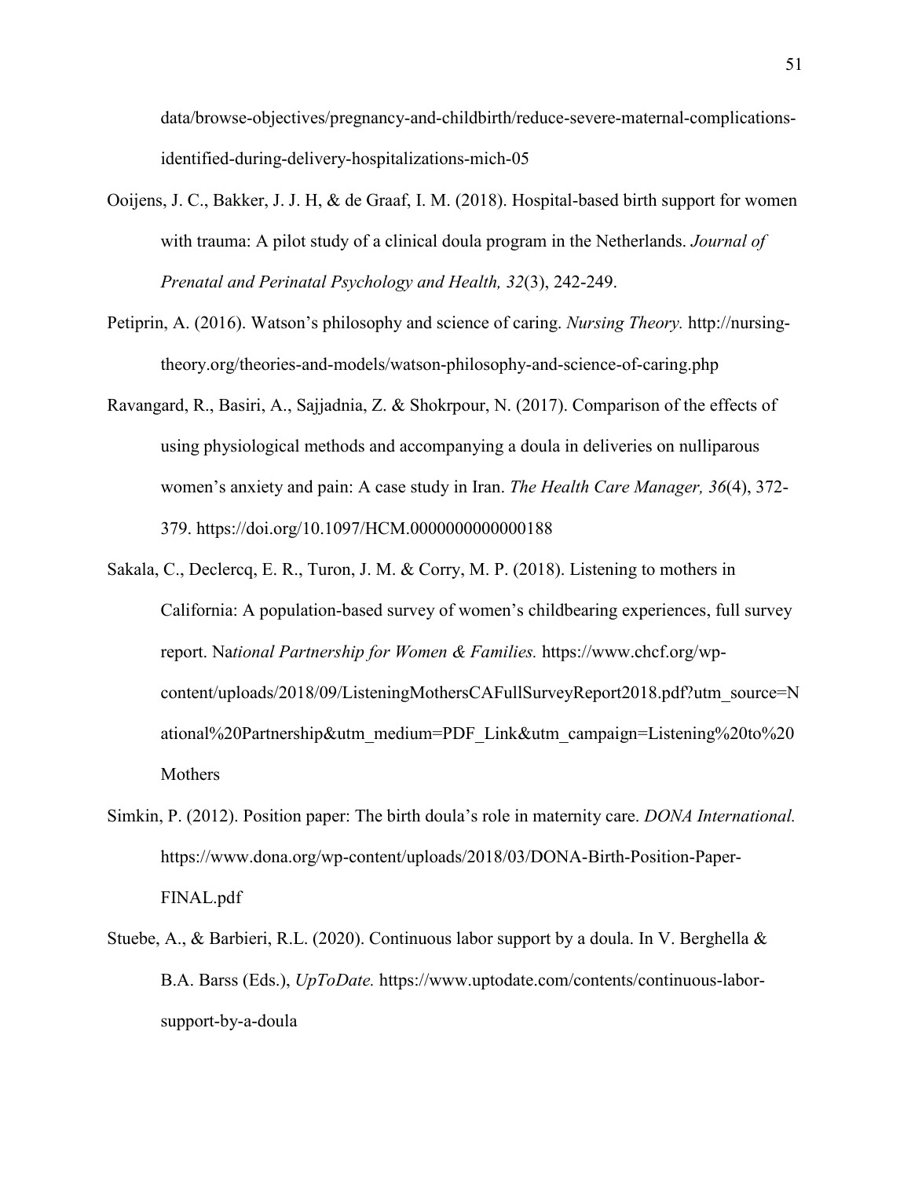data/browse-objectives/pregnancy-and-childbirth/reduce-severe-maternal-complications-identified-during-delivery-hospitalizations-mich-05

Ooijens, J. C., Bakker, J. J. H, & de Graaf, I. M. (2018). Hospital-based birth support for women with trauma: A pilot study of a clinical doula program in the Netherlands. *Journal of Prenatal and Perinatal Psychology and Health, 32*(3), 242-249.

Petiprin, A. (2016). Watson's philosophy and science of caring. *Nursing Theory.* http://nursing-theory.org/theories-and-models/watson-philosophy-and-science-of-caring.php

Ravangard, R., Basiri, A., Sajjadnia, Z. & Shokrpour, N. (2017). Comparison of the effects of using physiological methods and accompanying a doula in deliveries on nulliparous women's anxiety and pain: A case study in Iran. *The Health Care Manager, 36*(4), 372-379. https://doi.org/10.1097/HCM.0000000000000188

Sakala, C., Declercq, E. R., Turon, J. M. & Corry, M. P. (2018). Listening to mothers in California: A population-based survey of women's childbearing experiences, full survey report. Na*tional Partnership for Women & Families.* https://www.chcf.org/wp-content/uploads/2018/09/ListeningMothersCAFullSurveyReport2018.pdf?utm_source=National%20Partnership&utm_medium=PDF_Link&utm_campaign=Listening%20to%20Mothers

Simkin, P. (2012). Position paper: The birth doula's role in maternity care. *DONA International.* https://www.dona.org/wp-content/uploads/2018/03/DONA-Birth-Position-Paper-FINAL.pdf

Stuebe, A., & Barbieri, R.L. (2020). Continuous labor support by a doula. In V. Berghella & B.A. Barss (Eds.), *UpToDate.* https://www.uptodate.com/contents/continuous-labor-support-by-a-doula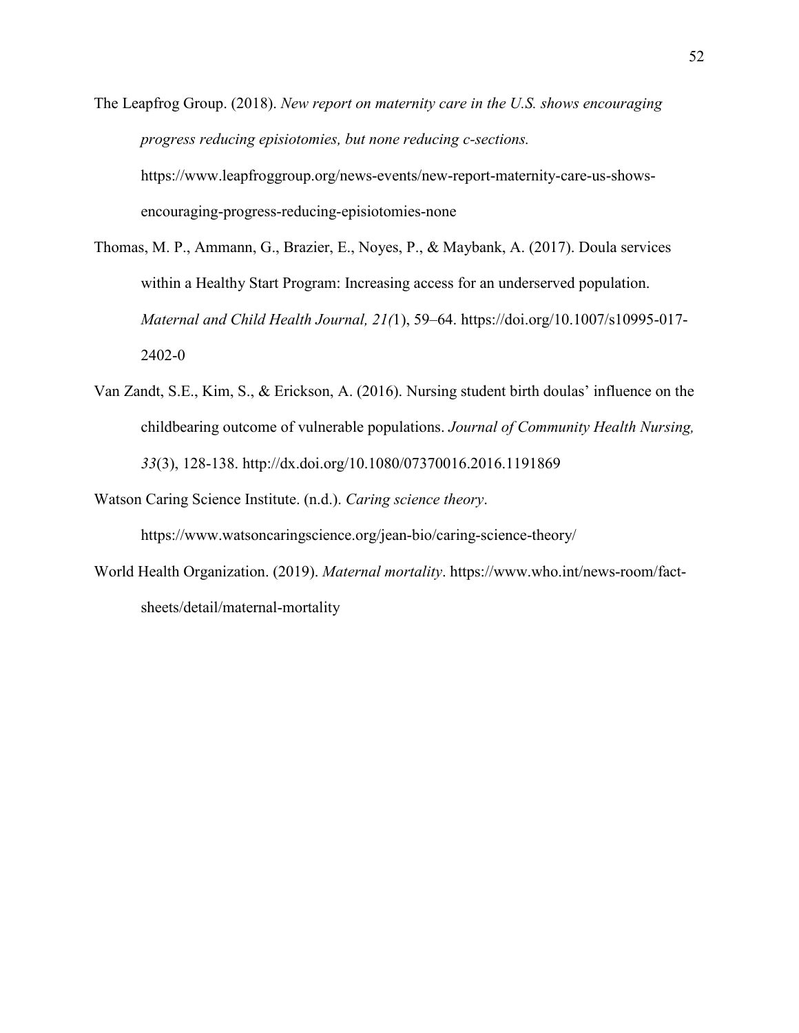The Leapfrog Group. (2018). *New report on maternity care in the U.S. shows encouraging progress reducing episiotomies, but none reducing c-sections.* https://www.leapfroggroup.org/news-events/new-report-maternity-care-us-shows-encouraging-progress-reducing-episiotomies-none

Thomas, M. P., Ammann, G., Brazier, E., Noyes, P., & Maybank, A. (2017). Doula services within a Healthy Start Program: Increasing access for an underserved population. *Maternal and Child Health Journal, 21(*1), 59–64. https://doi.org/10.1007/s10995-017-2402-0

Van Zandt, S.E., Kim, S., & Erickson, A. (2016). Nursing student birth doulas' influence on the childbearing outcome of vulnerable populations. *Journal of Community Health Nursing, 33*(3), 128-138. http://dx.doi.org/10.1080/07370016.2016.1191869

Watson Caring Science Institute. (n.d.). *Caring science theory*. https://www.watsoncaringscience.org/jean-bio/caring-science-theory/

World Health Organization. (2019). *Maternal mortality*. https://www.who.int/news-room/fact-sheets/detail/maternal-mortality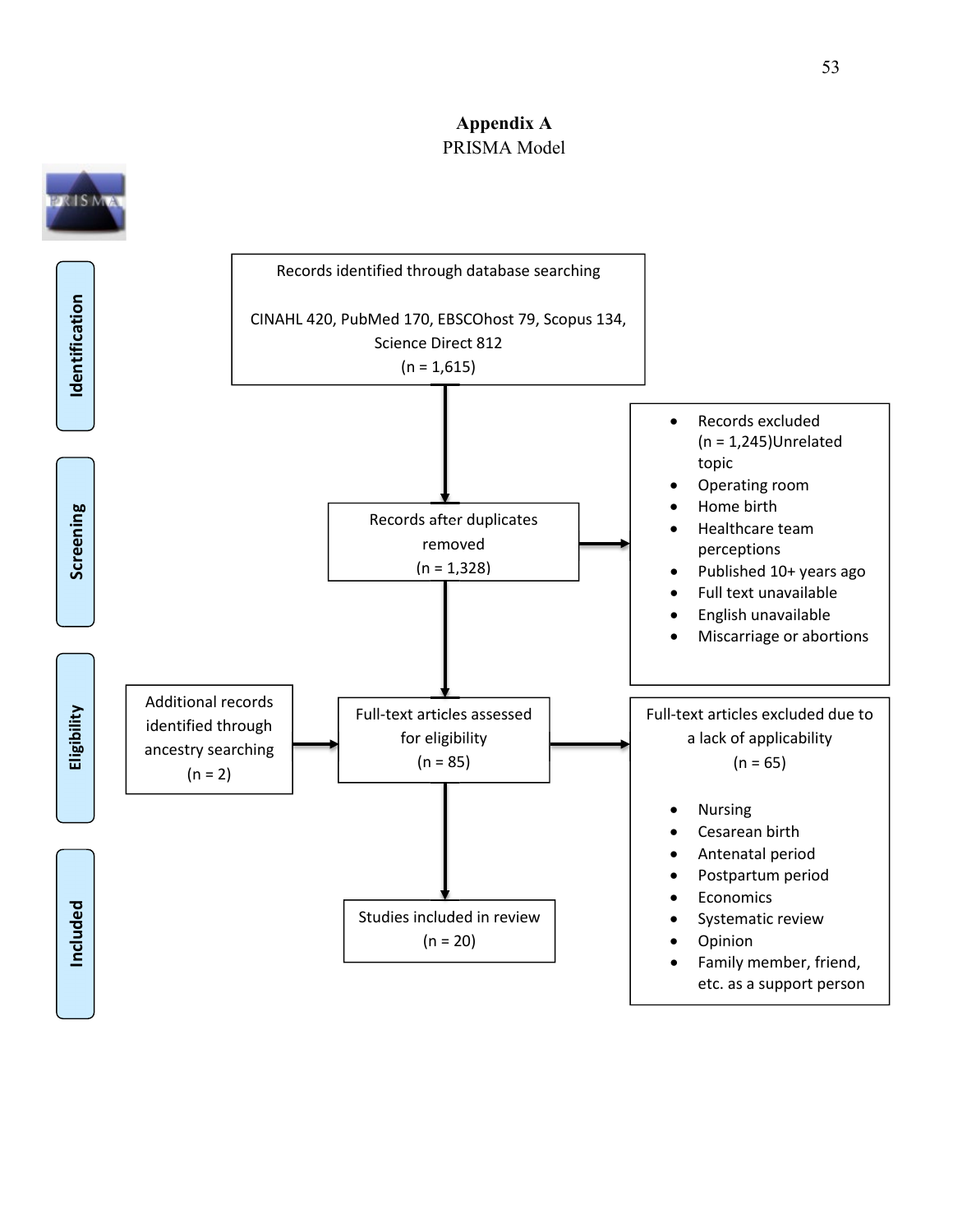## Appendix A

PRISMA Model

PRISMA

**Identification**

Records identified through database searching

CINAHL 420, PubMed 170, EBSCOhost 79, Scopus 134, Science Direct 812

(n = 1,615)

**Screening**

Records after duplicates removed

(n = 1,328)

- Records excluded (n = 1,245)Unrelated topic
- Operating room
- Home birth
- Healthcare team perceptions
- Published 10+ years ago
- Full text unavailable
- English unavailable
- Miscarriage or abortions

**Eligibility**

Additional records identified through ancestry searching

(n = 2)

Full-text articles assessed for eligibility

(n = 85)

Full-text articles excluded due to a lack of applicability

(n = 65)

- Nursing
- Cesarean birth
- Antenatal period
- Postpartum period
- Economics
- Systematic review
- Opinion
- Family member, friend, etc. as a support person

**Included**

Studies included in review

(n = 20)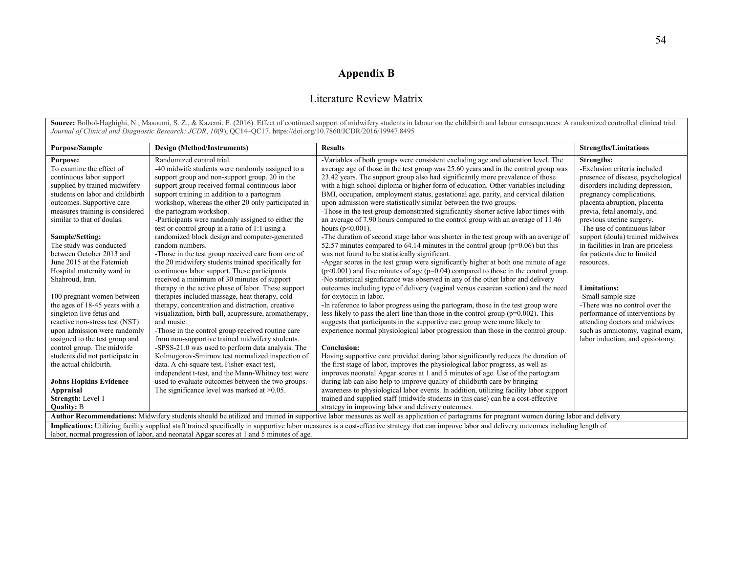# Appendix B

## Literature Review Matrix

**Source:** Bolbol-Haghighi, N., Masoumi, S. Z., & Kazemi, F. (2016). Effect of continued support of midwifery students in labour on the childbirth and labour consequences: A randomized controlled clinical trial. *Journal of Clinical and Diagnostic Research: JCDR*, *10*(9), QC14–QC17. https://doi.org/10.7860/JCDR/2016/19947.8495

| Purpose/Sample | Design (Method/Instruments) | Results | Strengths/Limitations |
|---|---|---|---|
| **Purpose:**<br>To examine the effect of continuous labor support supplied by trained midwifery students on labor and childbirth outcomes. Supportive care measures training is considered similar to that of doulas.<br><br>**Sample/Setting:**<br>The study was conducted between October 2013 and June 2015 at the Fatemieh Hospital maternity ward in Shahroud, Iran.<br><br>100 pregnant women between the ages of 18-45 years with a singleton live fetus and reactive non-stress test (NST) upon admission were randomly assigned to the test group and control group. The midwife students did not participate in the actual childbirth.<br><br>**Johns Hopkins Evidence Appraisal**<br>**Strength:** Level 1<br>**Quality:** B | Randomized control trial.<br>-40 midwife students were randomly assigned to a support group and non-support group. 20 in the support group received formal continuous labor support training in addition to a partogram workshop, whereas the other 20 only participated in the partogram workshop.<br>-Participants were randomly assigned to either the test or control group in a ratio of 1:1 using a randomized block design and computer-generated random numbers.<br>-Those in the test group received care from one of the 20 midwifery students trained specifically for continuous labor support. These participants received a minimum of 30 minutes of support therapy in the active phase of labor. These support therapies included massage, heat therapy, cold therapy, concentration and distraction, creative visualization, birth ball, acupressure, aromatherapy, and music.<br>-Those in the control group received routine care from non-supportive trained midwifery students.<br>-SPSS-21.0 was used to perform data analysis. The Kolmogorov-Smirnov test normalized inspection of data. A chi-square test, Fisher-exact test, independent t-test, and the Mann-Whitney test were used to evaluate outcomes between the two groups. The significance level was marked at >0.05. | -Variables of both groups were consistent excluding age and education level. The average age of those in the test group was 25.60 years and in the control group was 23.42 years. The support group also had significantly more prevalence of those with a high school diploma or higher form of education. Other variables including BMI, occupation, employment status, gestational age, parity, and cervical dilation upon admission were statistically similar between the two groups.<br>-Those in the test group demonstrated significantly shorter active labor times with an average of 7.90 hours compared to the control group with an average of 11.46 hours ($p<0.001$).<br>-The duration of second stage labor was shorter in the test group with an average of 52.57 minutes compared to 64.14 minutes in the control group ($p=0.06$) but this was not found to be statistically significant.<br>-Apgar scores in the test group were significantly higher at both one minute of age ($p<0.001$) and five minutes of age ($p=0.04$) compared to those in the control group.<br>-No statistical significance was observed in any of the other labor and delivery outcomes including type of delivery (vaginal versus cesarean section) and the need for oxytocin in labor.<br>-In reference to labor progress using the partogram, those in the test group were less likely to pass the alert line than those in the control group ($p=0.002$). This suggests that participants in the supportive care group were more likely to experience normal physiological labor progression than those in the control group.<br><br>**Conclusion:**<br>Having supportive care provided during labor significantly reduces the duration of the first stage of labor, improves the physiological labor progress, as well as improves neonatal Apgar scores at 1 and 5 minutes of age. Use of the partogram during lab can also help to improve quality of childbirth care by bringing awareness to physiological labor events. In addition, utilizing facility labor support trained and supplied staff (midwife students in this case) can be a cost-effective strategy in improving labor and delivery outcomes. | **Strengths:**<br>-Exclusion criteria included presence of disease, psychological disorders including depression, pregnancy complications, placenta abruption, placenta previa, fetal anomaly, and previous uterine surgery.<br>-The use of continuous labor support (doula) trained midwives in facilities in Iran are priceless for patients due to limited resources.<br><br>**Limitations:**<br>-Small sample size<br>-There was no control over the performance of interventions by attending doctors and midwives such as amniotomy, vaginal exam, labor induction, and episiotomy. |

**Author Recommendations:** Midwifery students should be utilized and trained in supportive labor measures as well as application of partograms for pregnant women during labor and delivery.

**Implications:** Utilizing facility supplied staff trained specifically in supportive labor measures is a cost-effective strategy that can improve labor and delivery outcomes including length of labor, normal progression of labor, and neonatal Apgar scores at 1 and 5 minutes of age.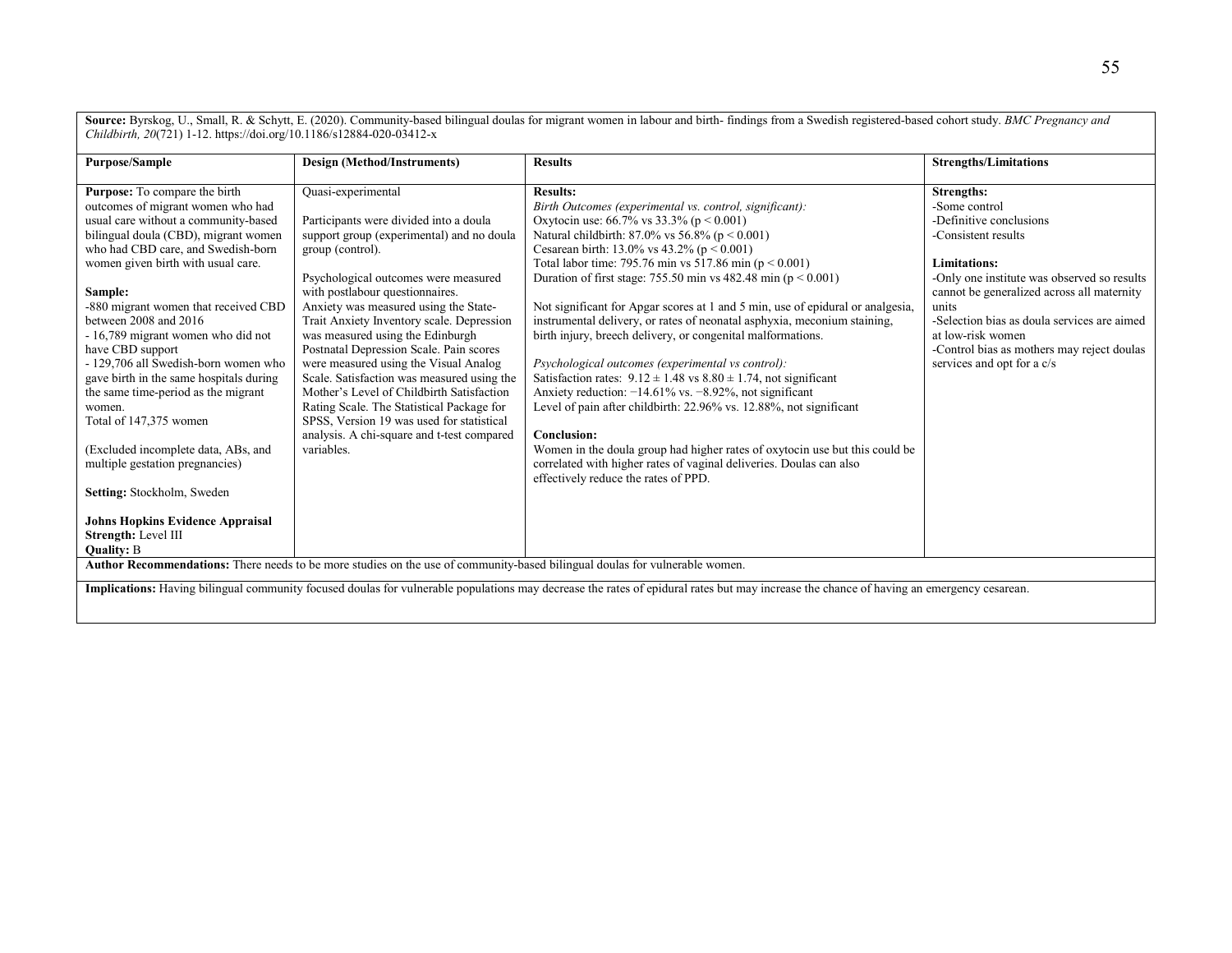**Source:** Byrskog, U., Small, R. & Schytt, E. (2020). Community-based bilingual doulas for migrant women in labour and birth- findings from a Swedish registered-based cohort study. *BMC Pregnancy and Childbirth, 20*(721) 1-12. https://doi.org/10.1186/s12884-020-03412-x

| Purpose/Sample | Design (Method/Instruments) | Results | Strengths/Limitations |
|---|---|---|---|
| **Purpose:** To compare the birth outcomes of migrant women who had usual care without a community-based bilingual doula (CBD), migrant women who had CBD care, and Swedish-born women given birth with usual care.<br><br>**Sample:**<br>-880 migrant women that received CBD between 2008 and 2016<br>- 16,789 migrant women who did not have CBD support<br>- 129,706 all Swedish-born women who gave birth in the same hospitals during the same time-period as the migrant women.<br>Total of 147,375 women<br><br>(Excluded incomplete data, ABs, and multiple gestation pregnancies)<br><br>**Setting:** Stockholm, Sweden<br><br>**Johns Hopkins Evidence Appraisal**<br>**Strength:** Level III<br>**Quality:** B | Quasi-experimental<br><br>Participants were divided into a doula support group (experimental) and no doula group (control).<br><br>Psychological outcomes were measured with postlabour questionnaires. Anxiety was measured using the State-Trait Anxiety Inventory scale. Depression was measured using the Edinburgh Postnatal Depression Scale. Pain scores were measured using the Visual Analog Scale. Satisfaction was measured using the Mother's Level of Childbirth Satisfaction Rating Scale. The Statistical Package for SPSS, Version 19 was used for statistical analysis. A chi-square and t-test compared variables. | **Results:**<br>*Birth Outcomes (experimental vs. control, significant):*<br>Oxytocin use: 66.7% vs 33.3% ($p < 0.001$)<br>Natural childbirth: 87.0% vs 56.8% ($p < 0.001$)<br>Cesarean birth: 13.0% vs 43.2% ($p < 0.001$)<br>Total labor time: 795.76 min vs 517.86 min ($p < 0.001$)<br>Duration of first stage: 755.50 min vs 482.48 min ($p < 0.001$)<br><br>Not significant for Apgar scores at 1 and 5 min, use of epidural or analgesia, instrumental delivery, or rates of neonatal asphyxia, meconium staining, birth injury, breech delivery, or congenital malformations.<br><br>*Psychological outcomes (experimental vs control):*<br>Satisfaction rates: $9.12 \pm 1.48$ vs $8.80 \pm 1.74$, not significant<br>Anxiety reduction: −14.61% vs. −8.92%, not significant<br>Level of pain after childbirth: 22.96% vs. 12.88%, not significant<br><br>**Conclusion:**<br>Women in the doula group had higher rates of oxytocin use but this could be correlated with higher rates of vaginal deliveries. Doulas can also effectively reduce the rates of PPD. | **Strengths:**<br>-Some control<br>-Definitive conclusions<br>-Consistent results<br><br>**Limitations:**<br>-Only one institute was observed so results cannot be generalized across all maternity units<br>-Selection bias as doula services are aimed at low-risk women<br>-Control bias as mothers may reject doulas services and opt for a c/s |

**Author Recommendations:** There needs to be more studies on the use of community-based bilingual doulas for vulnerable women.

**Implications:** Having bilingual community focused doulas for vulnerable populations may decrease the rates of epidural rates but may increase the chance of having an emergency cesarean.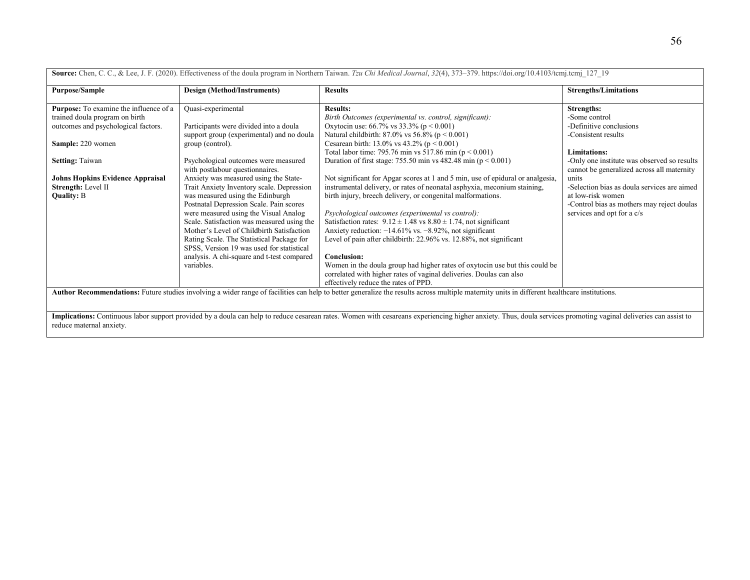| **Source:** Chen, C. C., & Lee, J. F. (2020). Effectiveness of the doula program in Northern Taiwan. *Tzu Chi Medical Journal*, *32*(4), 373–379. https://doi.org/10.4103/tcmj.tcmj_127_19 | | | |
|---|---|---|---|
| **Purpose/Sample** | **Design (Method/Instruments)** | **Results** | **Strengths/Limitations** |
| **Purpose:** To examine the influence of a trained doula program on birth outcomes and psychological factors.<br><br>**Sample:** 220 women<br><br>**Setting:** Taiwan<br><br>**Johns Hopkins Evidence Appraisal Strength:** Level II<br>**Quality:** B | Quasi-experimental<br><br>Participants were divided into a doula support group (experimental) and no doula group (control).<br><br>Psychological outcomes were measured with postlabour questionnaires. Anxiety was measured using the State-Trait Anxiety Inventory scale. Depression was measured using the Edinburgh Postnatal Depression Scale. Pain scores were measured using the Visual Analog Scale. Satisfaction was measured using the Mother's Level of Childbirth Satisfaction Rating Scale. The Statistical Package for SPSS, Version 19 was used for statistical analysis. A chi-square and t-test compared variables. | **Results:**<br>*Birth Outcomes (experimental vs. control, significant):*<br>Oxytocin use: 66.7% vs 33.3% ($p < 0.001$)<br>Natural childbirth: 87.0% vs 56.8% ($p < 0.001$)<br>Cesarean birth: 13.0% vs 43.2% ($p < 0.001$)<br>Total labor time: 795.76 min vs 517.86 min ($p < 0.001$)<br>Duration of first stage: 755.50 min vs 482.48 min ($p < 0.001$)<br><br>Not significant for Apgar scores at 1 and 5 min, use of epidural or analgesia, instrumental delivery, or rates of neonatal asphyxia, meconium staining, birth injury, breech delivery, or congenital malformations.<br><br>*Psychological outcomes (experimental vs control):*<br>Satisfaction rates: $9.12 \pm 1.48$ vs $8.80 \pm 1.74$, not significant<br>Anxiety reduction: −14.61% vs. −8.92%, not significant<br>Level of pain after childbirth: 22.96% vs. 12.88%, not significant<br><br>**Conclusion:**<br>Women in the doula group had higher rates of oxytocin use but this could be correlated with higher rates of vaginal deliveries. Doulas can also effectively reduce the rates of PPD. | **Strengths:**<br>-Some control<br>-Definitive conclusions<br>-Consistent results<br><br>**Limitations:**<br>-Only one institute was observed so results cannot be generalized across all maternity units<br>-Selection bias as doula services are aimed at low-risk women<br>-Control bias as mothers may reject doulas services and opt for a c/s |
| **Author Recommendations:** Future studies involving a wider range of facilities can help to better generalize the results across multiple maternity units in different healthcare institutions. | | | |
| **Implications:** Continuous labor support provided by a doula can help to reduce cesarean rates. Women with cesareans experiencing higher anxiety. Thus, doula services promoting vaginal deliveries can assist to reduce maternal anxiety. | | | |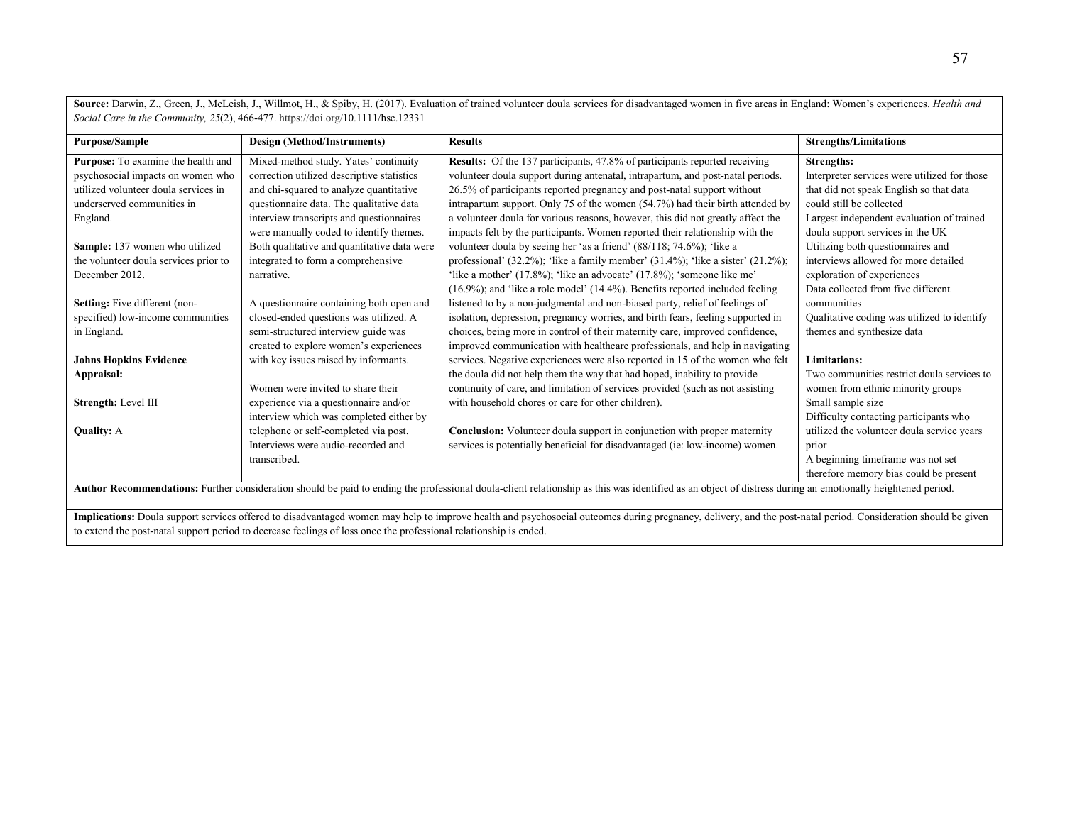**Source:** Darwin, Z., Green, J., McLeish, J., Willmot, H., & Spiby, H. (2017). Evaluation of trained volunteer doula services for disadvantaged women in five areas in England: Women's experiences. *Health and Social Care in the Community, 25*(2), 466-477. https://doi.org/10.1111/hsc.12331

| Purpose/Sample | Design (Method/Instruments) | Results | Strengths/Limitations |
|---|---|---|---|
| **Purpose:** To examine the health and psychosocial impacts on women who utilized volunteer doula services in underserved communities in England.<br><br>**Sample:** 137 women who utilized the volunteer doula services prior to December 2012.<br><br>**Setting:** Five different (non-specified) low-income communities in England.<br><br>**Johns Hopkins Evidence Appraisal:**<br><br>**Strength:** Level III<br><br>**Quality:** A | Mixed-method study. Yates' continuity correction utilized descriptive statistics and chi-squared to analyze quantitative questionnaire data. The qualitative data interview transcripts and questionnaires were manually coded to identify themes. Both qualitative and quantitative data were integrated to form a comprehensive narrative.<br><br>A questionnaire containing both open and closed-ended questions was utilized. A semi-structured interview guide was created to explore women's experiences with key issues raised by informants.<br><br>Women were invited to share their experience via a questionnaire and/or interview which was completed either by telephone or self-completed via post. Interviews were audio-recorded and transcribed. | **Results:** Of the 137 participants, 47.8% of participants reported receiving volunteer doula support during antenatal, intrapartum, and post-natal periods. 26.5% of participants reported pregnancy and post-natal support without intrapartum support. Only 75 of the women (54.7%) had their birth attended by a volunteer doula for various reasons, however, this did not greatly affect the impacts felt by the participants. Women reported their relationship with the volunteer doula by seeing her 'as a friend' (88/118; 74.6%); 'like a professional' (32.2%); 'like a family member' (31.4%); 'like a sister' (21.2%); 'like a mother' (17.8%); 'like an advocate' (17.8%); 'someone like me' (16.9%); and 'like a role model' (14.4%). Benefits reported included feeling listened to by a non-judgmental and non-biased party, relief of feelings of isolation, depression, pregnancy worries, and birth fears, feeling supported in choices, being more in control of their maternity care, improved confidence, improved communication with healthcare professionals, and help in navigating services. Negative experiences were also reported in 15 of the women who felt the doula did not help them the way that had hoped, inability to provide continuity of care, and limitation of services provided (such as not assisting with household chores or care for other children).<br><br>**Conclusion:** Volunteer doula support in conjunction with proper maternity services is potentially beneficial for disadvantaged (ie: low-income) women. | **Strengths:**<br>Interpreter services were utilized for those that did not speak English so that data could still be collected<br>Largest independent evaluation of trained doula support services in the UK<br>Utilizing both questionnaires and interviews allowed for more detailed exploration of experiences<br>Data collected from five different communities<br>Qualitative coding was utilized to identify themes and synthesize data<br><br>**Limitations:**<br>Two communities restrict doula services to women from ethnic minority groups<br>Small sample size<br>Difficulty contacting participants who utilized the volunteer doula service years prior<br>A beginning timeframe was not set therefore memory bias could be present |

**Author Recommendations:** Further consideration should be paid to ending the professional doula-client relationship as this was identified as an object of distress during an emotionally heightened period.

**Implications:** Doula support services offered to disadvantaged women may help to improve health and psychosocial outcomes during pregnancy, delivery, and the post-natal period. Consideration should be given to extend the post-natal support period to decrease feelings of loss once the professional relationship is ended.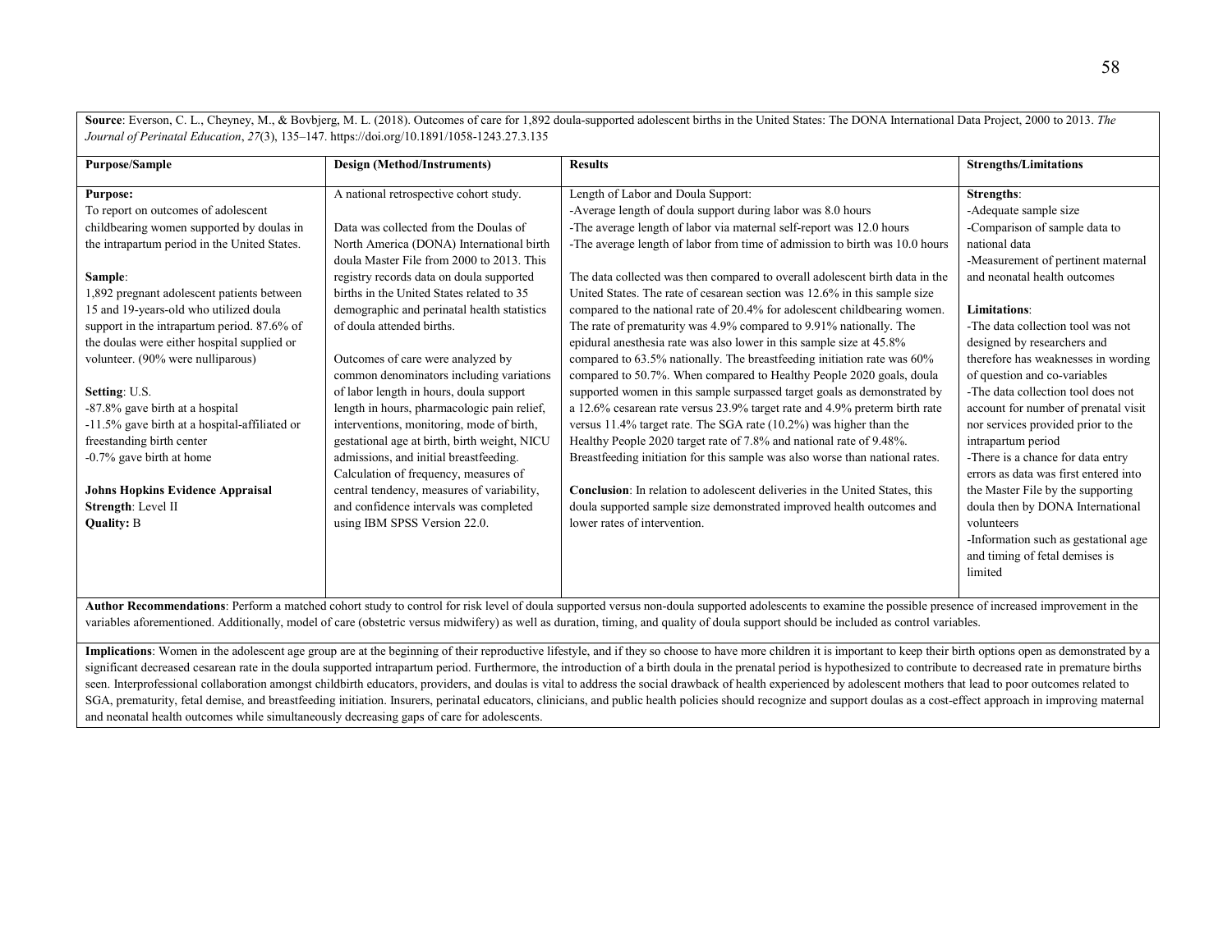**Source**: Everson, C. L., Cheyney, M., & Bovbjerg, M. L. (2018). Outcomes of care for 1,892 doula-supported adolescent births in the United States: The DONA International Data Project, 2000 to 2013. *The Journal of Perinatal Education*, *27*(3), 135–147. https://doi.org/10.1891/1058-1243.27.3.135

| Purpose/Sample | Design (Method/Instruments) | Results | Strengths/Limitations |
|---|---|---|---|
| **Purpose:**<br>To report on outcomes of adolescent childbearing women supported by doulas in the intrapartum period in the United States.<br><br>**Sample**:<br>1,892 pregnant adolescent patients between 15 and 19-years-old who utilized doula support in the intrapartum period. 87.6% of the doulas were either hospital supplied or volunteer. (90% were nulliparous)<br><br>**Setting**: U.S.<br>-87.8% gave birth at a hospital<br>-11.5% gave birth at a hospital-affiliated or freestanding birth center<br>-0.7% gave birth at home<br><br>**Johns Hopkins Evidence Appraisal Strength**: Level II<br>**Quality:** B | A national retrospective cohort study.<br><br>Data was collected from the Doulas of North America (DONA) International birth doula Master File from 2000 to 2013. This registry records data on doula supported births in the United States related to 35 demographic and perinatal health statistics of doula attended births.<br><br>Outcomes of care were analyzed by common denominators including variations of labor length in hours, doula support length in hours, pharmacologic pain relief, interventions, monitoring, mode of birth, gestational age at birth, birth weight, NICU admissions, and initial breastfeeding. Calculation of frequency, measures of central tendency, measures of variability, and confidence intervals was completed using IBM SPSS Version 22.0. | Length of Labor and Doula Support:<br>-Average length of doula support during labor was 8.0 hours<br>-The average length of labor via maternal self-report was 12.0 hours<br>-The average length of labor from time of admission to birth was 10.0 hours<br><br>The data collected was then compared to overall adolescent birth data in the United States. The rate of cesarean section was 12.6% in this sample size compared to the national rate of 20.4% for adolescent childbearing women. The rate of prematurity was 4.9% compared to 9.91% nationally. The epidural anesthesia rate was also lower in this sample size at 45.8% compared to 63.5% nationally. The breastfeeding initiation rate was 60% compared to 50.7%. When compared to Healthy People 2020 goals, doula supported women in this sample surpassed target goals as demonstrated by a 12.6% cesarean rate versus 23.9% target rate and 4.9% preterm birth rate versus 11.4% target rate. The SGA rate (10.2%) was higher than the Healthy People 2020 target rate of 7.8% and national rate of 9.48%. Breastfeeding initiation for this sample was also worse than national rates.<br><br>**Conclusion**: In relation to adolescent deliveries in the United States, this doula supported sample size demonstrated improved health outcomes and lower rates of intervention. | **Strengths**:<br>-Adequate sample size<br>-Comparison of sample data to national data<br>-Measurement of pertinent maternal and neonatal health outcomes<br><br>**Limitations**:<br>-The data collection tool was not designed by researchers and therefore has weaknesses in wording of question and co-variables<br>-The data collection tool does not account for number of prenatal visit nor services provided prior to the intrapartum period<br>-There is a chance for data entry errors as data was first entered into the Master File by the supporting doula then by DONA International volunteers<br>-Information such as gestational age and timing of fetal demises is limited |

**Author Recommendations**: Perform a matched cohort study to control for risk level of doula supported versus non-doula supported adolescents to examine the possible presence of increased improvement in the variables aforementioned. Additionally, model of care (obstetric versus midwifery) as well as duration, timing, and quality of doula support should be included as control variables.

**Implications**: Women in the adolescent age group are at the beginning of their reproductive lifestyle, and if they so choose to have more children it is important to keep their birth options open as demonstrated by a significant decreased cesarean rate in the doula supported intrapartum period. Furthermore, the introduction of a birth doula in the prenatal period is hypothesized to contribute to decreased rate in premature births seen. Interprofessional collaboration amongst childbirth educators, providers, and doulas is vital to address the social drawback of health experienced by adolescent mothers that lead to poor outcomes related to SGA, prematurity, fetal demise, and breastfeeding initiation. Insurers, perinatal educators, clinicians, and public health policies should recognize and support doulas as a cost-effect approach in improving maternal and neonatal health outcomes while simultaneously decreasing gaps of care for adolescents.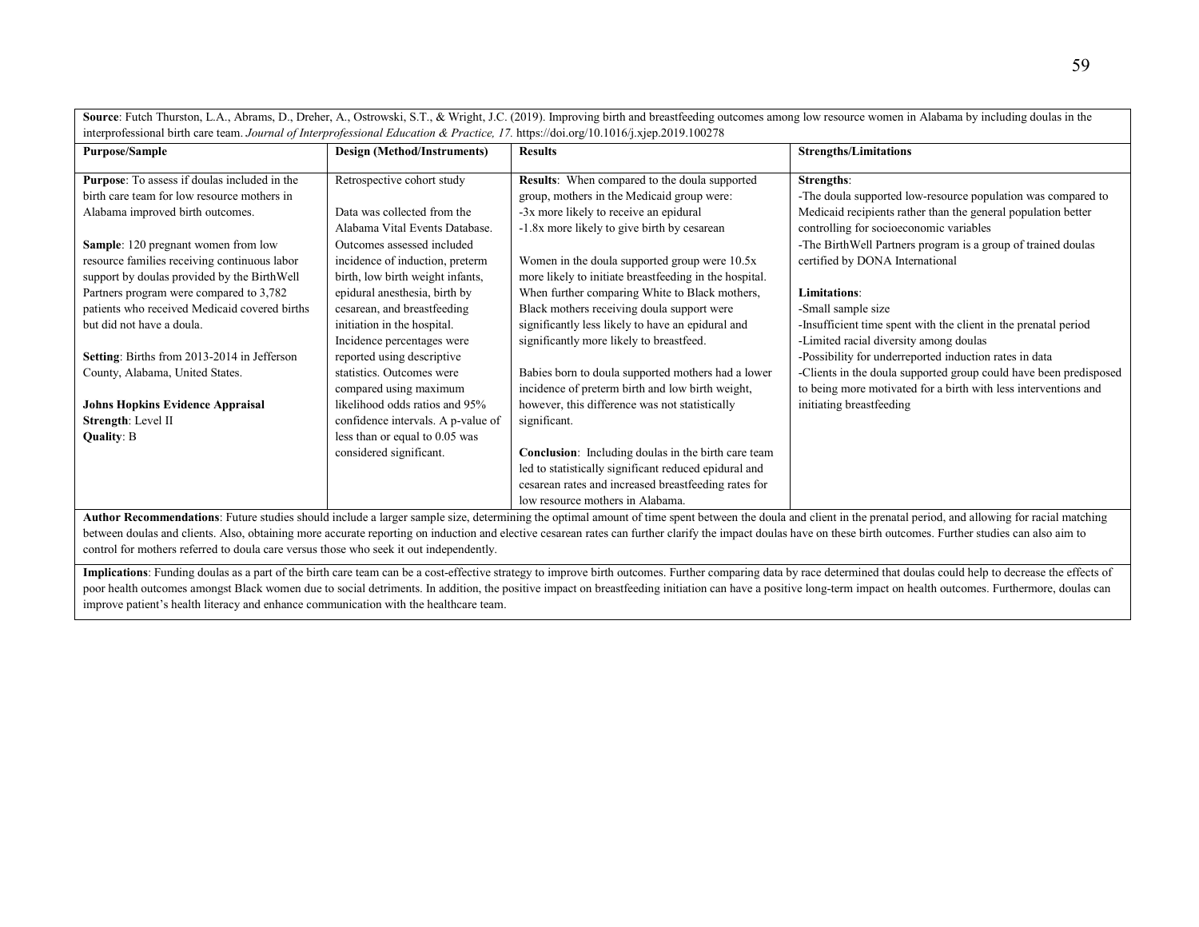**Source**: Futch Thurston, L.A., Abrams, D., Dreher, A., Ostrowski, S.T., & Wright, J.C. (2019). Improving birth and breastfeeding outcomes among low resource women in Alabama by including doulas in the interprofessional birth care team. *Journal of Interprofessional Education & Practice, 17*. https://doi.org/10.1016/j.xjep.2019.100278

| Purpose/Sample | Design (Method/Instruments) | Results | Strengths/Limitations |
|---|---|---|---|
| **Purpose**: To assess if doulas included in the birth care team for low resource mothers in Alabama improved birth outcomes.<br><br>**Sample**: 120 pregnant women from low resource families receiving continuous labor support by doulas provided by the BirthWell Partners program were compared to 3,782 patients who received Medicaid covered births but did not have a doula.<br><br>**Setting**: Births from 2013-2014 in Jefferson County, Alabama, United States.<br><br>**Johns Hopkins Evidence Appraisal**<br>**Strength**: Level II<br>**Quality**: B | Retrospective cohort study<br><br>Data was collected from the Alabama Vital Events Database. Outcomes assessed included incidence of induction, preterm birth, low birth weight infants, epidural anesthesia, birth by cesarean, and breastfeeding initiation in the hospital. Incidence percentages were reported using descriptive statistics. Outcomes were compared using maximum likelihood odds ratios and 95% confidence intervals. A p-value of less than or equal to 0.05 was considered significant. | **Results**: When compared to the doula supported group, mothers in the Medicaid group were:<br>-3x more likely to receive an epidural<br>-1.8x more likely to give birth by cesarean<br><br>Women in the doula supported group were 10.5x more likely to initiate breastfeeding in the hospital. When further comparing White to Black mothers, Black mothers receiving doula support were significantly less likely to have an epidural and significantly more likely to breastfeed.<br><br>Babies born to doula supported mothers had a lower incidence of preterm birth and low birth weight, however, this difference was not statistically significant.<br><br>**Conclusion**: Including doulas in the birth care team led to statistically significant reduced epidural and cesarean rates and increased breastfeeding rates for low resource mothers in Alabama. | **Strengths**:<br>-The doula supported low-resource population was compared to Medicaid recipients rather than the general population better controlling for socioeconomic variables<br>-The BirthWell Partners program is a group of trained doulas certified by DONA International<br><br>**Limitations**:<br>-Small sample size<br>-Insufficient time spent with the client in the prenatal period<br>-Limited racial diversity among doulas<br>-Possibility for underreported induction rates in data<br>-Clients in the doula supported group could have been predisposed to being more motivated for a birth with less interventions and initiating breastfeeding |

**Author Recommendations**: Future studies should include a larger sample size, determining the optimal amount of time spent between the doula and client in the prenatal period, and allowing for racial matching between doulas and clients. Also, obtaining more accurate reporting on induction and elective cesarean rates can further clarify the impact doulas have on these birth outcomes. Further studies can also aim to control for mothers referred to doula care versus those who seek it out independently.

**Implications**: Funding doulas as a part of the birth care team can be a cost-effective strategy to improve birth outcomes. Further comparing data by race determined that doulas could help to decrease the effects of poor health outcomes amongst Black women due to social detriments. In addition, the positive impact on breastfeeding initiation can have a positive long-term impact on health outcomes. Furthermore, doulas can improve patient's health literacy and enhance communication with the healthcare team.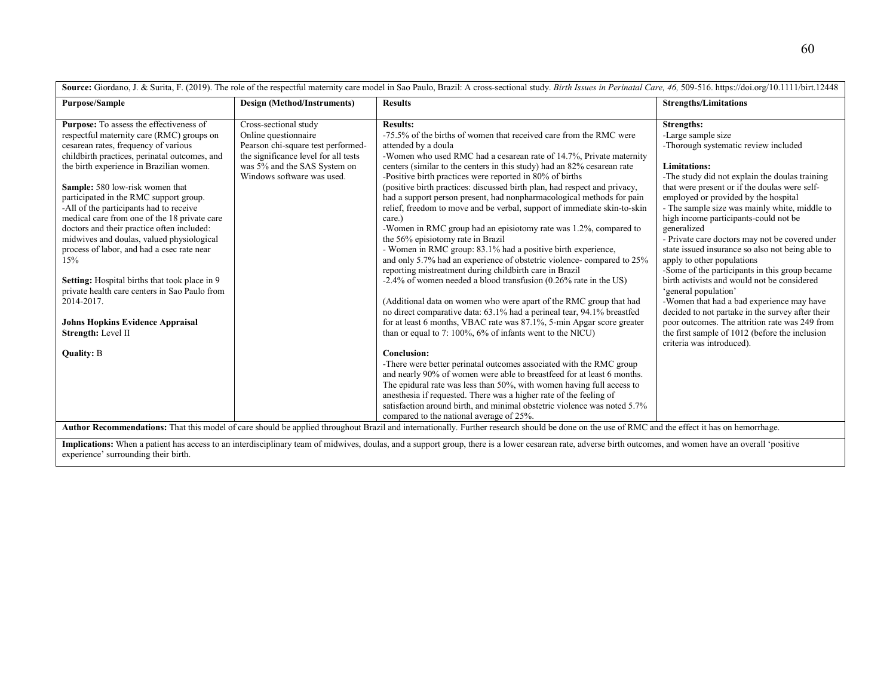| **Source:** Giordano, J. & Surita, F. (2019). The role of the respectful maternity care model in Sao Paulo, Brazil: A cross-sectional study. *Birth Issues in Perinatal Care, 46,* 509-516. https://doi.org/10.1111/birt.12448 | | | |
|---|---|---|---|
| **Purpose/Sample** | **Design (Method/Instruments)** | **Results** | **Strengths/Limitations** |
| **Purpose:** To assess the effectiveness of respectful maternity care (RMC) groups on cesarean rates, frequency of various childbirth practices, perinatal outcomes, and the birth experience in Brazilian women.<br><br>**Sample:** 580 low-risk women that participated in the RMC support group.<br>-All of the participants had to receive medical care from one of the 18 private care doctors and their practice often included: midwives and doulas, valued physiological process of labor, and had a csec rate near 15%<br><br>**Setting:** Hospital births that took place in 9 private health care centers in Sao Paulo from 2014-2017.<br><br>**Johns Hopkins Evidence Appraisal Strength:** Level II<br><br>**Quality:** B | Cross-sectional study<br>Online questionnaire<br>Pearson chi-square test performed- the significance level for all tests was 5% and the SAS System on Windows software was used. | **Results:**<br>-75.5% of the births of women that received care from the RMC were attended by a doula<br>-Women who used RMC had a cesarean rate of 14.7%, Private maternity centers (similar to the centers in this study) had an 82% cesarean rate<br>-Positive birth practices were reported in 80% of births<br>(positive birth practices: discussed birth plan, had respect and privacy, had a support person present, had nonpharmacological methods for pain relief, freedom to move and be verbal, support of immediate skin-to-skin care.)<br>-Women in RMC group had an episiotomy rate was 1.2%, compared to the 56% episiotomy rate in Brazil<br>- Women in RMC group: 83.1% had a positive birth experience, and only 5.7% had an experience of obstetric violence- compared to 25% reporting mistreatment during childbirth care in Brazil<br>-2.4% of women needed a blood transfusion (0.26% rate in the US)<br><br>(Additional data on women who were apart of the RMC group that had no direct comparative data: 63.1% had a perineal tear, 94.1% breastfed for at least 6 months, VBAC rate was 87.1%, 5-min Apgar score greater than or equal to 7: 100%, 6% of infants went to the NICU)<br><br>**Conclusion:**<br>-There were better perinatal outcomes associated with the RMC group and nearly 90% of women were able to breastfeed for at least 6 months. The epidural rate was less than 50%, with women having full access to anesthesia if requested. There was a higher rate of the feeling of satisfaction around birth, and minimal obstetric violence was noted 5.7% compared to the national average of 25%. | **Strengths:**<br>-Large sample size<br>-Thorough systematic review included<br><br>**Limitations:**<br>-The study did not explain the doulas training that were present or if the doulas were self-employed or provided by the hospital<br>- The sample size was mainly white, middle to high income participants-could not be generalized<br>- Private care doctors may not be covered under state issued insurance so also not being able to apply to other populations<br>-Some of the participants in this group became birth activists and would not be considered 'general population'<br>-Women that had a bad experience may have decided to not partake in the survey after their poor outcomes. The attrition rate was 249 from the first sample of 1012 (before the inclusion criteria was introduced). |
| **Author Recommendations:** That this model of care should be applied throughout Brazil and internationally. Further research should be done on the use of RMC and the effect it has on hemorrhage. | | | |
| **Implications:** When a patient has access to an interdisciplinary team of midwives, doulas, and a support group, there is a lower cesarean rate, adverse birth outcomes, and women have an overall 'positive experience' surrounding their birth. | | | |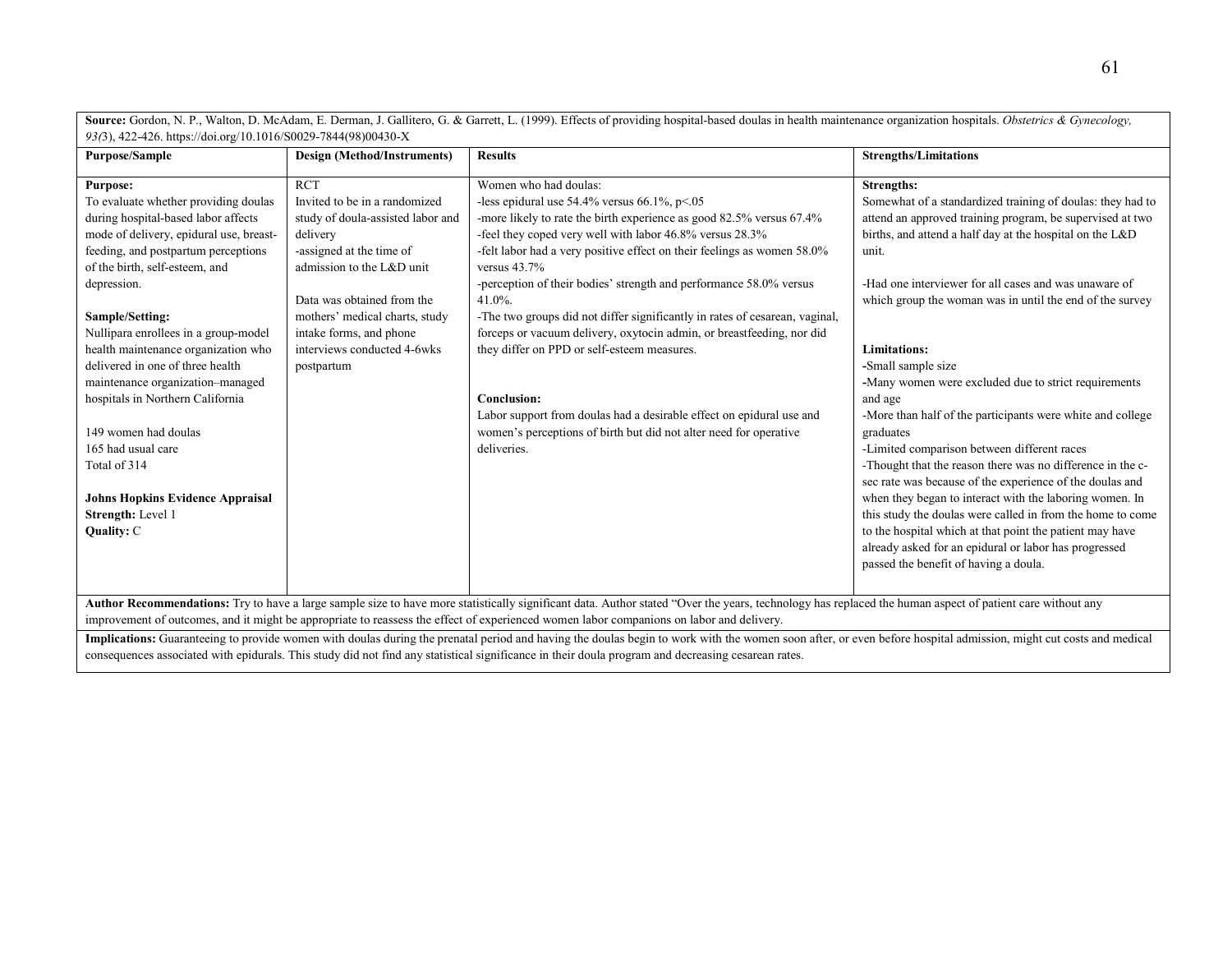**Source:** Gordon, N. P., Walton, D. McAdam, E. Derman, J. Gallitero, G. & Garrett, L. (1999). Effects of providing hospital-based doulas in health maintenance organization hospitals. *Obstetrics & Gynecology, 93(*3), 422-426. https://doi.org/10.1016/S0029-7844(98)00430-X

| Purpose/Sample | Design (Method/Instruments) | Results | Strengths/Limitations |
|---|---|---|---|
| **Purpose:**<br>To evaluate whether providing doulas during hospital-based labor affects mode of delivery, epidural use, breast-feeding, and postpartum perceptions of the birth, self-esteem, and depression.<br><br>**Sample/Setting:**<br>Nullipara enrollees in a group-model health maintenance organization who delivered in one of three health maintenance organization–managed hospitals in Northern California<br><br>149 women had doulas<br>165 had usual care<br>Total of 314<br><br>**Johns Hopkins Evidence Appraisal**<br>**Strength:** Level 1<br>**Quality:** C | RCT<br>Invited to be in a randomized study of doula-assisted labor and delivery<br>-assigned at the time of admission to the L&D unit<br><br>Data was obtained from the mothers' medical charts, study intake forms, and phone interviews conducted 4-6wks postpartum | Women who had doulas:<br>-less epidural use 54.4% versus 66.1%, $p<.05$<br>-more likely to rate the birth experience as good 82.5% versus 67.4%<br>-feel they coped very well with labor 46.8% versus 28.3%<br>-felt labor had a very positive effect on their feelings as women 58.0% versus 43.7%<br>-perception of their bodies' strength and performance 58.0% versus 41.0%.<br>-The two groups did not differ significantly in rates of cesarean, vaginal, forceps or vacuum delivery, oxytocin admin, or breastfeeding, nor did they differ on PPD or self-esteem measures.<br><br>**Conclusion:**<br>Labor support from doulas had a desirable effect on epidural use and women's perceptions of birth but did not alter need for operative deliveries. | **Strengths:**<br>Somewhat of a standardized training of doulas: they had to attend an approved training program, be supervised at two births, and attend a half day at the hospital on the L&D unit.<br><br>-Had one interviewer for all cases and was unaware of which group the woman was in until the end of the survey<br><br>**Limitations:**<br>-Small sample size<br>-Many women were excluded due to strict requirements and age<br>-More than half of the participants were white and college graduates<br>-Limited comparison between different races<br>-Thought that the reason there was no difference in the c-sec rate was because of the experience of the doulas and when they began to interact with the laboring women. In this study the doulas were called in from the home to come to the hospital which at that point the patient may have already asked for an epidural or labor has progressed passed the benefit of having a doula. |

**Author Recommendations:** Try to have a large sample size to have more statistically significant data. Author stated "Over the years, technology has replaced the human aspect of patient care without any improvement of outcomes, and it might be appropriate to reassess the effect of experienced women labor companions on labor and delivery.

**Implications:** Guaranteeing to provide women with doulas during the prenatal period and having the doulas begin to work with the women soon after, or even before hospital admission, might cut costs and medical consequences associated with epidurals. This study did not find any statistical significance in their doula program and decreasing cesarean rates.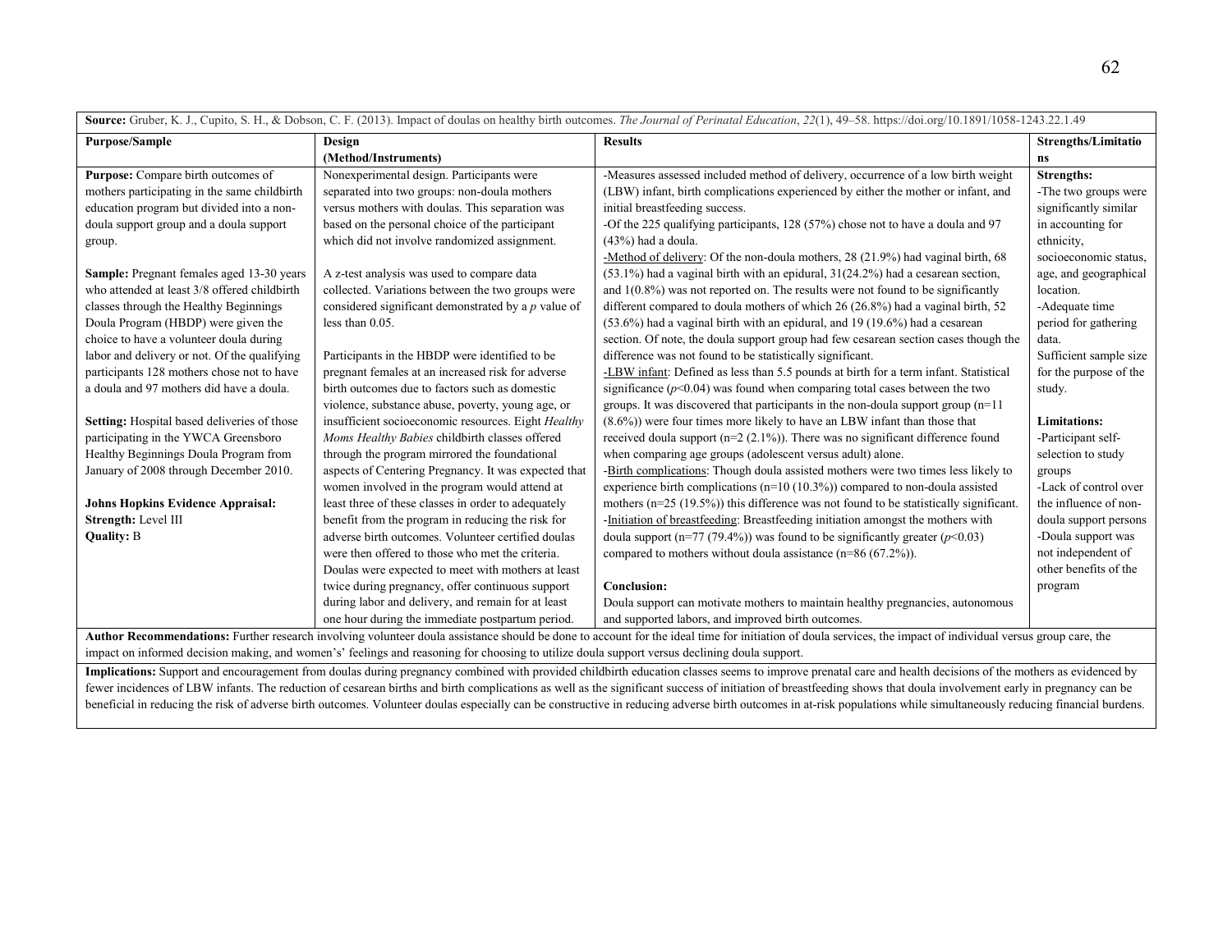**Source:** Gruber, K. J., Cupito, S. H., & Dobson, C. F. (2013). Impact of doulas on healthy birth outcomes. *The Journal of Perinatal Education*, *22*(1), 49–58. https://doi.org/10.1891/1058-1243.22.1.49

| **Purpose/Sample** | **Design (Method/Instruments)** | **Results** | **Strengths/Limitations** |
|---|---|---|---|
| **Purpose:** Compare birth outcomes of mothers participating in the same childbirth education program but divided into a non-doula support group and a doula support group.<br><br>**Sample:** Pregnant females aged 13-30 years who attended at least 3/8 offered childbirth classes through the Healthy Beginnings Doula Program (HBDP) were given the choice to have a volunteer doula during labor and delivery or not. Of the qualifying participants 128 mothers chose not to have a doula and 97 mothers did have a doula.<br><br>**Setting:** Hospital based deliveries of those participating in the YWCA Greensboro Healthy Beginnings Doula Program from January of 2008 through December 2010.<br><br>**Johns Hopkins Evidence Appraisal:**<br>**Strength:** Level III<br>**Quality:** B | Nonexperimental design. Participants were separated into two groups: non-doula mothers versus mothers with doulas. This separation was based on the personal choice of the participant which did not involve randomized assignment.<br><br>A z-test analysis was used to compare data collected. Variations between the two groups were considered significant demonstrated by a *p* value of less than 0.05.<br><br>Participants in the HBDP were identified to be pregnant females at an increased risk for adverse birth outcomes due to factors such as domestic violence, substance abuse, poverty, young age, or insufficient socioeconomic resources. Eight *Healthy Moms Healthy Babies* childbirth classes offered through the program mirrored the foundational aspects of Centering Pregnancy. It was expected that women involved in the program would attend at least three of these classes in order to adequately benefit from the program in reducing the risk for adverse birth outcomes. Volunteer certified doulas were then offered to those who met the criteria. Doulas were expected to meet with mothers at least twice during pregnancy, offer continuous support during labor and delivery, and remain for at least one hour during the immediate postpartum period. | -Measures assessed included method of delivery, occurrence of a low birth weight (LBW) infant, birth complications experienced by either the mother or infant, and initial breastfeeding success.<br>-Of the 225 qualifying participants, 128 (57%) chose not to have a doula and 97 (43%) had a doula.<br>-Method of delivery: Of the non-doula mothers, 28 (21.9%) had vaginal birth, 68 (53.1%) had a vaginal birth with an epidural, 31(24.2%) had a cesarean section, and 1(0.8%) was not reported on. The results were not found to be significantly different compared to doula mothers of which 26 (26.8%) had a vaginal birth, 52 (53.6%) had a vaginal birth with an epidural, and 19 (19.6%) had a cesarean section. Of note, the doula support group had few cesarean section cases though the difference was not found to be statistically significant.<br>-LBW infant: Defined as less than 5.5 pounds at birth for a term infant. Statistical significance ($p<0.04$) was found when comparing total cases between the two groups. It was discovered that participants in the non-doula support group (n=11 (8.6%)) were four times more likely to have an LBW infant than those that received doula support (n=2 (2.1%)). There was no significant difference found when comparing age groups (adolescent versus adult) alone.<br>-Birth complications: Though doula assisted mothers were two times less likely to experience birth complications (n=10 (10.3%)) compared to non-doula assisted mothers (n=25 (19.5%)) this difference was not found to be statistically significant.<br>-Initiation of breastfeeding: Breastfeeding initiation amongst the mothers with doula support (n=77 (79.4%)) was found to be significantly greater ($p<0.03$) compared to mothers without doula assistance (n=86 (67.2%)).<br><br>**Conclusion:**<br>Doula support can motivate mothers to maintain healthy pregnancies, autonomous and supported labors, and improved birth outcomes. | **Strengths:**<br>-The two groups were significantly similar in accounting for ethnicity, socioeconomic status, age, and geographical location.<br>-Adequate time period for gathering data.<br>Sufficient sample size for the purpose of the study.<br><br>**Limitations:**<br>-Participant self-selection to study groups<br>-Lack of control over the influence of non-doula support persons<br>-Doula support was not independent of other benefits of the program |

**Author Recommendations:** Further research involving volunteer doula assistance should be done to account for the ideal time for initiation of doula services, the impact of individual versus group care, the impact on informed decision making, and women's' feelings and reasoning for choosing to utilize doula support versus declining doula support.

**Implications:** Support and encouragement from doulas during pregnancy combined with provided childbirth education classes seems to improve prenatal care and health decisions of the mothers as evidenced by fewer incidences of LBW infants. The reduction of cesarean births and birth complications as well as the significant success of initiation of breastfeeding shows that doula involvement early in pregnancy can be beneficial in reducing the risk of adverse birth outcomes. Volunteer doulas especially can be constructive in reducing adverse birth outcomes in at-risk populations while simultaneously reducing financial burdens.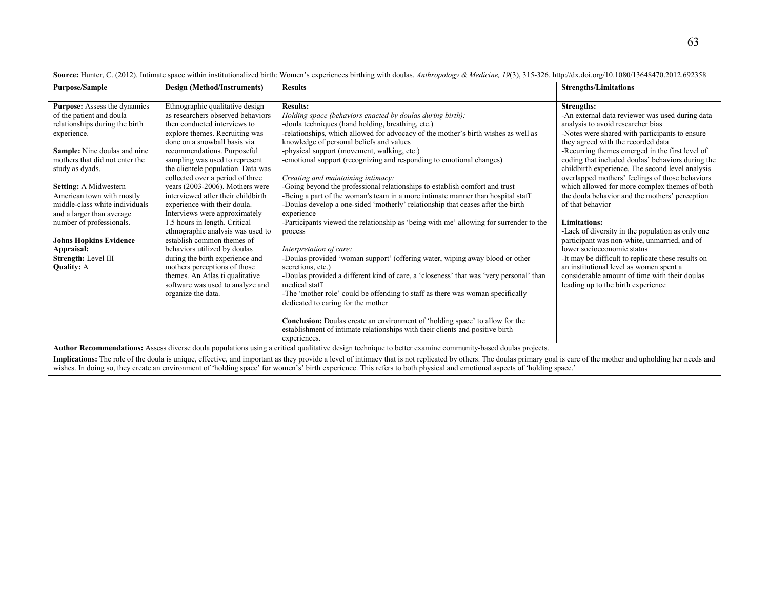| Source: Hunter, C. (2012). Intimate space within institutionalized birth: Women's experiences birthing with doulas. *Anthropology & Medicine, 19*(3), 315-326. http://dx.doi.org/10.1080/13648470.2012.692358 | | | |
|---|---|---|---|
| **Purpose/Sample** | **Design (Method/Instruments)** | **Results** | **Strengths/Limitations** |
| **Purpose:** Assess the dynamics of the patient and doula relationships during the birth experience.<br><br>**Sample:** Nine doulas and nine mothers that did not enter the study as dyads.<br><br>**Setting:** A Midwestern American town with mostly middle-class white individuals and a larger than average number of professionals.<br><br>**Johns Hopkins Evidence Appraisal:**<br>**Strength:** Level III<br>**Quality:** A | Ethnographic qualitative design as researchers observed behaviors then conducted interviews to explore themes. Recruiting was done on a snowball basis via recommendations. Purposeful sampling was used to represent the clientele population. Data was collected over a period of three years (2003-2006). Mothers were interviewed after their childbirth experience with their doula. Interviews were approximately 1.5 hours in length. Critical ethnographic analysis was used to establish common themes of behaviors utilized by doulas during the birth experience and mothers perceptions of those themes. An Atlas ti qualitative software was used to analyze and organize the data. | **Results:**<br>*Holding space (behaviors enacted by doulas during birth):*<br>-doula techniques (hand holding, breathing, etc.)<br>-relationships, which allowed for advocacy of the mother's birth wishes as well as knowledge of personal beliefs and values<br>-physical support (movement, walking, etc.)<br>-emotional support (recognizing and responding to emotional changes)<br><br>*Creating and maintaining intimacy:*<br>-Going beyond the professional relationships to establish comfort and trust<br>-Being a part of the woman's team in a more intimate manner than hospital staff<br>-Doulas develop a one-sided 'motherly' relationship that ceases after the birth experience<br>-Participants viewed the relationship as 'being with me' allowing for surrender to the process<br><br>*Interpretation of care:*<br>-Doulas provided 'woman support' (offering water, wiping away blood or other secretions, etc.)<br>-Doulas provided a different kind of care, a 'closeness' that was 'very personal' than medical staff<br>-The 'mother role' could be offending to staff as there was woman specifically dedicated to caring for the mother<br><br>**Conclusion:** Doulas create an environment of 'holding space' to allow for the establishment of intimate relationships with their clients and positive birth experiences. | **Strengths:**<br>-An external data reviewer was used during data analysis to avoid researcher bias<br>-Notes were shared with participants to ensure they agreed with the recorded data<br>-Recurring themes emerged in the first level of coding that included doulas' behaviors during the childbirth experience. The second level analysis overlapped mothers' feelings of those behaviors which allowed for more complex themes of both the doula behavior and the mothers' perception of that behavior<br><br>**Limitations:**<br>-Lack of diversity in the population as only one participant was non-white, unmarried, and of lower socioeconomic status<br>-It may be difficult to replicate these results on an institutional level as women spent a considerable amount of time with their doulas leading up to the birth experience |
| **Author Recommendations:** Assess diverse doula populations using a critical qualitative design technique to better examine community-based doulas projects. | | | |
| **Implications:** The role of the doula is unique, effective, and important as they provide a level of intimacy that is not replicated by others. The doulas primary goal is care of the mother and upholding her needs and wishes. In doing so, they create an environment of 'holding space' for women's' birth experience. This refers to both physical and emotional aspects of 'holding space.' | | | |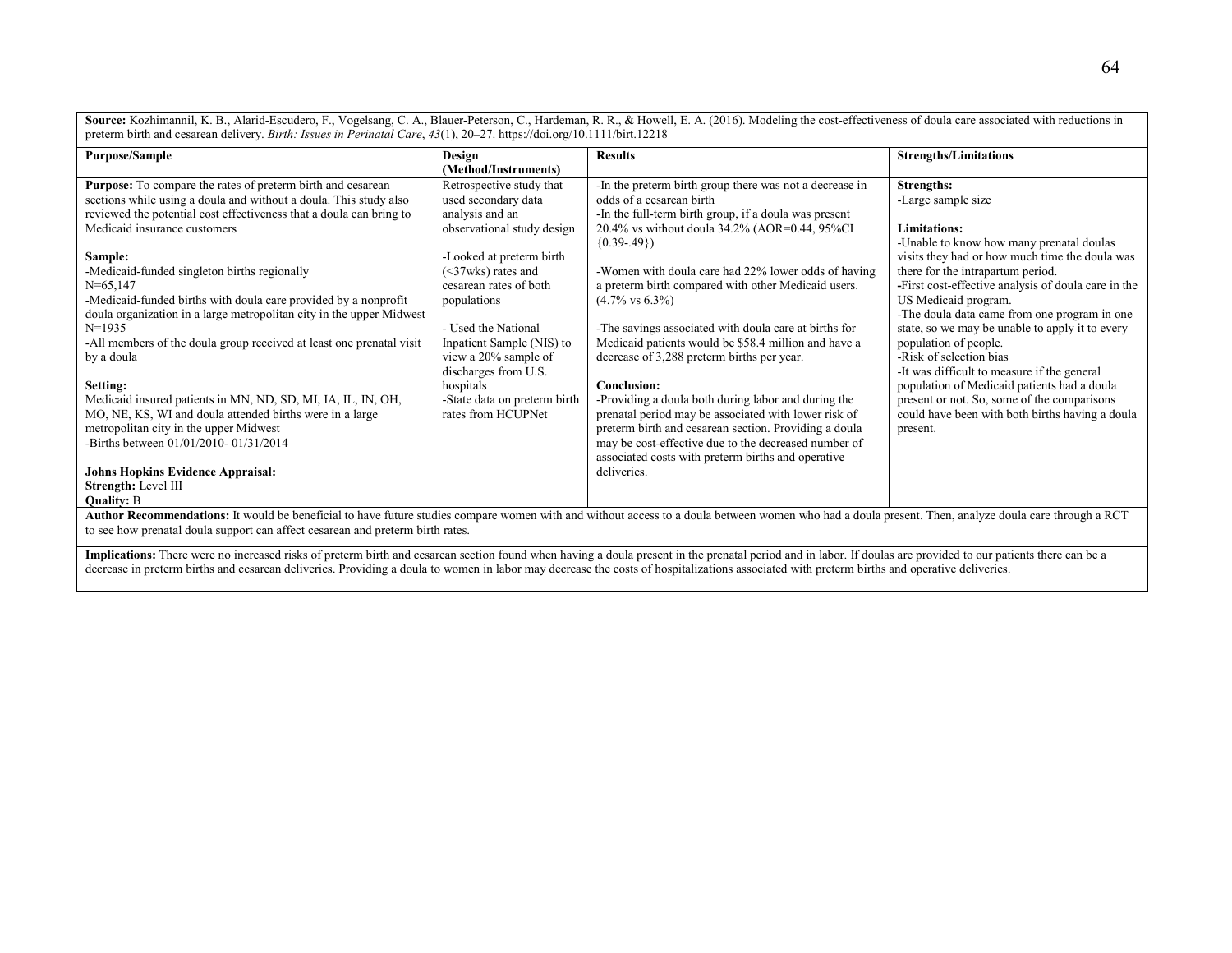**Source:** Kozhimannil, K. B., Alarid-Escudero, F., Vogelsang, C. A., Blauer-Peterson, C., Hardeman, R. R., & Howell, E. A. (2016). Modeling the cost-effectiveness of doula care associated with reductions in preterm birth and cesarean delivery. *Birth: Issues in Perinatal Care*, *43*(1), 20–27. https://doi.org/10.1111/birt.12218

| Purpose/Sample | Design (Method/Instruments) | Results | Strengths/Limitations |
|---|---|---|---|
| **Purpose:** To compare the rates of preterm birth and cesarean sections while using a doula and without a doula. This study also reviewed the potential cost effectiveness that a doula can bring to Medicaid insurance customers<br><br>**Sample:**<br>-Medicaid-funded singleton births regionally<br>N=65,147<br>-Medicaid-funded births with doula care provided by a nonprofit doula organization in a large metropolitan city in the upper Midwest<br>N=1935<br>-All members of the doula group received at least one prenatal visit by a doula<br><br>**Setting:**<br>Medicaid insured patients in MN, ND, SD, MI, IA, IL, IN, OH, MO, NE, KS, WI and doula attended births were in a large metropolitan city in the upper Midwest<br>-Births between 01/01/2010- 01/31/2014<br><br>**Johns Hopkins Evidence Appraisal:**<br>**Strength:** Level III<br>**Quality:** B | Retrospective study that used secondary data analysis and an observational study design<br><br>-Looked at preterm birth (<37wks) rates and cesarean rates of both populations<br><br>- Used the National Inpatient Sample (NIS) to view a 20% sample of discharges from U.S. hospitals<br>-State data on preterm birth rates from HCUPNet | -In the preterm birth group there was not a decrease in odds of a cesarean birth<br>-In the full-term birth group, if a doula was present 20.4% vs without doula 34.2% (AOR=0.44, 95%CI {0.39-.49})<br><br>-Women with doula care had 22% lower odds of having a preterm birth compared with other Medicaid users. (4.7% vs 6.3%)<br><br>-The savings associated with doula care at births for Medicaid patients would be $58.4 million and have a decrease of 3,288 preterm births per year.<br><br>**Conclusion:**<br>-Providing a doula both during labor and during the prenatal period may be associated with lower risk of preterm birth and cesarean section. Providing a doula may be cost-effective due to the decreased number of associated costs with preterm births and operative deliveries. | **Strengths:**<br>-Large sample size<br><br>**Limitations:**<br>-Unable to know how many prenatal doulas visits they had or how much time the doula was there for the intrapartum period.<br>-First cost-effective analysis of doula care in the US Medicaid program.<br>-The doula data came from one program in one state, so we may be unable to apply it to every population of people.<br>-Risk of selection bias<br>-It was difficult to measure if the general population of Medicaid patients had a doula present or not. So, some of the comparisons could have been with both births having a doula present. |

**Author Recommendations:** It would be beneficial to have future studies compare women with and without access to a doula between women who had a doula present. Then, analyze doula care through a RCT to see how prenatal doula support can affect cesarean and preterm birth rates.

**Implications:** There were no increased risks of preterm birth and cesarean section found when having a doula present in the prenatal period and in labor. If doulas are provided to our patients there can be a decrease in preterm births and cesarean deliveries. Providing a doula to women in labor may decrease the costs of hospitalizations associated with preterm births and operative deliveries.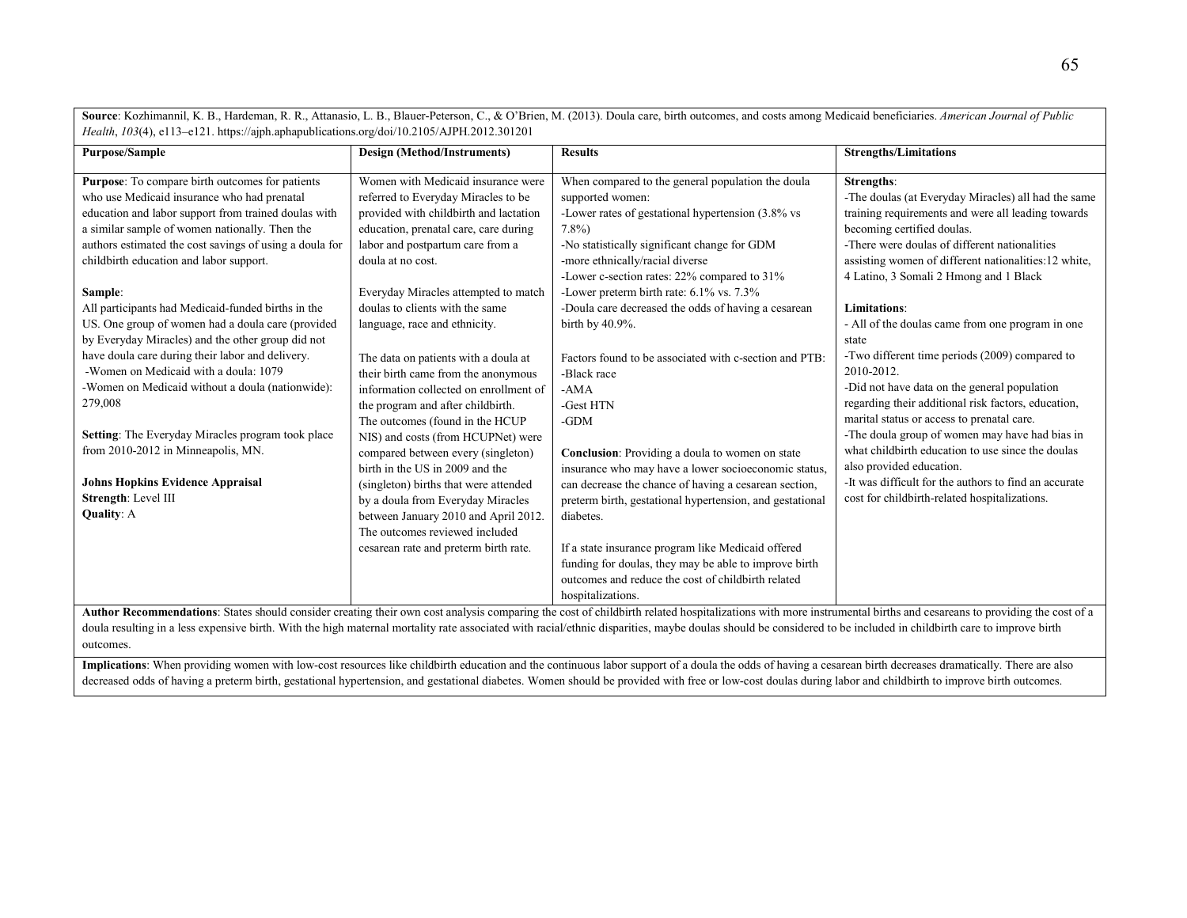**Source**: Kozhimannil, K. B., Hardeman, R. R., Attanasio, L. B., Blauer-Peterson, C., & O'Brien, M. (2013). Doula care, birth outcomes, and costs among Medicaid beneficiaries. *American Journal of Public Health*, *103*(4), e113–e121. https://ajph.aphapublications.org/doi/10.2105/AJPH.2012.301201

| Purpose/Sample | Design (Method/Instruments) | Results | Strengths/Limitations |
|---|---|---|---|
| **Purpose**: To compare birth outcomes for patients who use Medicaid insurance who had prenatal education and labor support from trained doulas with a similar sample of women nationally. Then the authors estimated the cost savings of using a doula for childbirth education and labor support.<br><br>**Sample**:<br>All participants had Medicaid-funded births in the US. One group of women had a doula care (provided by Everyday Miracles) and the other group did not have doula care during their labor and delivery.<br>-Women on Medicaid with a doula: 1079<br>-Women on Medicaid without a doula (nationwide): 279,008<br><br>**Setting**: The Everyday Miracles program took place from 2010-2012 in Minneapolis, MN.<br><br>**Johns Hopkins Evidence Appraisal**<br>**Strength**: Level III<br>**Quality**: A | Women with Medicaid insurance were referred to Everyday Miracles to be provided with childbirth and lactation education, prenatal care, care during labor and postpartum care from a doula at no cost.<br><br>Everyday Miracles attempted to match doulas to clients with the same language, race and ethnicity.<br><br>The data on patients with a doula at their birth came from the anonymous information collected on enrollment of the program and after childbirth. The outcomes (found in the HCUP NIS) and costs (from HCUPNet) were compared between every (singleton) birth in the US in 2009 and the (singleton) births that were attended by a doula from Everyday Miracles between January 2010 and April 2012. The outcomes reviewed included cesarean rate and preterm birth rate. | When compared to the general population the doula supported women:<br>-Lower rates of gestational hypertension (3.8% vs 7.8%)<br>-No statistically significant change for GDM<br>-more ethnically/racial diverse<br>-Lower c-section rates: 22% compared to 31%<br>-Lower preterm birth rate: 6.1% vs. 7.3%<br>-Doula care decreased the odds of having a cesarean birth by 40.9%.<br><br>Factors found to be associated with c-section and PTB:<br>-Black race<br>-AMA<br>-Gest HTN<br>-GDM<br><br>**Conclusion**: Providing a doula to women on state insurance who may have a lower socioeconomic status, can decrease the chance of having a cesarean section, preterm birth, gestational hypertension, and gestational diabetes.<br><br>If a state insurance program like Medicaid offered funding for doulas, they may be able to improve birth outcomes and reduce the cost of childbirth related hospitalizations. | **Strengths**:<br>-The doulas (at Everyday Miracles) all had the same training requirements and were all leading towards becoming certified doulas.<br>-There were doulas of different nationalities assisting women of different nationalities:12 white, 4 Latino, 3 Somali 2 Hmong and 1 Black<br><br>**Limitations**:<br>- All of the doulas came from one program in one state<br>-Two different time periods (2009) compared to 2010-2012.<br>-Did not have data on the general population regarding their additional risk factors, education, marital status or access to prenatal care.<br>-The doula group of women may have had bias in what childbirth education to use since the doulas also provided education.<br>-It was difficult for the authors to find an accurate cost for childbirth-related hospitalizations. |

**Author Recommendations**: States should consider creating their own cost analysis comparing the cost of childbirth related hospitalizations with more instrumental births and cesareans to providing the cost of a doula resulting in a less expensive birth. With the high maternal mortality rate associated with racial/ethnic disparities, maybe doulas should be considered to be included in childbirth care to improve birth outcomes.

**Implications**: When providing women with low-cost resources like childbirth education and the continuous labor support of a doula the odds of having a cesarean birth decreases dramatically. There are also decreased odds of having a preterm birth, gestational hypertension, and gestational diabetes. Women should be provided with free or low-cost doulas during labor and childbirth to improve birth outcomes.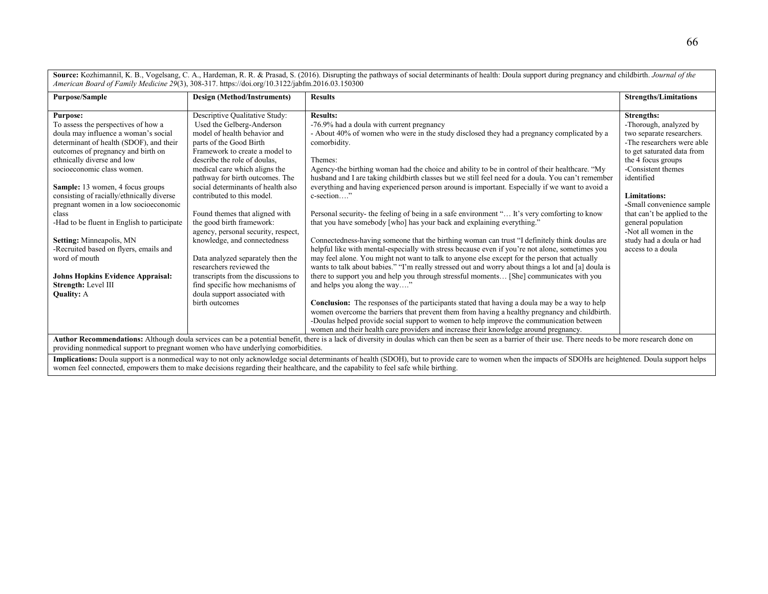**Source:** Kozhimannil, K. B., Vogelsang, C. A., Hardeman, R. R. & Prasad, S. (2016). Disrupting the pathways of social determinants of health: Doula support during pregnancy and childbirth. *Journal of the American Board of Family Medicine 29*(3), 308-317. https://doi.org/10.3122/jabfm.2016.03.150300

| Purpose/Sample | Design (Method/Instruments) | Results | Strengths/Limitations |
|---|---|---|---|
| **Purpose:**<br>To assess the perspectives of how a doula may influence a woman's social determinant of health (SDOF), and their outcomes of pregnancy and birth on ethnically diverse and low socioeconomic class women.<br><br>**Sample:** 13 women, 4 focus groups consisting of racially/ethnically diverse pregnant women in a low socioeconomic class<br>-Had to be fluent in English to participate<br><br>**Setting:** Minneapolis, MN<br>-Recruited based on flyers, emails and word of mouth<br><br>**Johns Hopkins Evidence Appraisal:**<br>**Strength:** Level III<br>**Quality:** A | Descriptive Qualitative Study: Used the Gelberg-Anderson model of health behavior and parts of the Good Birth Framework to create a model to describe the role of doulas, medical care which aligns the pathway for birth outcomes. The social determinants of health also contributed to this model.<br><br>Found themes that aligned with the good birth framework: agency, personal security, respect, knowledge, and connectedness<br><br>Data analyzed separately then the researchers reviewed the transcripts from the discussions to find specific how mechanisms of doula support associated with birth outcomes | **Results:**<br>-76.9% had a doula with current pregnancy<br>- About 40% of women who were in the study disclosed they had a pregnancy complicated by a comorbidity.<br><br>Themes:<br>Agency-the birthing woman had the choice and ability to be in control of their healthcare. "My husband and I are taking childbirth classes but we still feel need for a doula. You can't remember everything and having experienced person around is important. Especially if we want to avoid a c-section…."<br><br>Personal security- the feeling of being in a safe environment "… It's very comforting to know that you have somebody [who] has your back and explaining everything."<br><br>Connectedness-having someone that the birthing woman can trust "I definitely think doulas are helpful like with mental-especially with stress because even if you're not alone, sometimes you may feel alone. You might not want to talk to anyone else except for the person that actually wants to talk about babies." "I'm really stressed out and worry about things a lot and [a] doula is there to support you and help you through stressful moments… [She] communicates with you and helps you along the way…."<br><br>**Conclusion:** The responses of the participants stated that having a doula may be a way to help women overcome the barriers that prevent them from having a healthy pregnancy and childbirth.<br>-Doulas helped provide social support to women to help improve the communication between women and their health care providers and increase their knowledge around pregnancy. | **Strengths:**<br>-Thorough, analyzed by two separate researchers.<br>-The researchers were able to get saturated data from the 4 focus groups<br>-Consistent themes identified<br><br>**Limitations:**<br>-Small convenience sample that can't be applied to the general population<br>-Not all women in the study had a doula or had access to a doula |

**Author Recommendations:** Although doula services can be a potential benefit, there is a lack of diversity in doulas which can then be seen as a barrier of their use. There needs to be more research done on providing nonmedical support to pregnant women who have underlying comorbidities.

**Implications:** Doula support is a nonmedical way to not only acknowledge social determinants of health (SDOH), but to provide care to women when the impacts of SDOHs are heightened. Doula support helps women feel connected, empowers them to make decisions regarding their healthcare, and the capability to feel safe while birthing.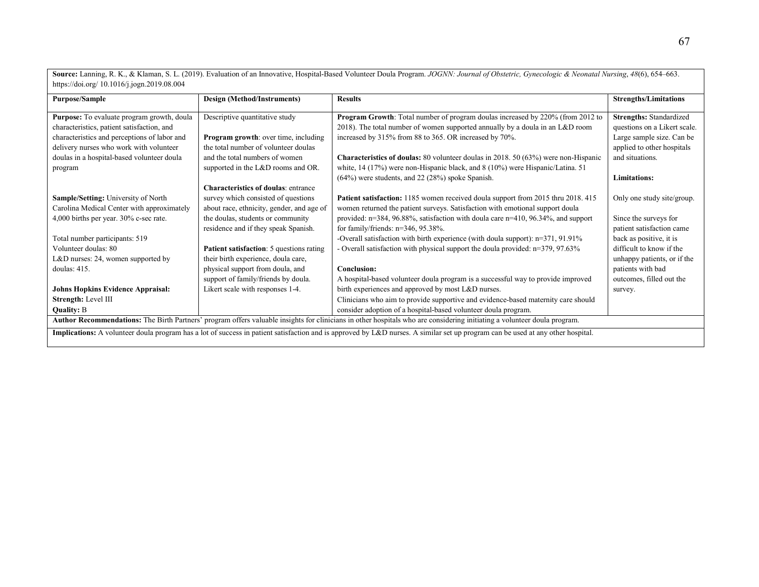| **Source:** Lanning, R. K., & Klaman, S. L. (2019). Evaluation of an Innovative, Hospital-Based Volunteer Doula Program. *JOGNN: Journal of Obstetric, Gynecologic & Neonatal Nursing*, *48*(6), 654–663. https://doi.org/ 10.1016/j.jogn.2019.08.004 | | | |
|---|---|---|---|
| **Purpose/Sample** | **Design (Method/Instruments)** | **Results** | **Strengths/Limitations** |
| **Purpose:** To evaluate program growth, doula characteristics, patient satisfaction, and characteristics and perceptions of labor and delivery nurses who work with volunteer doulas in a hospital-based volunteer doula program<br><br>**Sample/Setting:** University of North Carolina Medical Center with approximately 4,000 births per year. 30% c-sec rate.<br><br>Total number participants: 519<br>Volunteer doulas: 80<br>L&D nurses: 24, women supported by doulas: 415.<br><br>**Johns Hopkins Evidence Appraisal:**<br>**Strength:** Level III<br>**Quality:** B | Descriptive quantitative study<br><br>**Program growth**: over time, including the total number of volunteer doulas and the total numbers of women supported in the L&D rooms and OR.<br><br>**Characteristics of doulas**: entrance survey which consisted of questions about race, ethnicity, gender, and age of the doulas, students or community residence and if they speak Spanish.<br><br>**Patient satisfaction**: 5 questions rating their birth experience, doula care, physical support from doula, and support of family/friends by doula. Likert scale with responses 1-4. | **Program Growth**: Total number of program doulas increased by 220% (from 2012 to 2018). The total number of women supported annually by a doula in an L&D room increased by 315% from 88 to 365. OR increased by 70%.<br><br>**Characteristics of doulas:** 80 volunteer doulas in 2018. 50 (63%) were non-Hispanic white, 14 (17%) were non-Hispanic black, and 8 (10%) were Hispanic/Latina. 51 (64%) were students, and 22 (28%) spoke Spanish.<br><br>**Patient satisfaction:** 1185 women received doula support from 2015 thru 2018. 415 women returned the patient surveys. Satisfaction with emotional support doula provided: n=384, 96.88%, satisfaction with doula care n=410, 96.34%, and support for family/friends: n=346, 95.38%.<br>-Overall satisfaction with birth experience (with doula support): n=371, 91.91%<br>- Overall satisfaction with physical support the doula provided: n=379, 97.63%<br><br>**Conclusion:**<br>A hospital-based volunteer doula program is a successful way to provide improved birth experiences and approved by most L&D nurses.<br>Clinicians who aim to provide supportive and evidence-based maternity care should consider adoption of a hospital-based volunteer doula program. | **Strengths:** Standardized questions on a Likert scale. Large sample size. Can be applied to other hospitals and situations.<br><br>**Limitations:**<br><br>Only one study site/group.<br><br>Since the surveys for patient satisfaction came back as positive, it is difficult to know if the unhappy patients, or if the patients with bad outcomes, filled out the survey. |
| **Author Recommendations:** The Birth Partners' program offers valuable insights for clinicians in other hospitals who are considering initiating a volunteer doula program. | | | |
| **Implications:** A volunteer doula program has a lot of success in patient satisfaction and is approved by L&D nurses. A similar set up program can be used at any other hospital. | | | |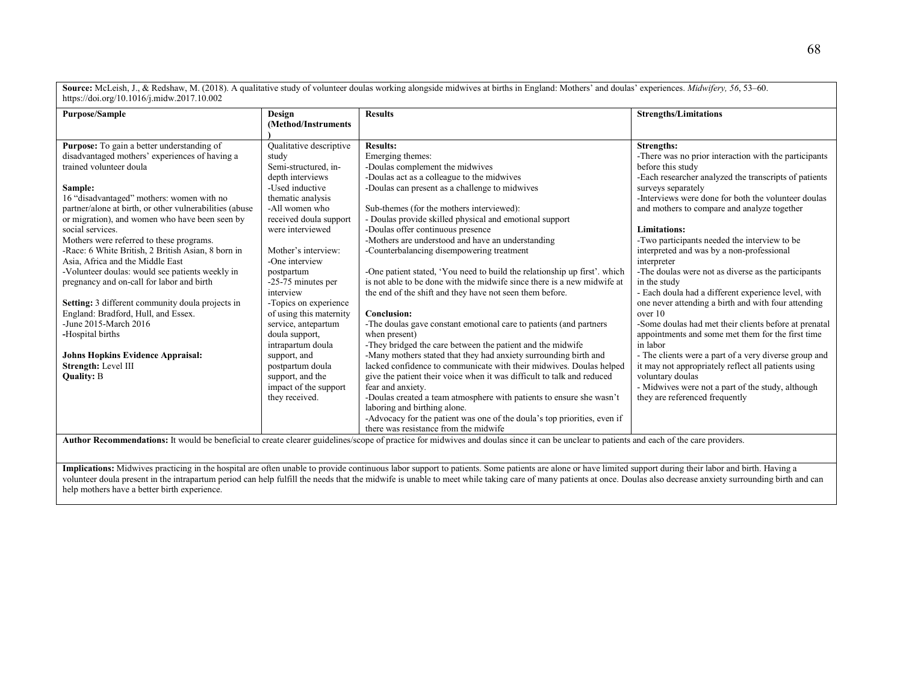**Source:** McLeish, J., & Redshaw, M. (2018). A qualitative study of volunteer doulas working alongside midwives at births in England: Mothers' and doulas' experiences. *Midwifery, 56*, 53–60. https://doi.org/10.1016/j.midw.2017.10.002

| Purpose/Sample | Design (Method/Instruments) | Results | Strengths/Limitations |
|---|---|---|---|
| **Purpose:** To gain a better understanding of disadvantaged mothers' experiences of having a trained volunteer doula<br><br>**Sample:**<br>16 "disadvantaged" mothers: women with no partner/alone at birth, or other vulnerabilities (abuse or migration), and women who have been seen by social services.<br>Mothers were referred to these programs.<br>-Race: 6 White British, 2 British Asian, 8 born in Asia, Africa and the Middle East<br>-Volunteer doulas: would see patients weekly in pregnancy and on-call for labor and birth<br><br>**Setting:** 3 different community doula projects in England: Bradford, Hull, and Essex.<br>-June 2015-March 2016<br>-Hospital births<br><br>**Johns Hopkins Evidence Appraisal:**<br>**Strength:** Level III<br>**Quality:** B | Qualitative descriptive study<br>Semi-structured, in-depth interviews<br>-Used inductive thematic analysis<br>-All women who received doula support were interviewed<br><br>Mother's interview:<br>-One interview postpartum<br>-25-75 minutes per interview<br>-Topics on experience of using this maternity service, antepartum doula support, intrapartum doula support, and postpartum doula support, and the impact of the support they received. | **Results:**<br>Emerging themes:<br>-Doulas complement the midwives<br>-Doulas act as a colleague to the midwives<br>-Doulas can present as a challenge to midwives<br><br>Sub-themes (for the mothers interviewed):<br>- Doulas provide skilled physical and emotional support<br>-Doulas offer continuous presence<br>-Mothers are understood and have an understanding<br>-Counterbalancing disempowering treatment<br><br>-One patient stated, 'You need to build the relationship up first'. which is not able to be done with the midwife since there is a new midwife at the end of the shift and they have not seen them before.<br><br>**Conclusion:**<br>-The doulas gave constant emotional care to patients (and partners when present)<br>-They bridged the care between the patient and the midwife<br>-Many mothers stated that they had anxiety surrounding birth and lacked confidence to communicate with their midwives. Doulas helped give the patient their voice when it was difficult to talk and reduced fear and anxiety.<br>-Doulas created a team atmosphere with patients to ensure she wasn't laboring and birthing alone.<br>-Advocacy for the patient was one of the doula's top priorities, even if there was resistance from the midwife | **Strengths:**<br>-There was no prior interaction with the participants before this study<br>-Each researcher analyzed the transcripts of patients surveys separately<br>-Interviews were done for both the volunteer doulas and mothers to compare and analyze together<br><br>**Limitations:**<br>-Two participants needed the interview to be interpreted and was by a non-professional interpreter<br>-The doulas were not as diverse as the participants in the study<br>- Each doula had a different experience level, with one never attending a birth and with four attending over 10<br>-Some doulas had met their clients before at prenatal appointments and some met them for the first time in labor<br>- The clients were a part of a very diverse group and it may not appropriately reflect all patients using voluntary doulas<br>- Midwives were not a part of the study, although they are referenced frequently |

**Author Recommendations:** It would be beneficial to create clearer guidelines/scope of practice for midwives and doulas since it can be unclear to patients and each of the care providers.

**Implications:** Midwives practicing in the hospital are often unable to provide continuous labor support to patients. Some patients are alone or have limited support during their labor and birth. Having a volunteer doula present in the intrapartum period can help fulfill the needs that the midwife is unable to meet while taking care of many patients at once. Doulas also decrease anxiety surrounding birth and can help mothers have a better birth experience.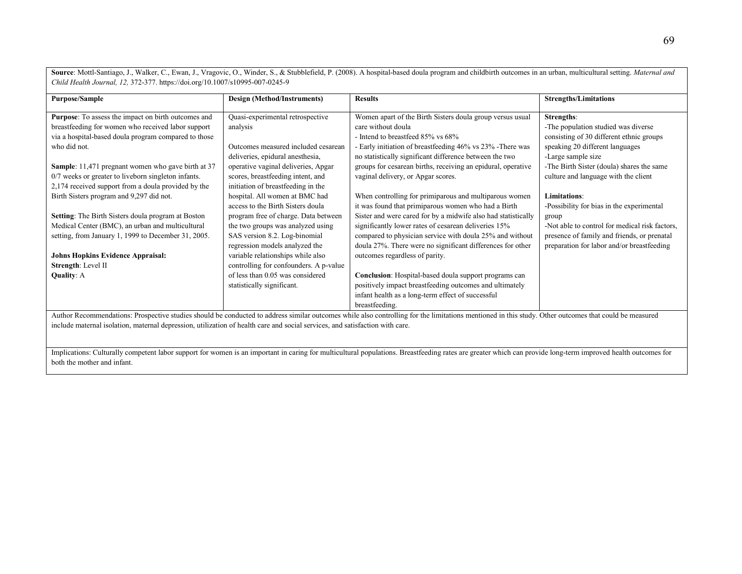**Source**: Mottl-Santiago, J., Walker, C., Ewan, J., Vragovic, O., Winder, S., & Stubblefield, P. (2008). A hospital-based doula program and childbirth outcomes in an urban, multicultural setting. *Maternal and Child Health Journal, 12,* 372-377. https://doi.org/10.1007/s10995-007-0245-9

| Purpose/Sample | Design (Method/Instruments) | Results | Strengths/Limitations |
|---|---|---|---|
| **Purpose**: To assess the impact on birth outcomes and breastfeeding for women who received labor support via a hospital-based doula program compared to those who did not. <br><br> **Sample**: 11,471 pregnant women who gave birth at 37 0/7 weeks or greater to liveborn singleton infants. 2,174 received support from a doula provided by the Birth Sisters program and 9,297 did not. <br><br> **Setting**: The Birth Sisters doula program at Boston Medical Center (BMC), an urban and multicultural setting, from January 1, 1999 to December 31, 2005. <br><br> **Johns Hopkins Evidence Appraisal:** <br> **Strength**: Level II <br> **Quality**: A | Quasi-experimental retrospective analysis <br><br> Outcomes measured included cesarean deliveries, epidural anesthesia, operative vaginal deliveries, Apgar scores, breastfeeding intent, and initiation of breastfeeding in the hospital. All women at BMC had access to the Birth Sisters doula program free of charge. Data between the two groups was analyzed using SAS version 8.2. Log-binomial regression models analyzed the variable relationships while also controlling for confounders. A p-value of less than 0.05 was considered statistically significant. | Women apart of the Birth Sisters doula group versus usual care without doula <br> - Intend to breastfeed 85% vs 68% <br> - Early initiation of breastfeeding 46% vs 23% -There was no statistically significant difference between the two groups for cesarean births, receiving an epidural, operative vaginal delivery, or Apgar scores. <br><br> When controlling for primiparous and multiparous women it was found that primiparous women who had a Birth Sister and were cared for by a midwife also had statistically significantly lower rates of cesarean deliveries 15% compared to physician service with doula 25% and without doula 27%. There were no significant differences for other outcomes regardless of parity. <br><br> **Conclusion**: Hospital-based doula support programs can positively impact breastfeeding outcomes and ultimately infant health as a long-term effect of successful breastfeeding. | **Strengths**: <br> -The population studied was diverse consisting of 30 different ethnic groups speaking 20 different languages <br> -Large sample size <br> -The Birth Sister (doula) shares the same culture and language with the client <br><br> **Limitations**: <br> -Possibility for bias in the experimental group <br> -Not able to control for medical risk factors, presence of family and friends, or prenatal preparation for labor and/or breastfeeding |

Author Recommendations: Prospective studies should be conducted to address similar outcomes while also controlling for the limitations mentioned in this study. Other outcomes that could be measured include maternal isolation, maternal depression, utilization of health care and social services, and satisfaction with care.

Implications: Culturally competent labor support for women is an important in caring for multicultural populations. Breastfeeding rates are greater which can provide long-term improved health outcomes for both the mother and infant.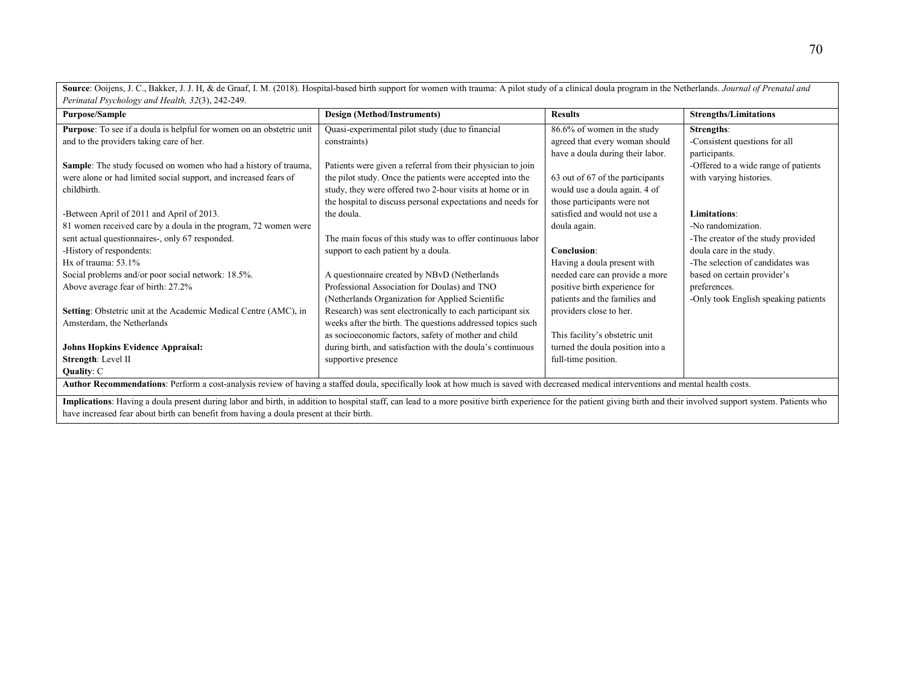| **Source**: Ooijens, J. C., Bakker, J. J. H, & de Graaf, I. M. (2018). Hospital-based birth support for women with trauma: A pilot study of a clinical doula program in the Netherlands. *Journal of Prenatal and Perinatal Psychology and Health, 32*(3), 242-249. | | | |
|---|---|---|---|
| **Purpose/Sample** | **Design (Method/Instruments)** | **Results** | **Strengths/Limitations** |
| **Purpose**: To see if a doula is helpful for women on an obstetric unit and to the providers taking care of her.<br><br>**Sample**: The study focused on women who had a history of trauma, were alone or had limited social support, and increased fears of childbirth.<br><br>-Between April of 2011 and April of 2013.<br>81 women received care by a doula in the program, 72 women were sent actual questionnaires-, only 67 responded.<br>-History of respondents:<br>Hx of trauma: 53.1%<br>Social problems and/or poor social network: 18.5%.<br>Above average fear of birth: 27.2%<br><br>**Setting**: Obstetric unit at the Academic Medical Centre (AMC), in Amsterdam, the Netherlands<br><br>**Johns Hopkins Evidence Appraisal:**<br>**Strength**: Level II<br>**Quality**: C | Quasi-experimental pilot study (due to financial constraints)<br><br>Patients were given a referral from their physician to join the pilot study. Once the patients were accepted into the study, they were offered two 2-hour visits at home or in the hospital to discuss personal expectations and needs for the doula.<br><br>The main focus of this study was to offer continuous labor support to each patient by a doula.<br><br>A questionnaire created by NBvD (Netherlands Professional Association for Doulas) and TNO (Netherlands Organization for Applied Scientific Research) was sent electronically to each participant six weeks after the birth. The questions addressed topics such as socioeconomic factors, safety of mother and child during birth, and satisfaction with the doula's continuous supportive presence | 86.6% of women in the study agreed that every woman should have a doula during their labor.<br><br>63 out of 67 of the participants would use a doula again. 4 of those participants were not satisfied and would not use a doula again.<br><br>**Conclusion**:<br>Having a doula present with needed care can provide a more positive birth experience for patients and the families and providers close to her.<br><br>This facility's obstetric unit turned the doula position into a full-time position. | **Strengths**:<br>-Consistent questions for all participants.<br>-Offered to a wide range of patients with varying histories.<br><br>**Limitations**:<br>-No randomization.<br>-The creator of the study provided doula care in the study.<br>-The selection of candidates was based on certain provider's preferences.<br>-Only took English speaking patients |
| **Author Recommendations**: Perform a cost-analysis review of having a staffed doula, specifically look at how much is saved with decreased medical interventions and mental health costs. | | | |
| **Implications**: Having a doula present during labor and birth, in addition to hospital staff, can lead to a more positive birth experience for the patient giving birth and their involved support system. Patients who have increased fear about birth can benefit from having a doula present at their birth. | | | |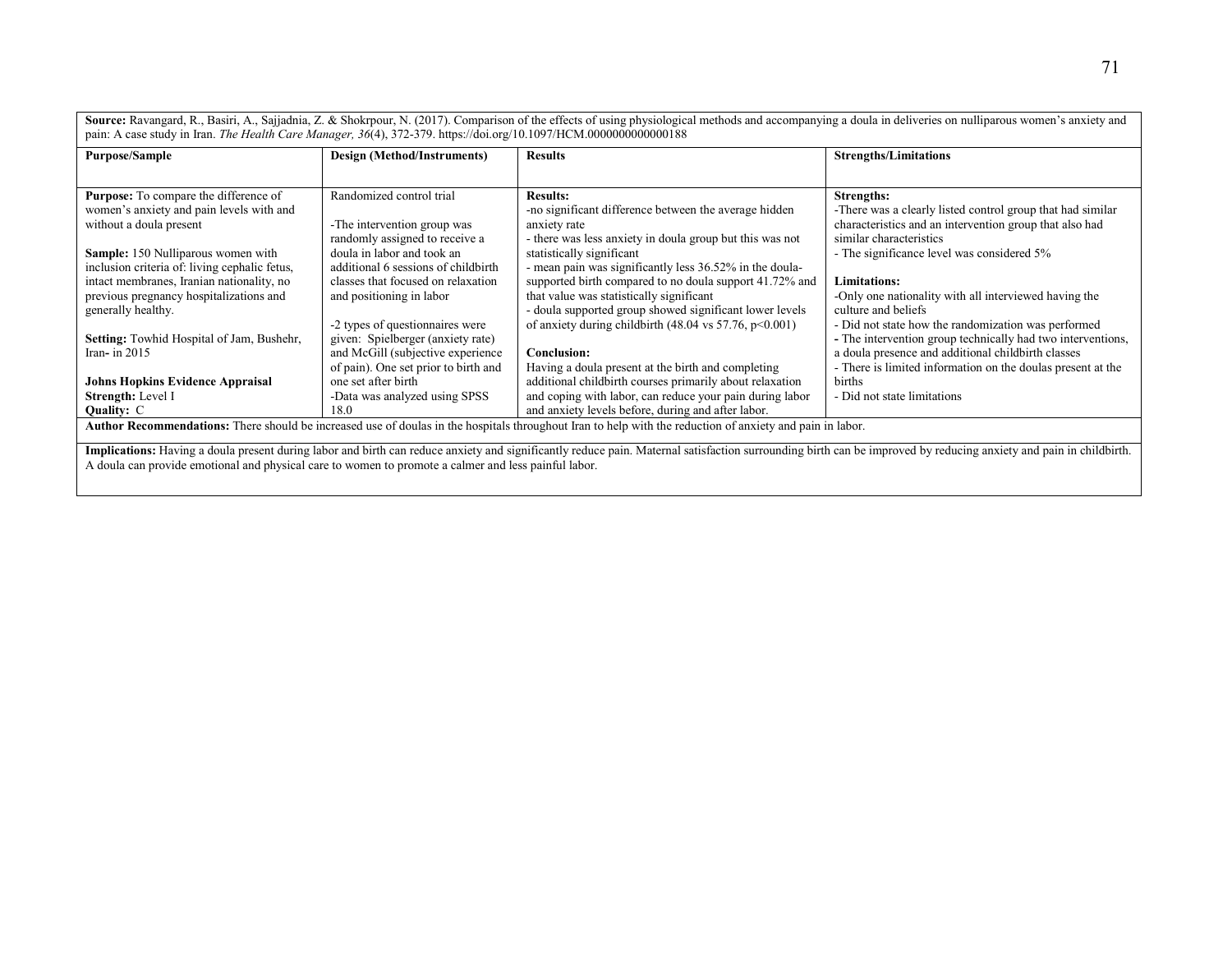| **Source:** Ravangard, R., Basiri, A., Sajjadnia, Z. & Shokrpour, N. (2017). Comparison of the effects of using physiological methods and accompanying a doula in deliveries on nulliparous women's anxiety and pain: A case study in Iran. *The Health Care Manager, 36*(4), 372-379. https://doi.org/10.1097/HCM.0000000000000188 | | | |
|---|---|---|---|
| **Purpose/Sample** | **Design (Method/Instruments)** | **Results** | **Strengths/Limitations** |
| **Purpose:** To compare the difference of women's anxiety and pain levels with and without a doula present<br><br>**Sample:** 150 Nulliparous women with inclusion criteria of: living cephalic fetus, intact membranes, Iranian nationality, no previous pregnancy hospitalizations and generally healthy.<br><br>**Setting:** Towhid Hospital of Jam, Bushehr, Iran- in 2015<br><br>**Johns Hopkins Evidence Appraisal**<br>**Strength:** Level I<br>**Quality:** C | Randomized control trial<br><br>-The intervention group was randomly assigned to receive a doula in labor and took an additional 6 sessions of childbirth classes that focused on relaxation and positioning in labor<br><br>-2 types of questionnaires were given: Spielberger (anxiety rate) and McGill (subjective experience of pain). One set prior to birth and one set after birth<br>-Data was analyzed using SPSS 18.0 | **Results:**<br>-no significant difference between the average hidden anxiety rate<br>- there was less anxiety in doula group but this was not statistically significant<br>- mean pain was significantly less 36.52% in the doula-supported birth compared to no doula support 41.72% and that value was statistically significant<br>- doula supported group showed significant lower levels of anxiety during childbirth (48.04 vs 57.76, $p<0.001$)<br><br>**Conclusion:**<br>Having a doula present at the birth and completing additional childbirth courses primarily about relaxation and coping with labor, can reduce your pain during labor and anxiety levels before, during and after labor. | **Strengths:**<br>-There was a clearly listed control group that had similar characteristics and an intervention group that also had similar characteristics<br>- The significance level was considered 5%<br><br>**Limitations:**<br>-Only one nationality with all interviewed having the culture and beliefs<br>- Did not state how the randomization was performed<br>- The intervention group technically had two interventions, a doula presence and additional childbirth classes<br>- There is limited information on the doulas present at the births<br>- Did not state limitations |
| **Author Recommendations:** There should be increased use of doulas in the hospitals throughout Iran to help with the reduction of anxiety and pain in labor. | | | |
| **Implications:** Having a doula present during labor and birth can reduce anxiety and significantly reduce pain. Maternal satisfaction surrounding birth can be improved by reducing anxiety and pain in childbirth. A doula can provide emotional and physical care to women to promote a calmer and less painful labor. | | | |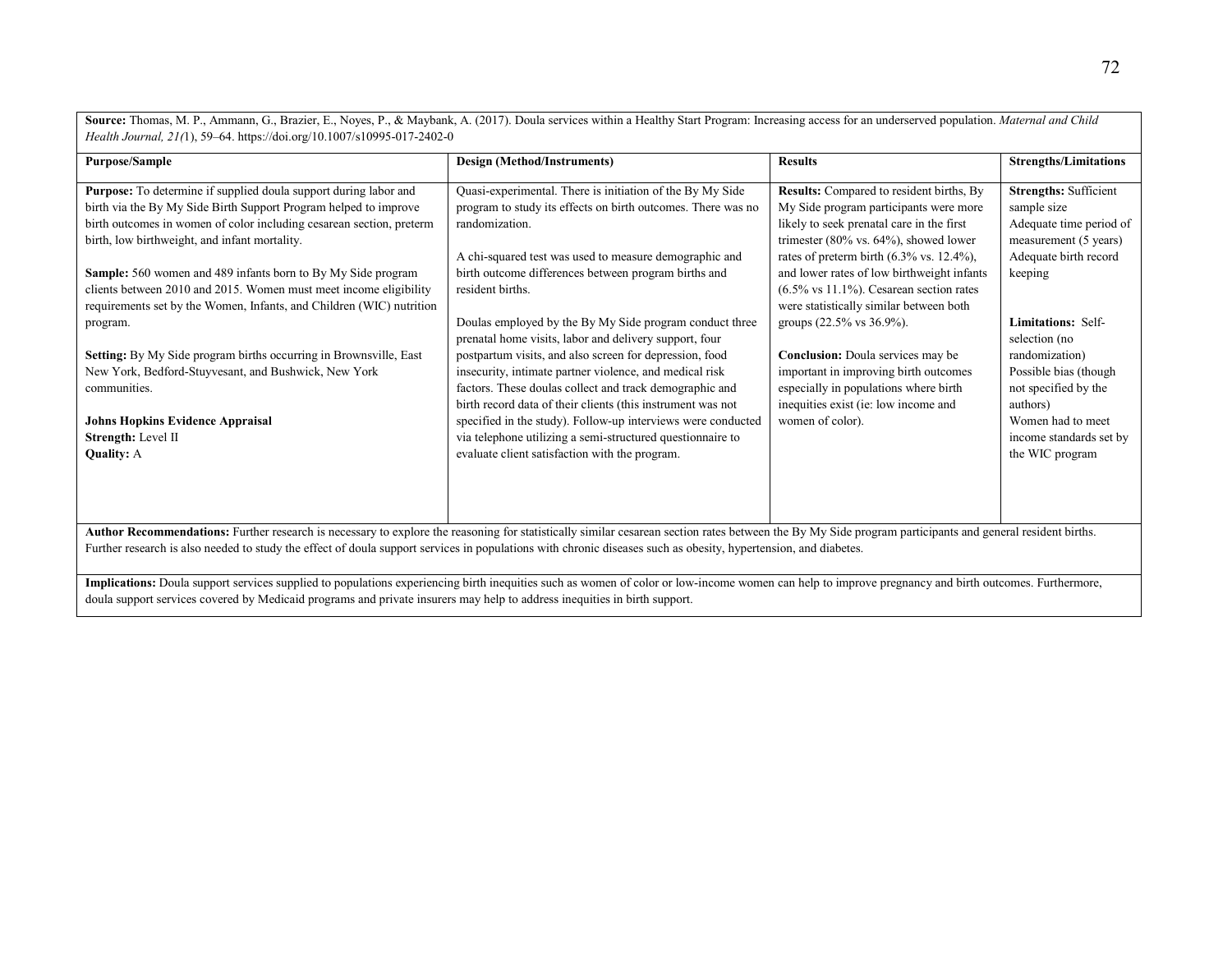**Source:** Thomas, M. P., Ammann, G., Brazier, E., Noyes, P., & Maybank, A. (2017). Doula services within a Healthy Start Program: Increasing access for an underserved population. *Maternal and Child Health Journal, 21(*1), 59–64. https://doi.org/10.1007/s10995-017-2402-0

| Purpose/Sample | Design (Method/Instruments) | Results | Strengths/Limitations |
|---|---|---|---|
| **Purpose:** To determine if supplied doula support during labor and birth via the By My Side Birth Support Program helped to improve birth outcomes in women of color including cesarean section, preterm birth, low birthweight, and infant mortality.<br><br>**Sample:** 560 women and 489 infants born to By My Side program clients between 2010 and 2015. Women must meet income eligibility requirements set by the Women, Infants, and Children (WIC) nutrition program.<br><br>**Setting:** By My Side program births occurring in Brownsville, East New York, Bedford-Stuyvesant, and Bushwick, New York communities.<br><br>**Johns Hopkins Evidence Appraisal**<br>**Strength:** Level II<br>**Quality:** A | Quasi-experimental. There is initiation of the By My Side program to study its effects on birth outcomes. There was no randomization.<br><br>A chi-squared test was used to measure demographic and birth outcome differences between program births and resident births.<br><br>Doulas employed by the By My Side program conduct three prenatal home visits, labor and delivery support, four postpartum visits, and also screen for depression, food insecurity, intimate partner violence, and medical risk factors. These doulas collect and track demographic and birth record data of their clients (this instrument was not specified in the study). Follow-up interviews were conducted via telephone utilizing a semi-structured questionnaire to evaluate client satisfaction with the program. | **Results:** Compared to resident births, By My Side program participants were more likely to seek prenatal care in the first trimester (80% vs. 64%), showed lower rates of preterm birth (6.3% vs. 12.4%), and lower rates of low birthweight infants (6.5% vs 11.1%). Cesarean section rates were statistically similar between both groups (22.5% vs 36.9%).<br><br>**Conclusion:** Doula services may be important in improving birth outcomes especially in populations where birth inequities exist (ie: low income and women of color). | **Strengths:** Sufficient sample size<br>Adequate time period of measurement (5 years)<br>Adequate birth record keeping<br><br>**Limitations:** Self-selection (no randomization)<br>Possible bias (though not specified by the authors)<br>Women had to meet income standards set by the WIC program |

**Author Recommendations:** Further research is necessary to explore the reasoning for statistically similar cesarean section rates between the By My Side program participants and general resident births. Further research is also needed to study the effect of doula support services in populations with chronic diseases such as obesity, hypertension, and diabetes.

**Implications:** Doula support services supplied to populations experiencing birth inequities such as women of color or low-income women can help to improve pregnancy and birth outcomes. Furthermore, doula support services covered by Medicaid programs and private insurers may help to address inequities in birth support.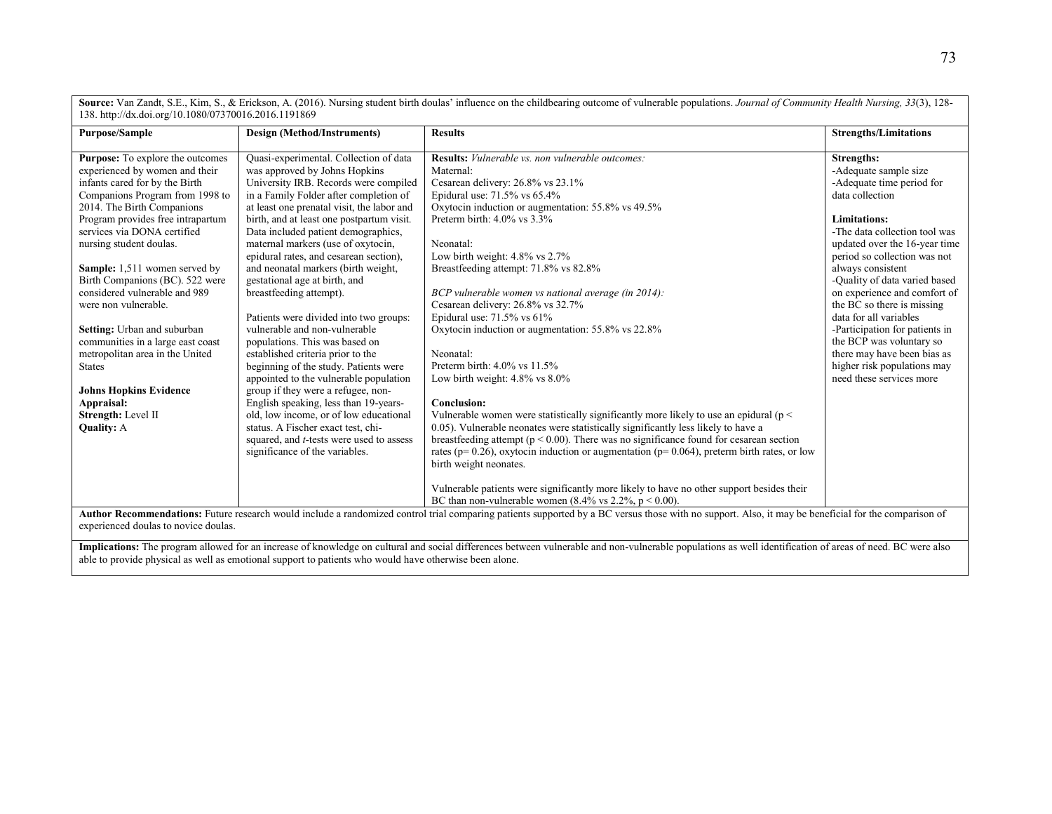**Source:** Van Zandt, S.E., Kim, S., & Erickson, A. (2016). Nursing student birth doulas' influence on the childbearing outcome of vulnerable populations. *Journal of Community Health Nursing, 33*(3), 128-138. http://dx.doi.org/10.1080/07370016.2016.1191869

| Purpose/Sample | Design (Method/Instruments) | Results | Strengths/Limitations |
|---|---|---|---|
| **Purpose:** To explore the outcomes experienced by women and their infants cared for by the Birth Companions Program from 1998 to 2014. The Birth Companions Program provides free intrapartum services via DONA certified nursing student doulas.<br><br>**Sample:** 1,511 women served by Birth Companions (BC). 522 were considered vulnerable and 989 were non vulnerable.<br><br>**Setting:** Urban and suburban communities in a large east coast metropolitan area in the United States<br><br>**Johns Hopkins Evidence Appraisal:**<br>**Strength:** Level II<br>**Quality:** A | Quasi-experimental. Collection of data was approved by Johns Hopkins University IRB. Records were compiled in a Family Folder after completion of at least one prenatal visit, the labor and birth, and at least one postpartum visit. Data included patient demographics, maternal markers (use of oxytocin, epidural rates, and cesarean section), and neonatal markers (birth weight, gestational age at birth, and breastfeeding attempt).<br><br>Patients were divided into two groups: vulnerable and non-vulnerable populations. This was based on established criteria prior to the beginning of the study. Patients were appointed to the vulnerable population group if they were a refugee, non-English speaking, less than 19-years-old, low income, or of low educational status. A Fischer exact test, chi-squared, and *t*-tests were used to assess significance of the variables. | **Results:** *Vulnerable vs. non vulnerable outcomes:*<br>Maternal:<br>Cesarean delivery: 26.8% vs 23.1%<br>Epidural use: 71.5% vs 65.4%<br>Oxytocin induction or augmentation: 55.8% vs 49.5%<br>Preterm birth: 4.0% vs 3.3%<br><br>Neonatal:<br>Low birth weight: 4.8% vs 2.7%<br>Breastfeeding attempt: 71.8% vs 82.8%<br><br>*BCP vulnerable women vs national average (in 2014):*<br>Cesarean delivery: 26.8% vs 32.7%<br>Epidural use: 71.5% vs 61%<br>Oxytocin induction or augmentation: 55.8% vs 22.8%<br><br>Neonatal:<br>Preterm birth: 4.0% vs 11.5%<br>Low birth weight: 4.8% vs 8.0%<br><br>**Conclusion:**<br>Vulnerable women were statistically significantly more likely to use an epidural ($p < 0.05$). Vulnerable neonates were statistically significantly less likely to have a breastfeeding attempt ($p < 0.00$). There was no significance found for cesarean section rates ($p= 0.26$), oxytocin induction or augmentation ($p= 0.064$), preterm birth rates, or low birth weight neonates.<br><br>Vulnerable patients were significantly more likely to have no other support besides their BC than non-vulnerable women (8.4% vs 2.2%, $p < 0.00$). | **Strengths:**<br>-Adequate sample size<br>-Adequate time period for data collection<br><br>**Limitations:**<br>-The data collection tool was updated over the 16-year time period so collection was not always consistent<br>-Quality of data varied based on experience and comfort of the BC so there is missing data for all variables<br>-Participation for patients in the BCP was voluntary so there may have been bias as higher risk populations may need these services more |

**Author Recommendations:** Future research would include a randomized control trial comparing patients supported by a BC versus those with no support. Also, it may be beneficial for the comparison of experienced doulas to novice doulas.

**Implications:** The program allowed for an increase of knowledge on cultural and social differences between vulnerable and non-vulnerable populations as well identification of areas of need. BC were also able to provide physical as well as emotional support to patients who would have otherwise been alone.